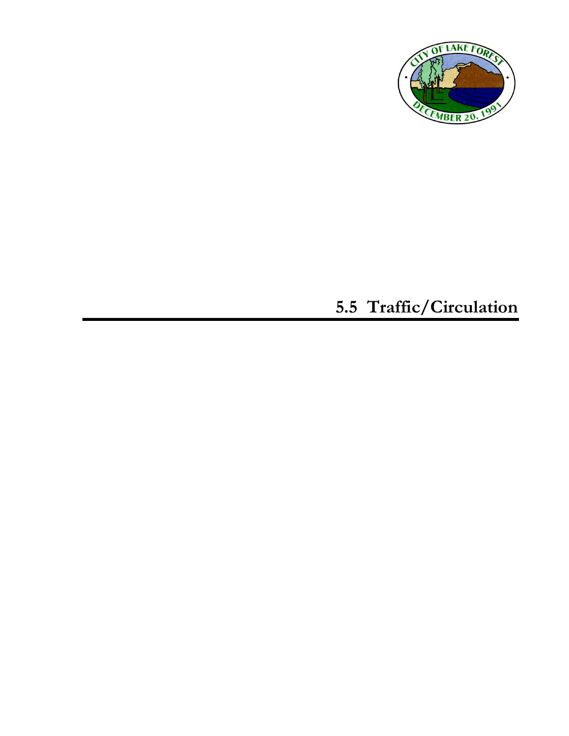# 5.5 Traffic/Circulation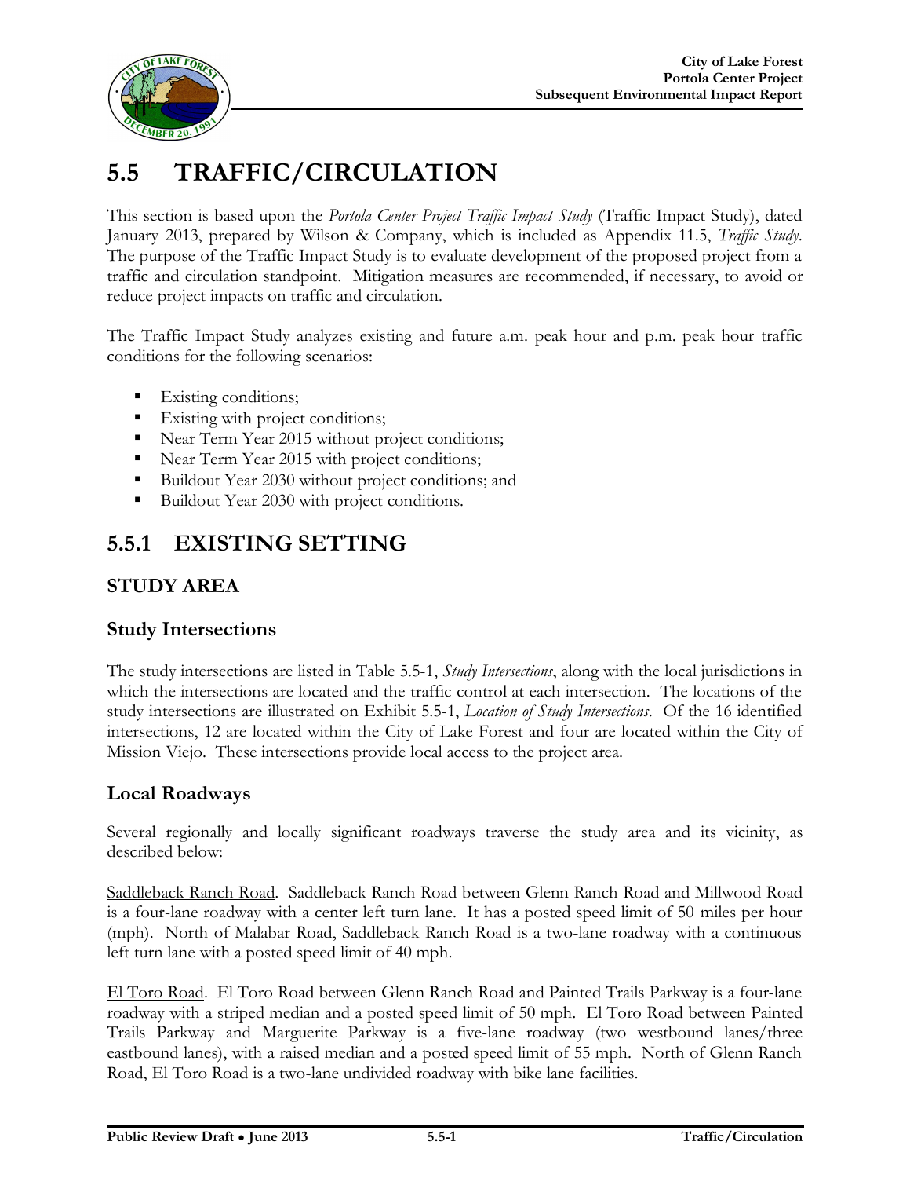# 5.5 TRAFFIC/CIRCULATION

This section is based upon the *Portola Center Project Traffic Impact Study* (Traffic Impact Study), dated January 2013, prepared by Wilson & Company, which is included as Appendix 11.5, *Traffic Study*. The purpose of the Traffic Impact Study is to evaluate development of the proposed project from a traffic and circulation standpoint. Mitigation measures are recommended, if necessary, to avoid or reduce project impacts on traffic and circulation.

The Traffic Impact Study analyzes existing and future a.m. peak hour and p.m. peak hour traffic conditions for the following scenarios:

- Existing conditions;
- Existing with project conditions;
- Near Term Year 2015 without project conditions;
- Near Term Year 2015 with project conditions;
- Buildout Year 2030 without project conditions; and
- Buildout Year 2030 with project conditions.

## 5.5.1 EXISTING SETTING

### STUDY AREA

#### Study Intersections

The study intersections are listed in Table 5.5-1, *Study Intersections*, along with the local jurisdictions in which the intersections are located and the traffic control at each intersection. The locations of the study intersections are illustrated on Exhibit 5.5-1, *Location of Study Intersections*. Of the 16 identified intersections, 12 are located within the City of Lake Forest and four are located within the City of Mission Viejo. These intersections provide local access to the project area.

#### Local Roadways

Several regionally and locally significant roadways traverse the study area and its vicinity, as described below:

Saddleback Ranch Road. Saddleback Ranch Road between Glenn Ranch Road and Millwood Road is a four-lane roadway with a center left turn lane. It has a posted speed limit of 50 miles per hour (mph). North of Malabar Road, Saddleback Ranch Road is a two-lane roadway with a continuous left turn lane with a posted speed limit of 40 mph.

El Toro Road. El Toro Road between Glenn Ranch Road and Painted Trails Parkway is a four-lane roadway with a striped median and a posted speed limit of 50 mph. El Toro Road between Painted Trails Parkway and Marguerite Parkway is a five-lane roadway (two westbound lanes/three eastbound lanes), with a raised median and a posted speed limit of 55 mph. North of Glenn Ranch Road, El Toro Road is a two-lane undivided roadway with bike lane facilities.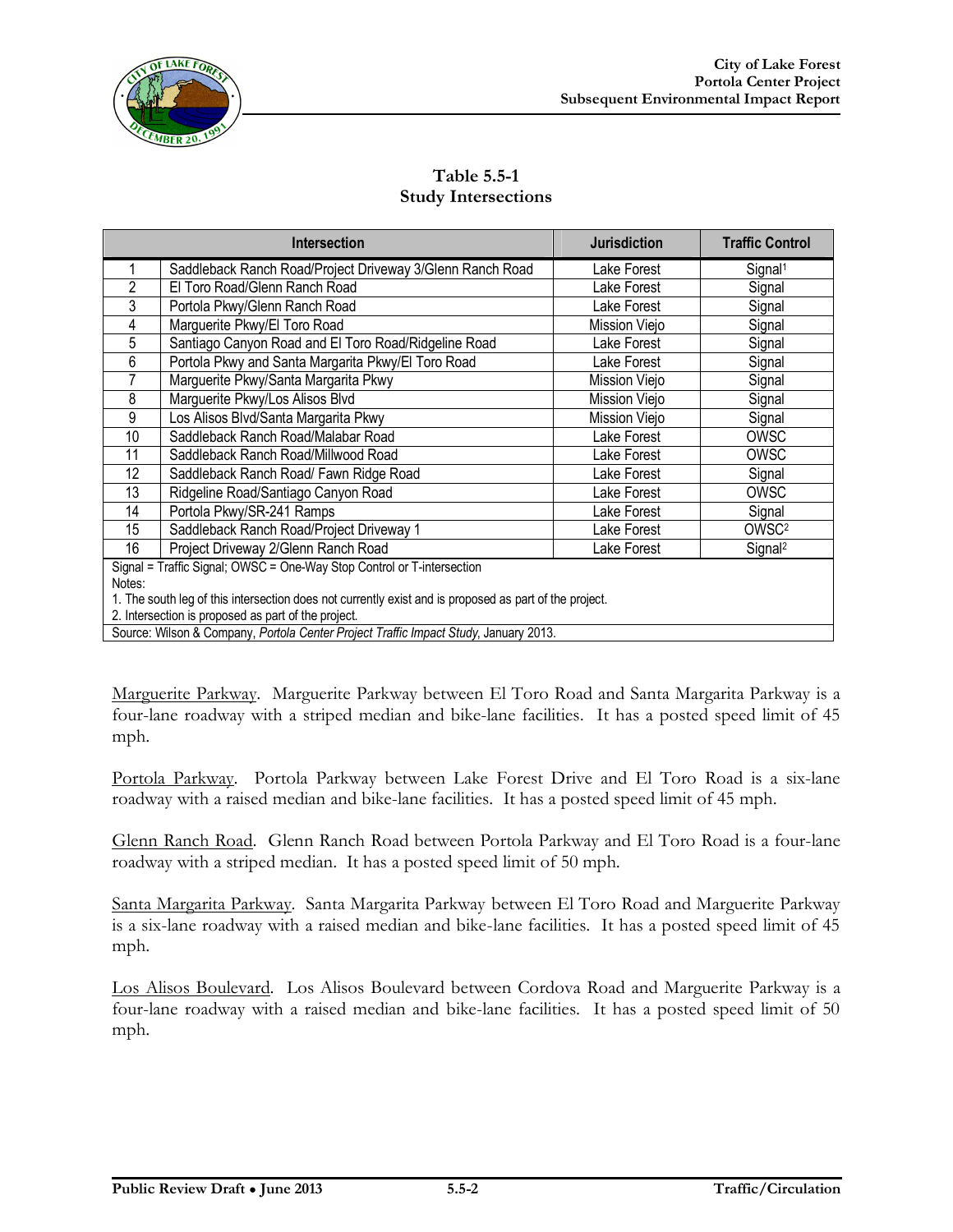**Table 5.5-1**
**Study Intersections**

| | Intersection | Jurisdiction | Traffic Control |
|---|---|---|---|
| 1 | Saddleback Ranch Road/Project Driveway 3/Glenn Ranch Road | Lake Forest | Signal[1] |
| 2 | El Toro Road/Glenn Ranch Road | Lake Forest | Signal |
| 3 | Portola Pkwy/Glenn Ranch Road | Lake Forest | Signal |
| 4 | Marguerite Pkwy/El Toro Road | Mission Viejo | Signal |
| 5 | Santiago Canyon Road and El Toro Road/Ridgeline Road | Lake Forest | Signal |
| 6 | Portola Pkwy and Santa Margarita Pkwy/El Toro Road | Lake Forest | Signal |
| 7 | Marguerite Pkwy/Santa Margarita Pkwy | Mission Viejo | Signal |
| 8 | Marguerite Pkwy/Los Alisos Blvd | Mission Viejo | Signal |
| 9 | Los Alisos Blvd/Santa Margarita Pkwy | Mission Viejo | Signal |
| 10 | Saddleback Ranch Road/Malabar Road | Lake Forest | OWSC |
| 11 | Saddleback Ranch Road/Millwood Road | Lake Forest | OWSC |
| 12 | Saddleback Ranch Road/ Fawn Ridge Road | Lake Forest | Signal |
| 13 | Ridgeline Road/Santiago Canyon Road | Lake Forest | OWSC |
| 14 | Portola Pkwy/SR-241 Ramps | Lake Forest | Signal |
| 15 | Saddleback Ranch Road/Project Driveway 1 | Lake Forest | OWSC[2] |
| 16 | Project Driveway 2/Glenn Ranch Road | Lake Forest | Signal[2] |

Signal = Traffic Signal; OWSC = One-Way Stop Control or T-intersection

Notes:

1. The south leg of this intersection does not currently exist and is proposed as part of the project.
2. Intersection is proposed as part of the project.

Source: Wilson & Company, *Portola Center Project Traffic Impact Study*, January 2013.

Marguerite Parkway. Marguerite Parkway between El Toro Road and Santa Margarita Parkway is a four-lane roadway with a striped median and bike-lane facilities. It has a posted speed limit of 45 mph.

Portola Parkway. Portola Parkway between Lake Forest Drive and El Toro Road is a six-lane roadway with a raised median and bike-lane facilities. It has a posted speed limit of 45 mph.

Glenn Ranch Road. Glenn Ranch Road between Portola Parkway and El Toro Road is a four-lane roadway with a striped median. It has a posted speed limit of 50 mph.

Santa Margarita Parkway. Santa Margarita Parkway between El Toro Road and Marguerite Parkway is a six-lane roadway with a raised median and bike-lane facilities. It has a posted speed limit of 45 mph.

Los Alisos Boulevard. Los Alisos Boulevard between Cordova Road and Marguerite Parkway is a four-lane roadway with a raised median and bike-lane facilities. It has a posted speed limit of 50 mph.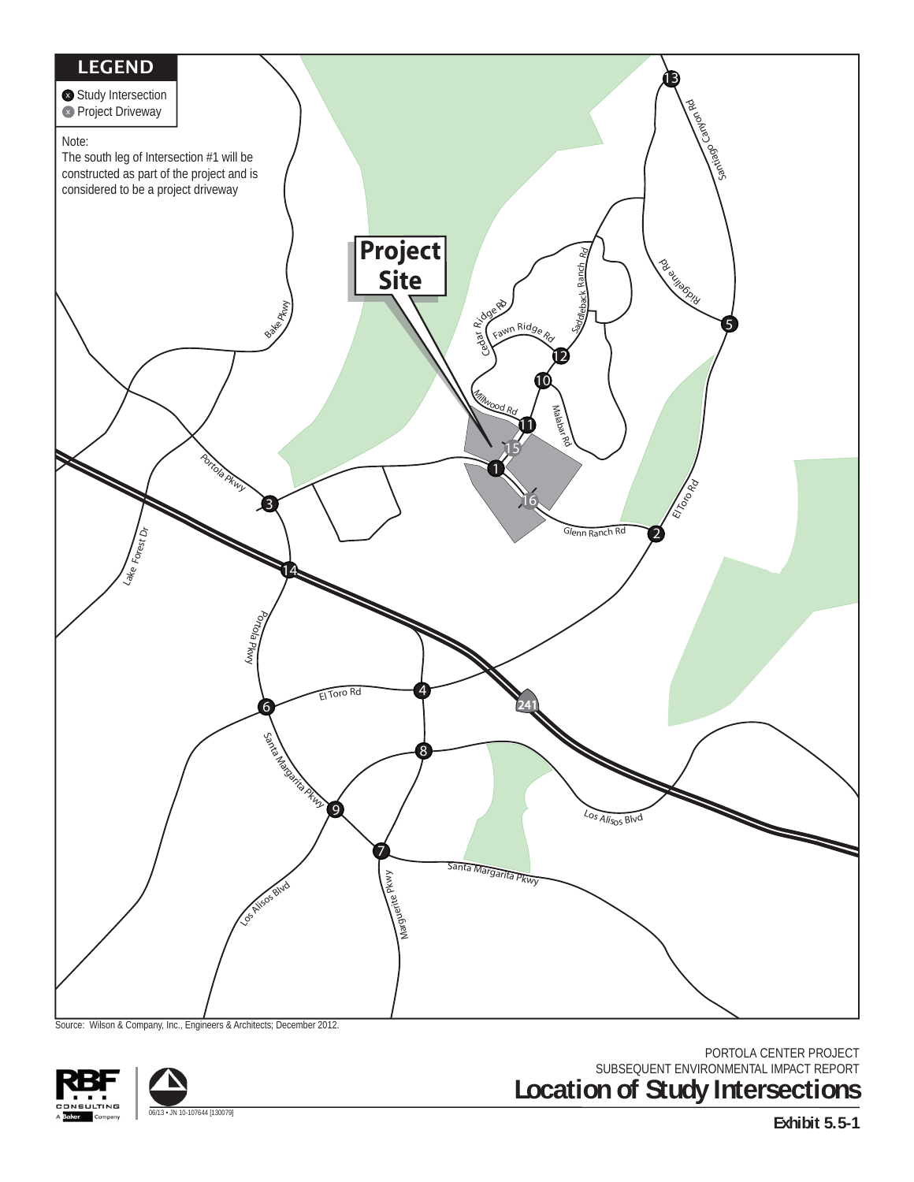**LEGEND**

- Study Intersection
- Project Driveway

Note:
The south leg of Intersection #1 will be constructed as part of the project and is considered to be a project driveway

**Project Site**

Santiago Canyon Rd, Ridgeline Rd, Saddleback Ranch Rd, Cedar Ridge Rd, Fawn Ridge Rd, Millwood Rd, Malabar Rd, Bake Pkwy, Portola Pkwy, Lake Forest Dr, Glenn Ranch Rd, El Toro Rd, 241, Santa Margarita Pkwy, Los Alisos Blvd, Marguerite Pkwy

Source: Wilson & Company, Inc., Engineers & Architects; December 2012.

06/13 • JN 10-107644 [130079]

PORTOLA CENTER PROJECT
SUBSEQUENT ENVIRONMENTAL IMPACT REPORT

## Location of Study Intersections

**Exhibit 5.5-1**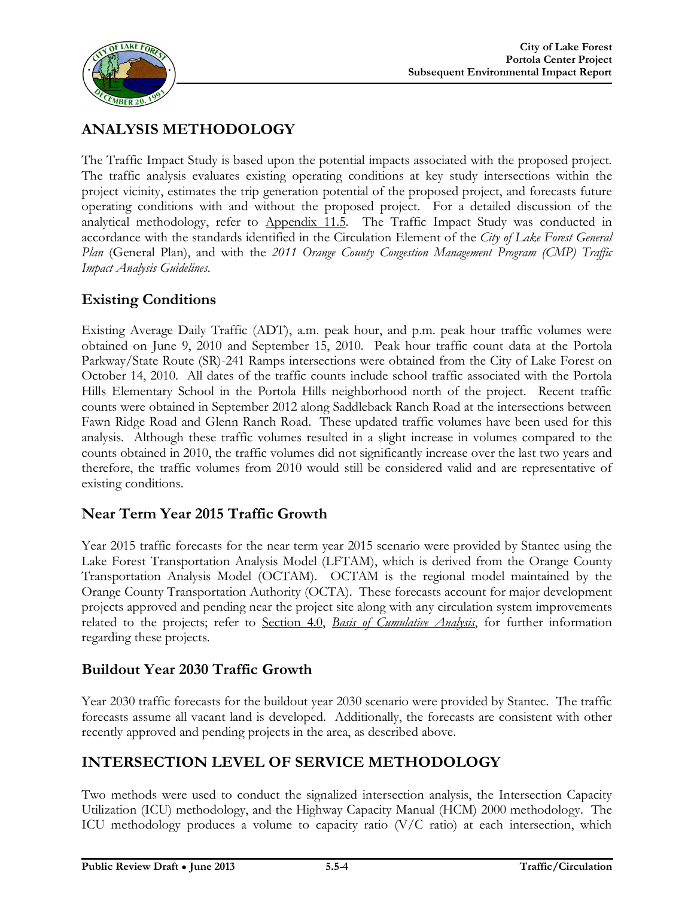## ANALYSIS METHODOLOGY

The Traffic Impact Study is based upon the potential impacts associated with the proposed project. The traffic analysis evaluates existing operating conditions at key study intersections within the project vicinity, estimates the trip generation potential of the proposed project, and forecasts future operating conditions with and without the proposed project. For a detailed discussion of the analytical methodology, refer to Appendix 11.5. The Traffic Impact Study was conducted in accordance with the standards identified in the Circulation Element of the *City of Lake Forest General Plan* (General Plan), and with the *2011 Orange County Congestion Management Program (CMP) Traffic Impact Analysis Guidelines*.

### Existing Conditions

Existing Average Daily Traffic (ADT), a.m. peak hour, and p.m. peak hour traffic volumes were obtained on June 9, 2010 and September 15, 2010. Peak hour traffic count data at the Portola Parkway/State Route (SR)-241 Ramps intersections were obtained from the City of Lake Forest on October 14, 2010. All dates of the traffic counts include school traffic associated with the Portola Hills Elementary School in the Portola Hills neighborhood north of the project. Recent traffic counts were obtained in September 2012 along Saddleback Ranch Road at the intersections between Fawn Ridge Road and Glenn Ranch Road. These updated traffic volumes have been used for this analysis. Although these traffic volumes resulted in a slight increase in volumes compared to the counts obtained in 2010, the traffic volumes did not significantly increase over the last two years and therefore, the traffic volumes from 2010 would still be considered valid and are representative of existing conditions.

### Near Term Year 2015 Traffic Growth

Year 2015 traffic forecasts for the near term year 2015 scenario were provided by Stantec using the Lake Forest Transportation Analysis Model (LFTAM), which is derived from the Orange County Transportation Analysis Model (OCTAM). OCTAM is the regional model maintained by the Orange County Transportation Authority (OCTA). These forecasts account for major development projects approved and pending near the project site along with any circulation system improvements related to the projects; refer to Section 4.0, *Basis of Cumulative Analysis*, for further information regarding these projects.

### Buildout Year 2030 Traffic Growth

Year 2030 traffic forecasts for the buildout year 2030 scenario were provided by Stantec. The traffic forecasts assume all vacant land is developed. Additionally, the forecasts are consistent with other recently approved and pending projects in the area, as described above.

## INTERSECTION LEVEL OF SERVICE METHODOLOGY

Two methods were used to conduct the signalized intersection analysis, the Intersection Capacity Utilization (ICU) methodology, and the Highway Capacity Manual (HCM) 2000 methodology. The ICU methodology produces a volume to capacity ratio (V/C ratio) at each intersection, which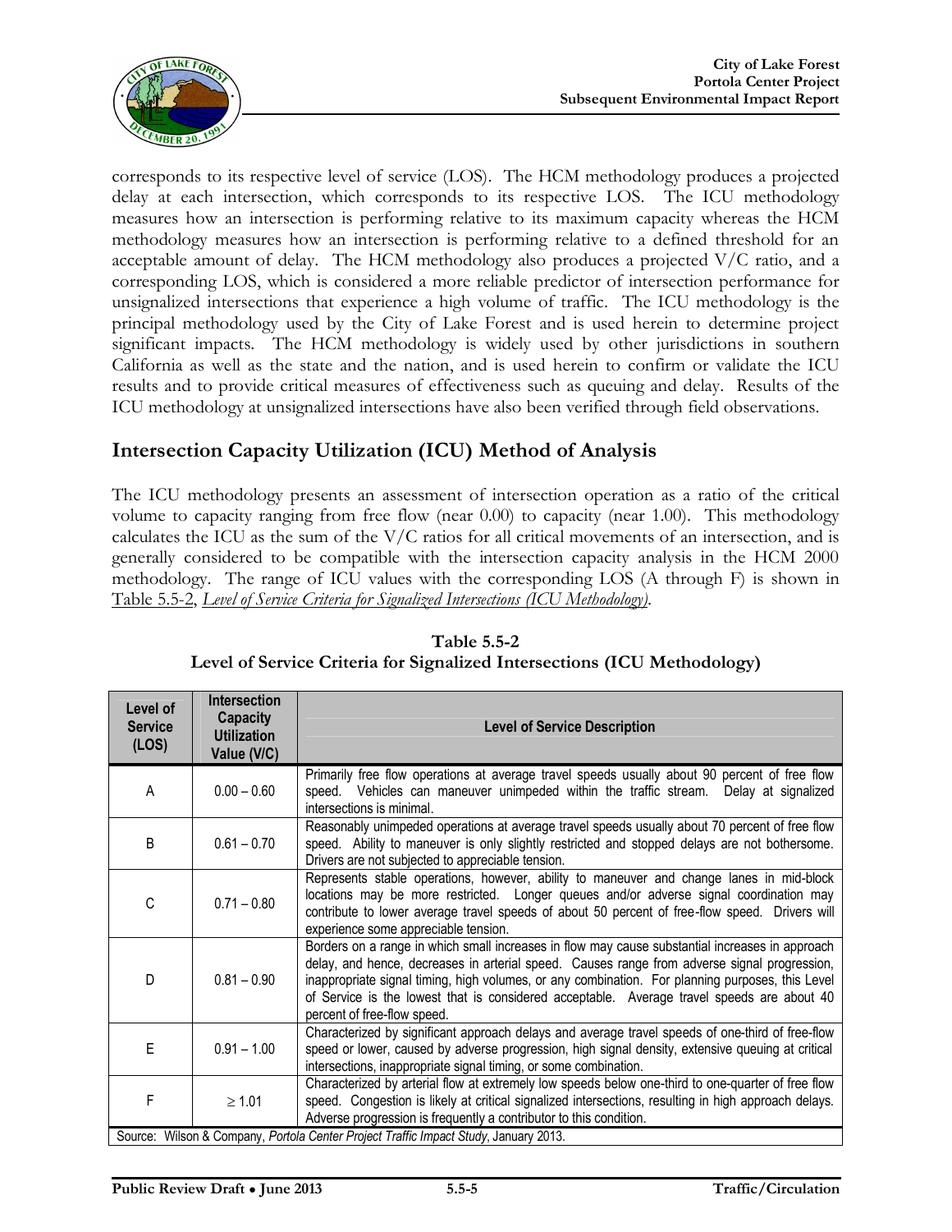corresponds to its respective level of service (LOS). The HCM methodology produces a projected delay at each intersection, which corresponds to its respective LOS. The ICU methodology measures how an intersection is performing relative to its maximum capacity whereas the HCM methodology measures how an intersection is performing relative to a defined threshold for an acceptable amount of delay. The HCM methodology also produces a projected V/C ratio, and a corresponding LOS, which is considered a more reliable predictor of intersection performance for unsignalized intersections that experience a high volume of traffic. The ICU methodology is the principal methodology used by the City of Lake Forest and is used herein to determine project significant impacts. The HCM methodology is widely used by other jurisdictions in southern California as well as the state and the nation, and is used herein to confirm or validate the ICU results and to provide critical measures of effectiveness such as queuing and delay. Results of the ICU methodology at unsignalized intersections have also been verified through field observations.

## Intersection Capacity Utilization (ICU) Method of Analysis

The ICU methodology presents an assessment of intersection operation as a ratio of the critical volume to capacity ranging from free flow (near 0.00) to capacity (near 1.00). This methodology calculates the ICU as the sum of the V/C ratios for all critical movements of an intersection, and is generally considered to be compatible with the intersection capacity analysis in the HCM 2000 methodology. The range of ICU values with the corresponding LOS (A through F) is shown in Table 5.5-2, *Level of Service Criteria for Signalized Intersections (ICU Methodology)*.

**Table 5.5-2**
**Level of Service Criteria for Signalized Intersections (ICU Methodology)**

| Level of Service (LOS) | Intersection Capacity Utilization Value (V/C) | Level of Service Description |
|---|---|---|
| A | 0.00 – 0.60 | Primarily free flow operations at average travel speeds usually about 90 percent of free flow speed. Vehicles can maneuver unimpeded within the traffic stream. Delay at signalized intersections is minimal. |
| B | 0.61 – 0.70 | Reasonably unimpeded operations at average travel speeds usually about 70 percent of free flow speed. Ability to maneuver is only slightly restricted and stopped delays are not bothersome. Drivers are not subjected to appreciable tension. |
| C | 0.71 – 0.80 | Represents stable operations, however, ability to maneuver and change lanes in mid-block locations may be more restricted. Longer queues and/or adverse signal coordination may contribute to lower average travel speeds of about 50 percent of free-flow speed. Drivers will experience some appreciable tension. |
| D | 0.81 – 0.90 | Borders on a range in which small increases in flow may cause substantial increases in approach delay, and hence, decreases in arterial speed. Causes range from adverse signal progression, inappropriate signal timing, high volumes, or any combination. For planning purposes, this Level of Service is the lowest that is considered acceptable. Average travel speeds are about 40 percent of free-flow speed. |
| E | 0.91 – 1.00 | Characterized by significant approach delays and average travel speeds of one-third of free-flow speed or lower, caused by adverse progression, high signal density, extensive queuing at critical intersections, inappropriate signal timing, or some combination. |
| F | ≥ 1.01 | Characterized by arterial flow at extremely low speeds below one-third to one-quarter of free flow speed. Congestion is likely at critical signalized intersections, resulting in high approach delays. Adverse progression is frequently a contributor to this condition. |

Source: Wilson & Company, *Portola Center Project Traffic Impact Study*, January 2013.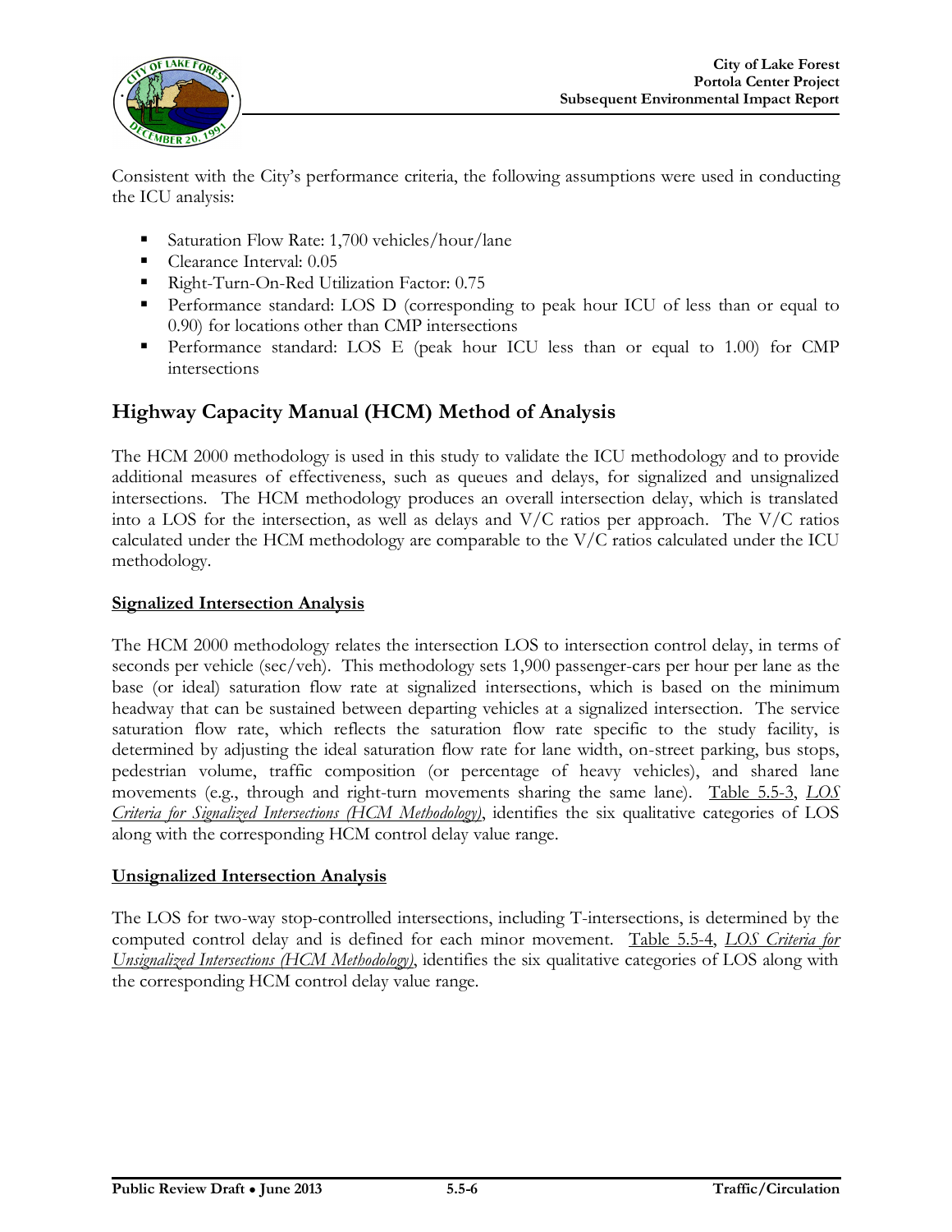Consistent with the City's performance criteria, the following assumptions were used in conducting the ICU analysis:

- Saturation Flow Rate: 1,700 vehicles/hour/lane
- Clearance Interval: 0.05
- Right-Turn-On-Red Utilization Factor: 0.75
- Performance standard: LOS D (corresponding to peak hour ICU of less than or equal to 0.90) for locations other than CMP intersections
- Performance standard: LOS E (peak hour ICU less than or equal to 1.00) for CMP intersections

## Highway Capacity Manual (HCM) Method of Analysis

The HCM 2000 methodology is used in this study to validate the ICU methodology and to provide additional measures of effectiveness, such as queues and delays, for signalized and unsignalized intersections. The HCM methodology produces an overall intersection delay, which is translated into a LOS for the intersection, as well as delays and V/C ratios per approach. The V/C ratios calculated under the HCM methodology are comparable to the V/C ratios calculated under the ICU methodology.

**Signalized Intersection Analysis**

The HCM 2000 methodology relates the intersection LOS to intersection control delay, in terms of seconds per vehicle (sec/veh). This methodology sets 1,900 passenger-cars per hour per lane as the base (or ideal) saturation flow rate at signalized intersections, which is based on the minimum headway that can be sustained between departing vehicles at a signalized intersection. The service saturation flow rate, which reflects the saturation flow rate specific to the study facility, is determined by adjusting the ideal saturation flow rate for lane width, on-street parking, bus stops, pedestrian volume, traffic composition (or percentage of heavy vehicles), and shared lane movements (e.g., through and right-turn movements sharing the same lane). Table 5.5-3, *LOS Criteria for Signalized Intersections (HCM Methodology)*, identifies the six qualitative categories of LOS along with the corresponding HCM control delay value range.

**Unsignalized Intersection Analysis**

The LOS for two-way stop-controlled intersections, including T-intersections, is determined by the computed control delay and is defined for each minor movement. Table 5.5-4, *LOS Criteria for Unsignalized Intersections (HCM Methodology)*, identifies the six qualitative categories of LOS along with the corresponding HCM control delay value range.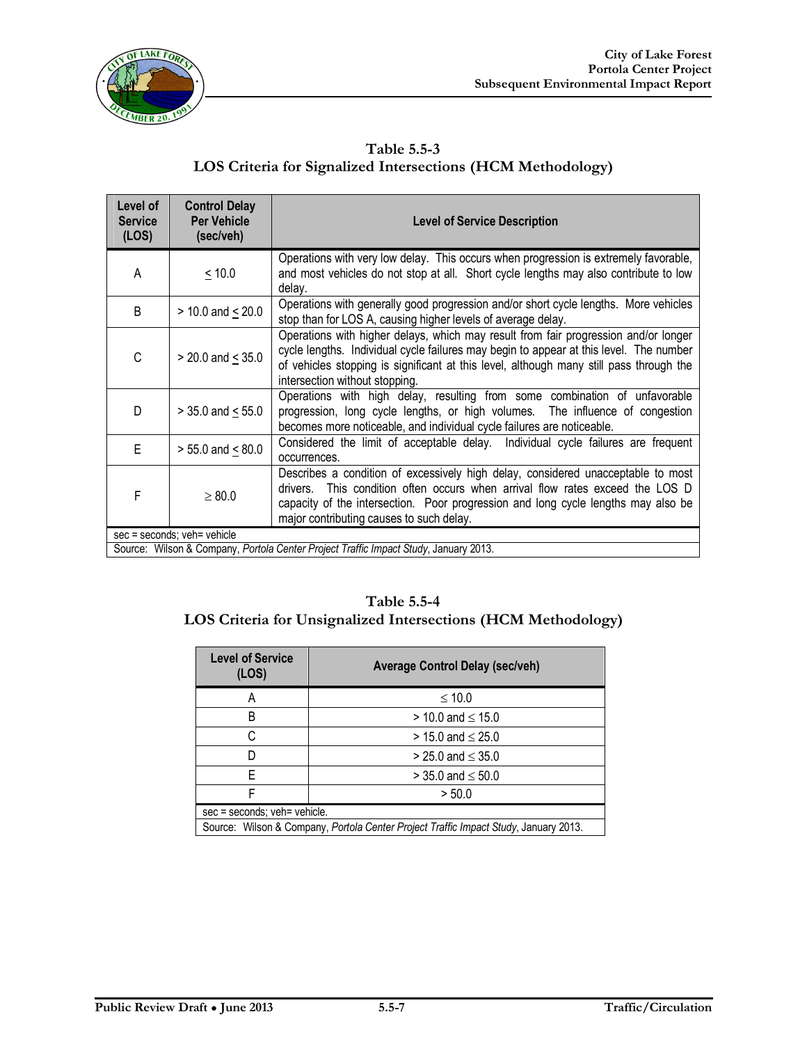**Table 5.5-3**
**LOS Criteria for Signalized Intersections (HCM Methodology)**

| Level of Service (LOS) | Control Delay Per Vehicle (sec/veh) | Level of Service Description |
|---|---|---|
| A | ≤ 10.0 | Operations with very low delay. This occurs when progression is extremely favorable, and most vehicles do not stop at all. Short cycle lengths may also contribute to low delay. |
| B | > 10.0 and ≤ 20.0 | Operations with generally good progression and/or short cycle lengths. More vehicles stop than for LOS A, causing higher levels of average delay. |
| C | > 20.0 and ≤ 35.0 | Operations with higher delays, which may result from fair progression and/or longer cycle lengths. Individual cycle failures may begin to appear at this level. The number of vehicles stopping is significant at this level, although many still pass through the intersection without stopping. |
| D | > 35.0 and ≤ 55.0 | Operations with high delay, resulting from some combination of unfavorable progression, long cycle lengths, or high volumes. The influence of congestion becomes more noticeable, and individual cycle failures are noticeable. |
| E | > 55.0 and ≤ 80.0 | Considered the limit of acceptable delay. Individual cycle failures are frequent occurrences. |
| F | ≥ 80.0 | Describes a condition of excessively high delay, considered unacceptable to most drivers. This condition often occurs when arrival flow rates exceed the LOS D capacity of the intersection. Poor progression and long cycle lengths may also be major contributing causes to such delay. |

sec = seconds; veh= vehicle

Source: Wilson & Company, *Portola Center Project Traffic Impact Study*, January 2013.

**Table 5.5-4**
**LOS Criteria for Unsignalized Intersections (HCM Methodology)**

| Level of Service (LOS) | Average Control Delay (sec/veh) |
|---|---|
| A | ≤ 10.0 |
| B | > 10.0 and ≤ 15.0 |
| C | > 15.0 and ≤ 25.0 |
| D | > 25.0 and ≤ 35.0 |
| E | > 35.0 and ≤ 50.0 |
| F | > 50.0 |

sec = seconds; veh= vehicle.

Source: Wilson & Company, *Portola Center Project Traffic Impact Study*, January 2013.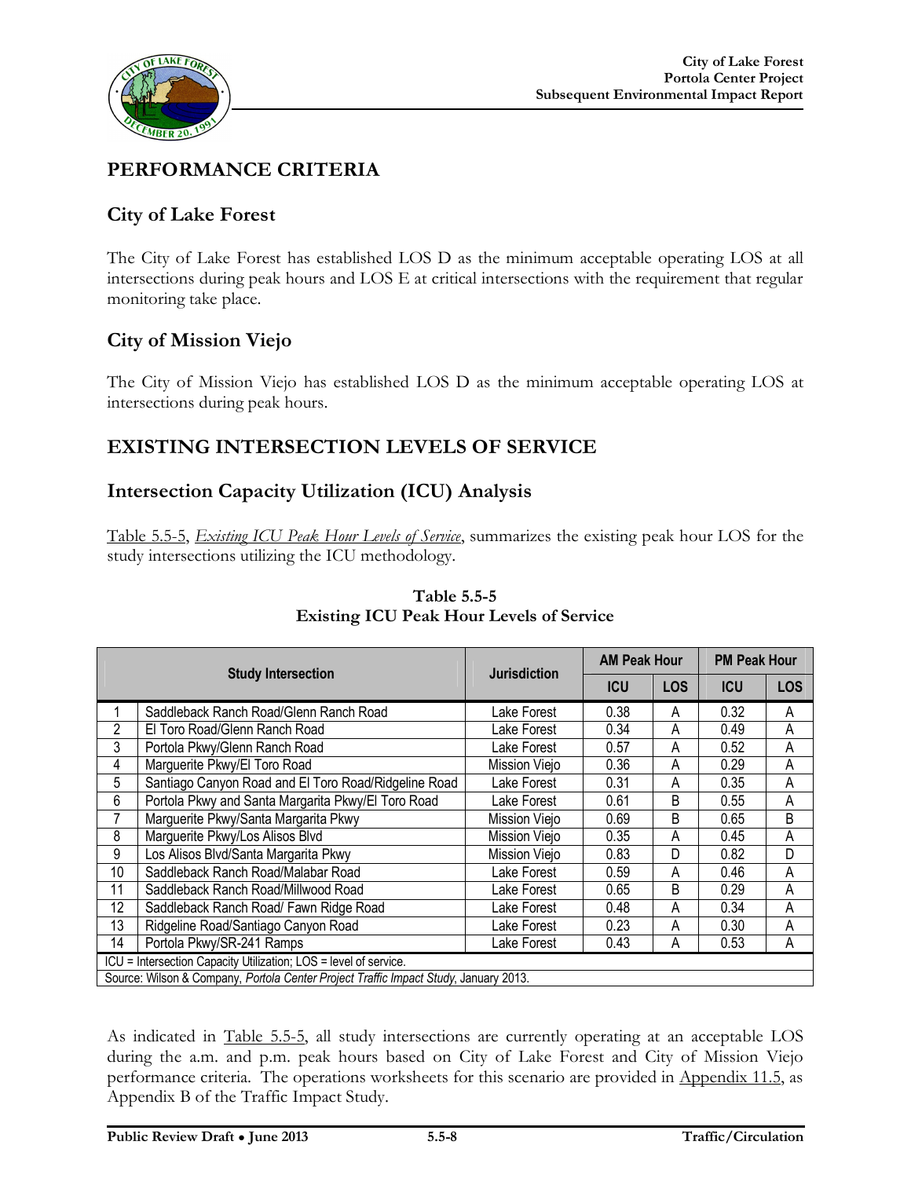## PERFORMANCE CRITERIA

### City of Lake Forest

The City of Lake Forest has established LOS D as the minimum acceptable operating LOS at all intersections during peak hours and LOS E at critical intersections with the requirement that regular monitoring take place.

### City of Mission Viejo

The City of Mission Viejo has established LOS D as the minimum acceptable operating LOS at intersections during peak hours.

## EXISTING INTERSECTION LEVELS OF SERVICE

### Intersection Capacity Utilization (ICU) Analysis

Table 5.5-5, *Existing ICU Peak Hour Levels of Service*, summarizes the existing peak hour LOS for the study intersections utilizing the ICU methodology.

**Table 5.5-5**
**Existing ICU Peak Hour Levels of Service**

| Study Intersection | | Jurisdiction | AM Peak Hour | | PM Peak Hour | |
|---|---|---|---|---|---|---|
| | | | ICU | LOS | ICU | LOS |
| 1 | Saddleback Ranch Road/Glenn Ranch Road | Lake Forest | 0.38 | A | 0.32 | A |
| 2 | El Toro Road/Glenn Ranch Road | Lake Forest | 0.34 | A | 0.49 | A |
| 3 | Portola Pkwy/Glenn Ranch Road | Lake Forest | 0.57 | A | 0.52 | A |
| 4 | Marguerite Pkwy/El Toro Road | Mission Viejo | 0.36 | A | 0.29 | A |
| 5 | Santiago Canyon Road and El Toro Road/Ridgeline Road | Lake Forest | 0.31 | A | 0.35 | A |
| 6 | Portola Pkwy and Santa Margarita Pkwy/El Toro Road | Lake Forest | 0.61 | B | 0.55 | A |
| 7 | Marguerite Pkwy/Santa Margarita Pkwy | Mission Viejo | 0.69 | B | 0.65 | B |
| 8 | Marguerite Pkwy/Los Alisos Blvd | Mission Viejo | 0.35 | A | 0.45 | A |
| 9 | Los Alisos Blvd/Santa Margarita Pkwy | Mission Viejo | 0.83 | D | 0.82 | D |
| 10 | Saddleback Ranch Road/Malabar Road | Lake Forest | 0.59 | A | 0.46 | A |
| 11 | Saddleback Ranch Road/Millwood Road | Lake Forest | 0.65 | B | 0.29 | A |
| 12 | Saddleback Ranch Road/ Fawn Ridge Road | Lake Forest | 0.48 | A | 0.34 | A |
| 13 | Ridgeline Road/Santiago Canyon Road | Lake Forest | 0.23 | A | 0.30 | A |
| 14 | Portola Pkwy/SR-241 Ramps | Lake Forest | 0.43 | A | 0.53 | A |

ICU = Intersection Capacity Utilization; LOS = level of service.
Source: Wilson & Company, *Portola Center Project Traffic Impact Study*, January 2013.

As indicated in Table 5.5-5, all study intersections are currently operating at an acceptable LOS during the a.m. and p.m. peak hours based on City of Lake Forest and City of Mission Viejo performance criteria. The operations worksheets for this scenario are provided in Appendix 11.5, as Appendix B of the Traffic Impact Study.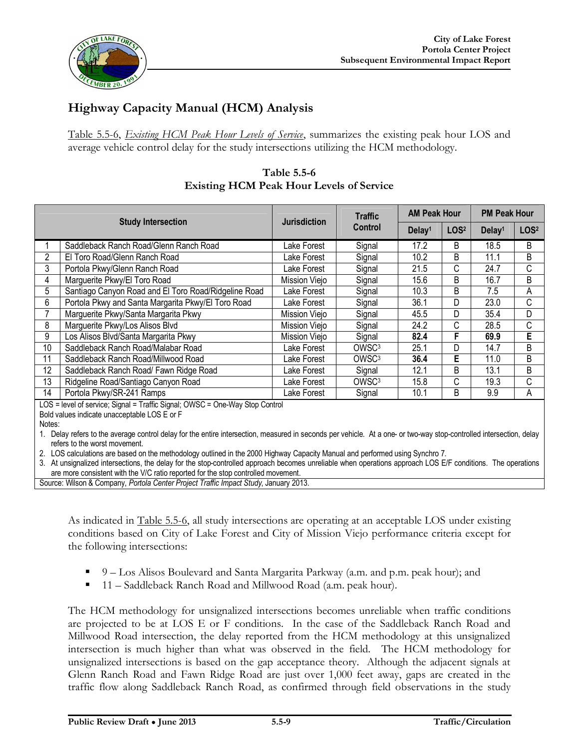## Highway Capacity Manual (HCM) Analysis

Table 5.5-6, *Existing HCM Peak Hour Levels of Service*, summarizes the existing peak hour LOS and average vehicle control delay for the study intersections utilizing the HCM methodology.

**Table 5.5-6**
**Existing HCM Peak Hour Levels of Service**

| Study Intersection | | Jurisdiction | Traffic Control | AM Peak Hour | | PM Peak Hour | |
|---|---|---|---|---|---|---|---|
| | | | | Delay[1] | LOS[2] | Delay[1] | LOS[2] |
| 1 | Saddleback Ranch Road/Glenn Ranch Road | Lake Forest | Signal | 17.2 | B | 18.5 | B |
| 2 | El Toro Road/Glenn Ranch Road | Lake Forest | Signal | 10.2 | B | 11.1 | B |
| 3 | Portola Pkwy/Glenn Ranch Road | Lake Forest | Signal | 21.5 | C | 24.7 | C |
| 4 | Marguerite Pkwy/El Toro Road | Mission Viejo | Signal | 15.6 | B | 16.7 | B |
| 5 | Santiago Canyon Road and El Toro Road/Ridgeline Road | Lake Forest | Signal | 10.3 | B | 7.5 | A |
| 6 | Portola Pkwy and Santa Margarita Pkwy/El Toro Road | Lake Forest | Signal | 36.1 | D | 23.0 | C |
| 7 | Marguerite Pkwy/Santa Margarita Pkwy | Mission Viejo | Signal | 45.5 | D | 35.4 | D |
| 8 | Marguerite Pkwy/Los Alisos Blvd | Mission Viejo | Signal | 24.2 | C | 28.5 | C |
| 9 | Los Alisos Blvd/Santa Margarita Pkwy | Mission Viejo | Signal | **82.4** | **F** | **69.9** | **E** |
| 10 | Saddleback Ranch Road/Malabar Road | Lake Forest | OWSC[3] | 25.1 | D | 14.7 | B |
| 11 | Saddleback Ranch Road/Millwood Road | Lake Forest | OWSC[3] | **36.4** | **E** | 11.0 | B |
| 12 | Saddleback Ranch Road/ Fawn Ridge Road | Lake Forest | Signal | 12.1 | B | 13.1 | B |
| 13 | Ridgeline Road/Santiago Canyon Road | Lake Forest | OWSC[3] | 15.8 | C | 19.3 | C |
| 14 | Portola Pkwy/SR-241 Ramps | Lake Forest | Signal | 10.1 | B | 9.9 | A |

LOS = level of service; Signal = Traffic Signal; OWSC = One-Way Stop Control

Bold values indicate unacceptable LOS E or F

Notes:

1. Delay refers to the average control delay for the entire intersection, measured in seconds per vehicle. At a one- or two-way stop-controlled intersection, delay refers to the worst movement.
2. LOS calculations are based on the methodology outlined in the 2000 Highway Capacity Manual and performed using Synchro 7.
3. At unsignalized intersections, the delay for the stop-controlled approach becomes unreliable when operations approach LOS E/F conditions. The operations are more consistent with the V/C ratio reported for the stop controlled movement.

Source: Wilson & Company, *Portola Center Project Traffic Impact Study*, January 2013.

As indicated in Table 5.5-6, all study intersections are operating at an acceptable LOS under existing conditions based on City of Lake Forest and City of Mission Viejo performance criteria except for the following intersections:

- 9 – Los Alisos Boulevard and Santa Margarita Parkway (a.m. and p.m. peak hour); and
- 11 – Saddleback Ranch Road and Millwood Road (a.m. peak hour).

The HCM methodology for unsignalized intersections becomes unreliable when traffic conditions are projected to be at LOS E or F conditions. In the case of the Saddleback Ranch Road and Millwood Road intersection, the delay reported from the HCM methodology at this unsignalized intersection is much higher than what was observed in the field. The HCM methodology for unsignalized intersections is based on the gap acceptance theory. Although the adjacent signals at Glenn Ranch Road and Fawn Ridge Road are just over 1,000 feet away, gaps are created in the traffic flow along Saddleback Ranch Road, as confirmed through field observations in the study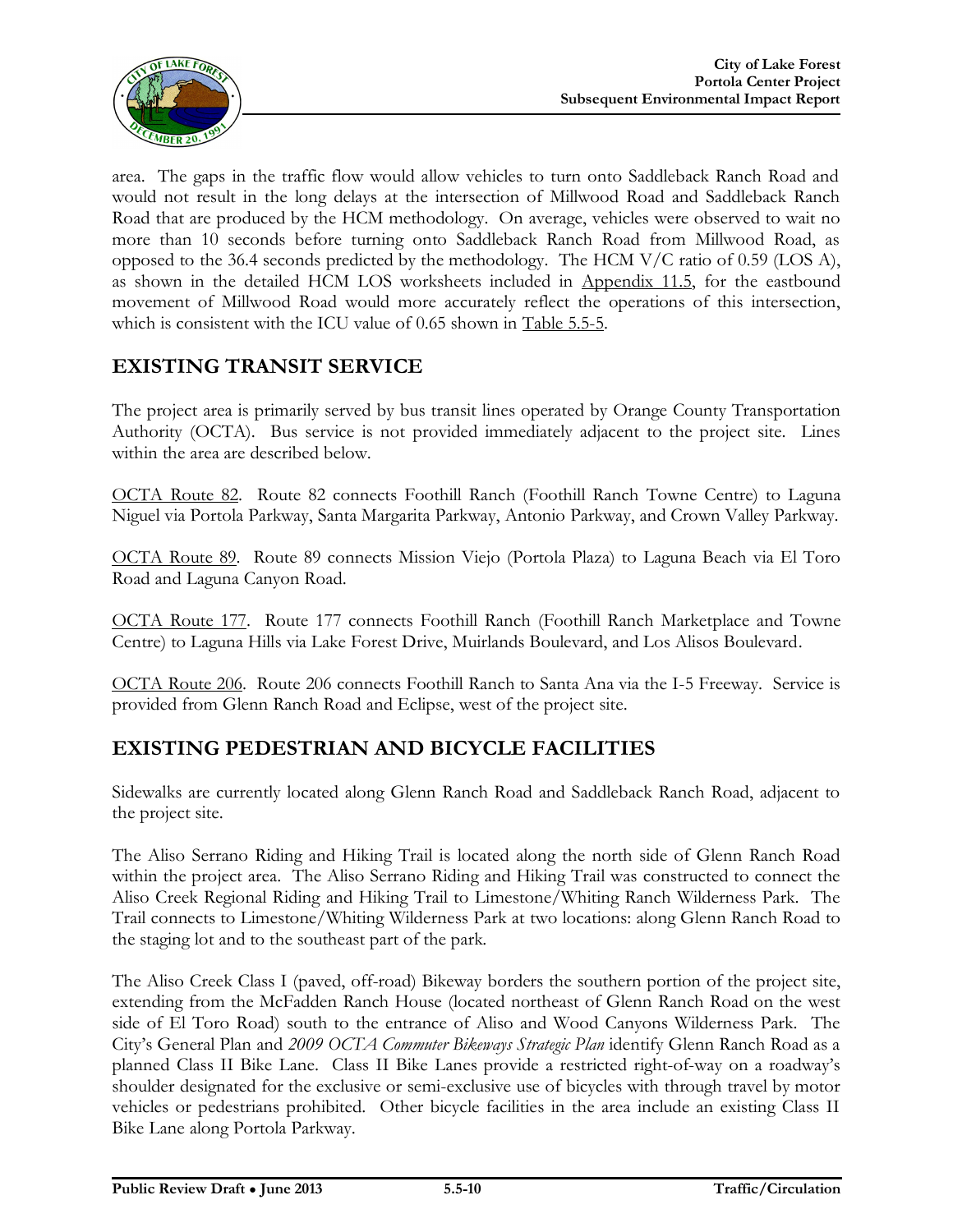area. The gaps in the traffic flow would allow vehicles to turn onto Saddleback Ranch Road and would not result in the long delays at the intersection of Millwood Road and Saddleback Ranch Road that are produced by the HCM methodology. On average, vehicles were observed to wait no more than 10 seconds before turning onto Saddleback Ranch Road from Millwood Road, as opposed to the 36.4 seconds predicted by the methodology. The HCM V/C ratio of 0.59 (LOS A), as shown in the detailed HCM LOS worksheets included in Appendix 11.5, for the eastbound movement of Millwood Road would more accurately reflect the operations of this intersection, which is consistent with the ICU value of 0.65 shown in Table 5.5-5.

## EXISTING TRANSIT SERVICE

The project area is primarily served by bus transit lines operated by Orange County Transportation Authority (OCTA). Bus service is not provided immediately adjacent to the project site. Lines within the area are described below.

OCTA Route 82. Route 82 connects Foothill Ranch (Foothill Ranch Towne Centre) to Laguna Niguel via Portola Parkway, Santa Margarita Parkway, Antonio Parkway, and Crown Valley Parkway.

OCTA Route 89. Route 89 connects Mission Viejo (Portola Plaza) to Laguna Beach via El Toro Road and Laguna Canyon Road.

OCTA Route 177. Route 177 connects Foothill Ranch (Foothill Ranch Marketplace and Towne Centre) to Laguna Hills via Lake Forest Drive, Muirlands Boulevard, and Los Alisos Boulevard.

OCTA Route 206. Route 206 connects Foothill Ranch to Santa Ana via the I-5 Freeway. Service is provided from Glenn Ranch Road and Eclipse, west of the project site.

## EXISTING PEDESTRIAN AND BICYCLE FACILITIES

Sidewalks are currently located along Glenn Ranch Road and Saddleback Ranch Road, adjacent to the project site.

The Aliso Serrano Riding and Hiking Trail is located along the north side of Glenn Ranch Road within the project area. The Aliso Serrano Riding and Hiking Trail was constructed to connect the Aliso Creek Regional Riding and Hiking Trail to Limestone/Whiting Ranch Wilderness Park. The Trail connects to Limestone/Whiting Wilderness Park at two locations: along Glenn Ranch Road to the staging lot and to the southeast part of the park.

The Aliso Creek Class I (paved, off-road) Bikeway borders the southern portion of the project site, extending from the McFadden Ranch House (located northeast of Glenn Ranch Road on the west side of El Toro Road) south to the entrance of Aliso and Wood Canyons Wilderness Park. The City's General Plan and *2009 OCTA Commuter Bikeways Strategic Plan* identify Glenn Ranch Road as a planned Class II Bike Lane. Class II Bike Lanes provide a restricted right-of-way on a roadway's shoulder designated for the exclusive or semi-exclusive use of bicycles with through travel by motor vehicles or pedestrians prohibited. Other bicycle facilities in the area include an existing Class II Bike Lane along Portola Parkway.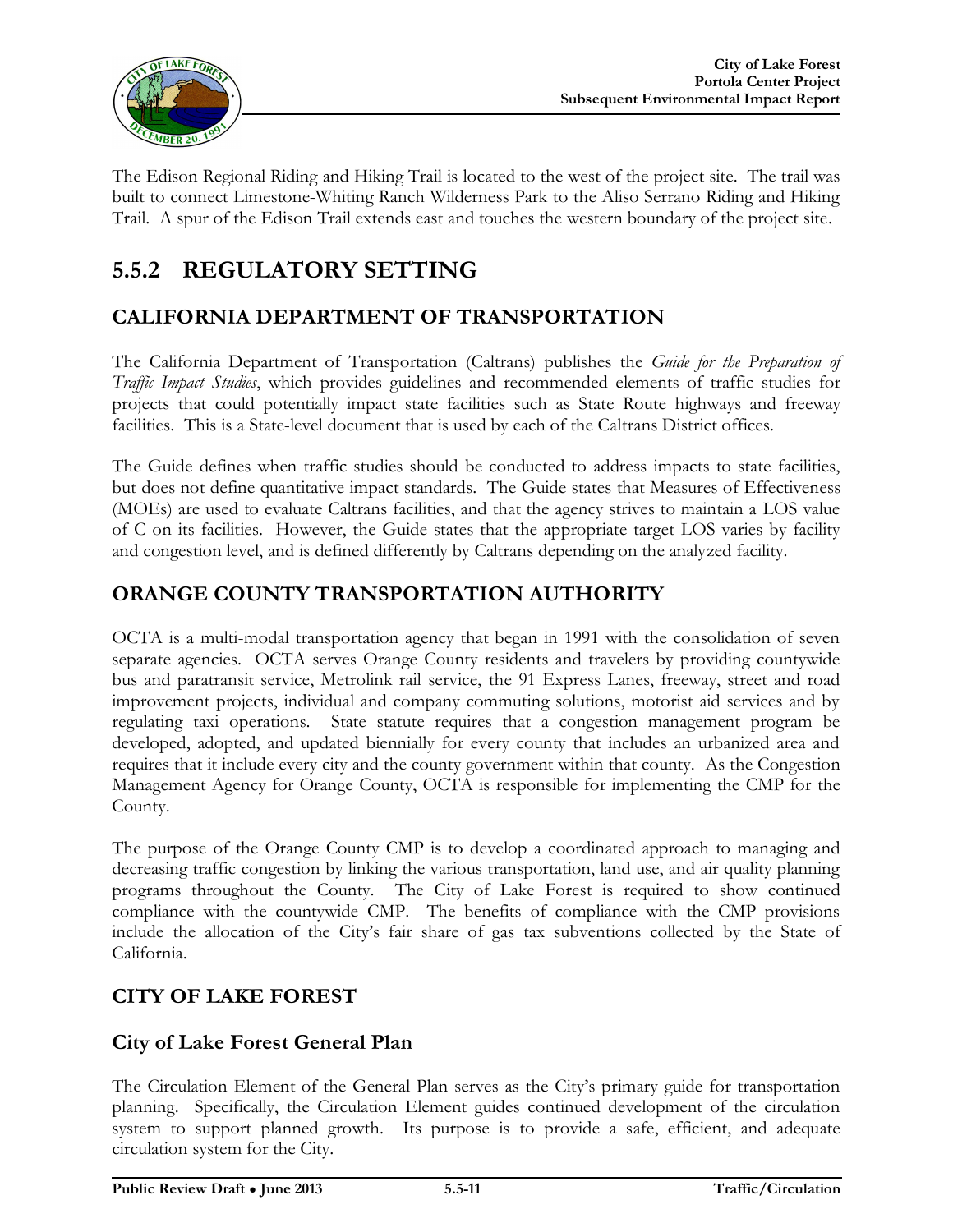The Edison Regional Riding and Hiking Trail is located to the west of the project site. The trail was built to connect Limestone-Whiting Ranch Wilderness Park to the Aliso Serrano Riding and Hiking Trail. A spur of the Edison Trail extends east and touches the western boundary of the project site.

# 5.5.2 REGULATORY SETTING

## CALIFORNIA DEPARTMENT OF TRANSPORTATION

The California Department of Transportation (Caltrans) publishes the *Guide for the Preparation of Traffic Impact Studies*, which provides guidelines and recommended elements of traffic studies for projects that could potentially impact state facilities such as State Route highways and freeway facilities. This is a State-level document that is used by each of the Caltrans District offices.

The Guide defines when traffic studies should be conducted to address impacts to state facilities, but does not define quantitative impact standards. The Guide states that Measures of Effectiveness (MOEs) are used to evaluate Caltrans facilities, and that the agency strives to maintain a LOS value of C on its facilities. However, the Guide states that the appropriate target LOS varies by facility and congestion level, and is defined differently by Caltrans depending on the analyzed facility.

## ORANGE COUNTY TRANSPORTATION AUTHORITY

OCTA is a multi-modal transportation agency that began in 1991 with the consolidation of seven separate agencies. OCTA serves Orange County residents and travelers by providing countywide bus and paratransit service, Metrolink rail service, the 91 Express Lanes, freeway, street and road improvement projects, individual and company commuting solutions, motorist aid services and by regulating taxi operations. State statute requires that a congestion management program be developed, adopted, and updated biennially for every county that includes an urbanized area and requires that it include every city and the county government within that county. As the Congestion Management Agency for Orange County, OCTA is responsible for implementing the CMP for the County.

The purpose of the Orange County CMP is to develop a coordinated approach to managing and decreasing traffic congestion by linking the various transportation, land use, and air quality planning programs throughout the County. The City of Lake Forest is required to show continued compliance with the countywide CMP. The benefits of compliance with the CMP provisions include the allocation of the City's fair share of gas tax subventions collected by the State of California.

## CITY OF LAKE FOREST

### City of Lake Forest General Plan

The Circulation Element of the General Plan serves as the City's primary guide for transportation planning. Specifically, the Circulation Element guides continued development of the circulation system to support planned growth. Its purpose is to provide a safe, efficient, and adequate circulation system for the City.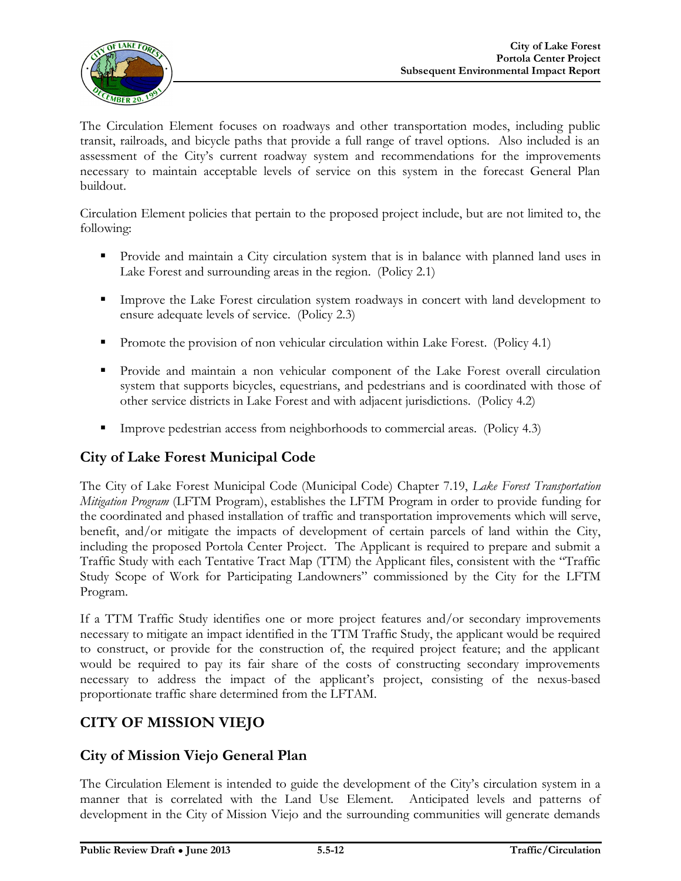The Circulation Element focuses on roadways and other transportation modes, including public transit, railroads, and bicycle paths that provide a full range of travel options. Also included is an assessment of the City's current roadway system and recommendations for the improvements necessary to maintain acceptable levels of service on this system in the forecast General Plan buildout.

Circulation Element policies that pertain to the proposed project include, but are not limited to, the following:

- Provide and maintain a City circulation system that is in balance with planned land uses in Lake Forest and surrounding areas in the region. (Policy 2.1)
- Improve the Lake Forest circulation system roadways in concert with land development to ensure adequate levels of service. (Policy 2.3)
- Promote the provision of non vehicular circulation within Lake Forest. (Policy 4.1)
- Provide and maintain a non vehicular component of the Lake Forest overall circulation system that supports bicycles, equestrians, and pedestrians and is coordinated with those of other service districts in Lake Forest and with adjacent jurisdictions. (Policy 4.2)
- Improve pedestrian access from neighborhoods to commercial areas. (Policy 4.3)

## City of Lake Forest Municipal Code

The City of Lake Forest Municipal Code (Municipal Code) Chapter 7.19, *Lake Forest Transportation Mitigation Program* (LFTM Program), establishes the LFTM Program in order to provide funding for the coordinated and phased installation of traffic and transportation improvements which will serve, benefit, and/or mitigate the impacts of development of certain parcels of land within the City, including the proposed Portola Center Project. The Applicant is required to prepare and submit a Traffic Study with each Tentative Tract Map (TTM) the Applicant files, consistent with the "Traffic Study Scope of Work for Participating Landowners" commissioned by the City for the LFTM Program.

If a TTM Traffic Study identifies one or more project features and/or secondary improvements necessary to mitigate an impact identified in the TTM Traffic Study, the applicant would be required to construct, or provide for the construction of, the required project feature; and the applicant would be required to pay its fair share of the costs of constructing secondary improvements necessary to address the impact of the applicant's project, consisting of the nexus-based proportionate traffic share determined from the LFTAM.

# CITY OF MISSION VIEJO

## City of Mission Viejo General Plan

The Circulation Element is intended to guide the development of the City's circulation system in a manner that is correlated with the Land Use Element. Anticipated levels and patterns of development in the City of Mission Viejo and the surrounding communities will generate demands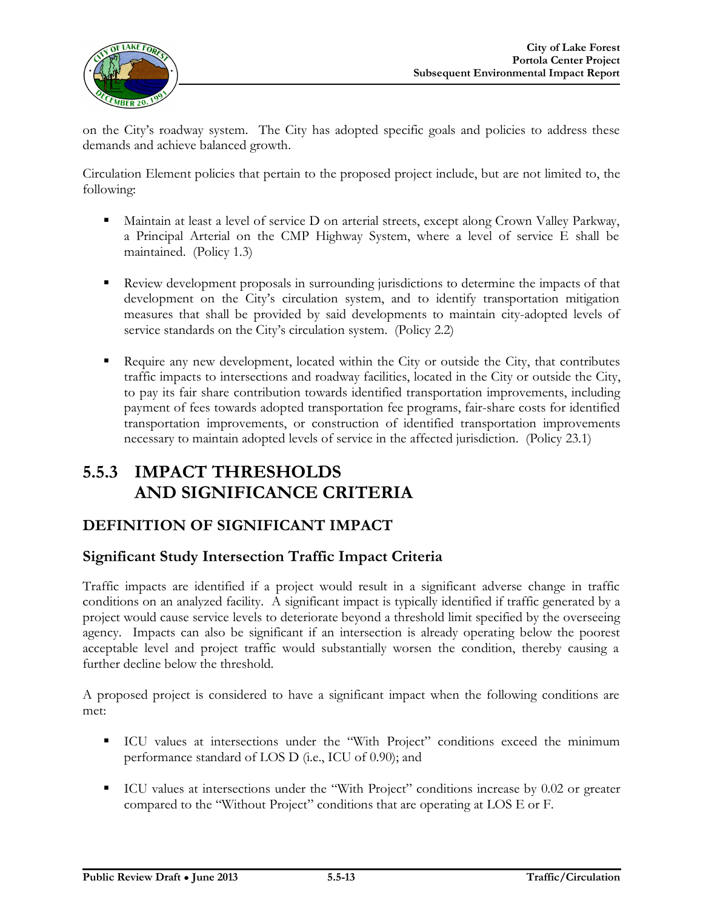on the City's roadway system. The City has adopted specific goals and policies to address these demands and achieve balanced growth.

Circulation Element policies that pertain to the proposed project include, but are not limited to, the following:

- Maintain at least a level of service D on arterial streets, except along Crown Valley Parkway, a Principal Arterial on the CMP Highway System, where a level of service E shall be maintained. (Policy 1.3)
- Review development proposals in surrounding jurisdictions to determine the impacts of that development on the City's circulation system, and to identify transportation mitigation measures that shall be provided by said developments to maintain city-adopted levels of service standards on the City's circulation system. (Policy 2.2)
- Require any new development, located within the City or outside the City, that contributes traffic impacts to intersections and roadway facilities, located in the City or outside the City, to pay its fair share contribution towards identified transportation improvements, including payment of fees towards adopted transportation fee programs, fair-share costs for identified transportation improvements, or construction of identified transportation improvements necessary to maintain adopted levels of service in the affected jurisdiction. (Policy 23.1)

## 5.5.3 IMPACT THRESHOLDS AND SIGNIFICANCE CRITERIA

### DEFINITION OF SIGNIFICANT IMPACT

#### Significant Study Intersection Traffic Impact Criteria

Traffic impacts are identified if a project would result in a significant adverse change in traffic conditions on an analyzed facility. A significant impact is typically identified if traffic generated by a project would cause service levels to deteriorate beyond a threshold limit specified by the overseeing agency. Impacts can also be significant if an intersection is already operating below the poorest acceptable level and project traffic would substantially worsen the condition, thereby causing a further decline below the threshold.

A proposed project is considered to have a significant impact when the following conditions are met:

- ICU values at intersections under the "With Project" conditions exceed the minimum performance standard of LOS D (i.e., ICU of 0.90); and
- ICU values at intersections under the "With Project" conditions increase by 0.02 or greater compared to the "Without Project" conditions that are operating at LOS E or F.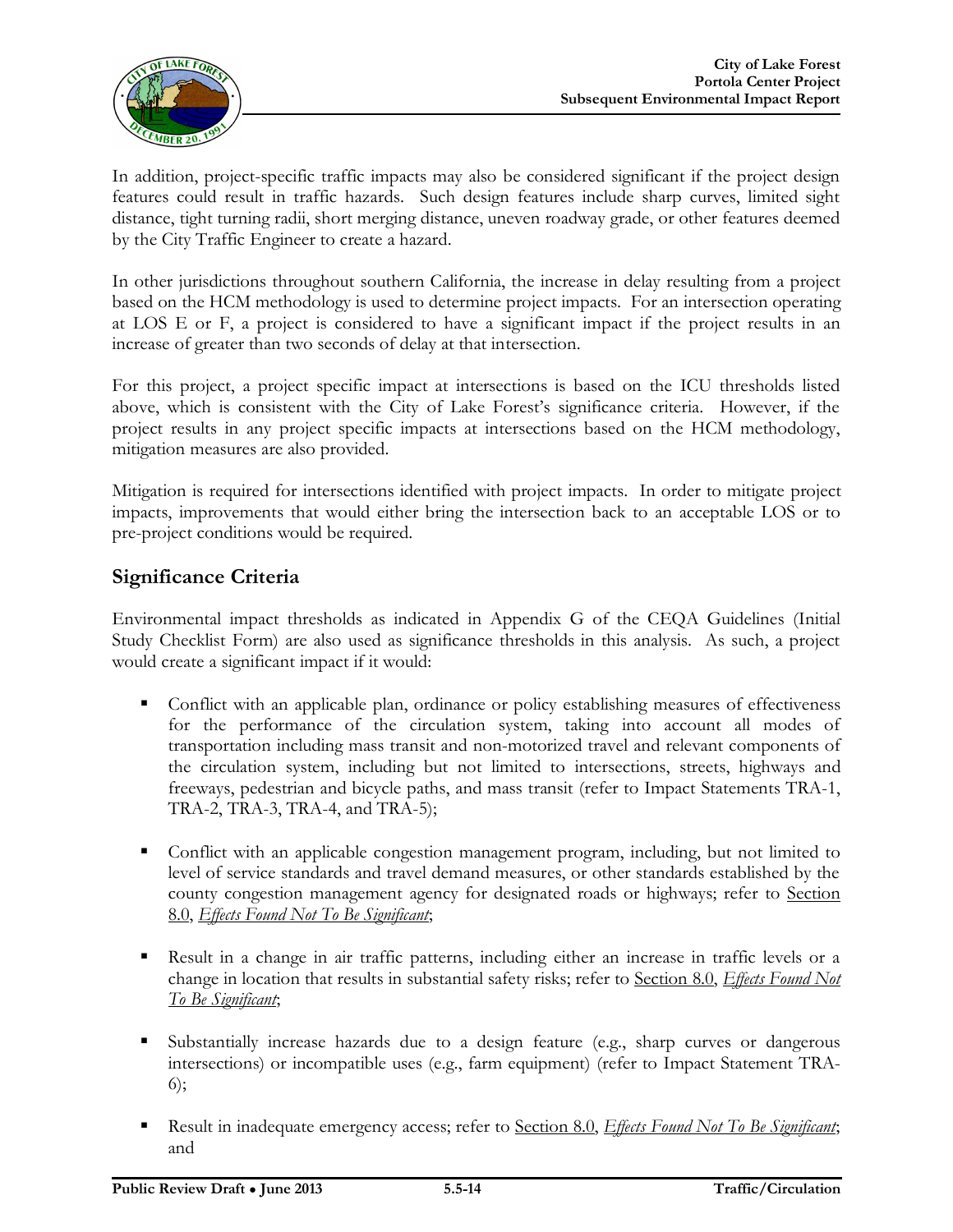In addition, project-specific traffic impacts may also be considered significant if the project design features could result in traffic hazards. Such design features include sharp curves, limited sight distance, tight turning radii, short merging distance, uneven roadway grade, or other features deemed by the City Traffic Engineer to create a hazard.

In other jurisdictions throughout southern California, the increase in delay resulting from a project based on the HCM methodology is used to determine project impacts. For an intersection operating at LOS E or F, a project is considered to have a significant impact if the project results in an increase of greater than two seconds of delay at that intersection.

For this project, a project specific impact at intersections is based on the ICU thresholds listed above, which is consistent with the City of Lake Forest's significance criteria. However, if the project results in any project specific impacts at intersections based on the HCM methodology, mitigation measures are also provided.

Mitigation is required for intersections identified with project impacts. In order to mitigate project impacts, improvements that would either bring the intersection back to an acceptable LOS or to pre-project conditions would be required.

## Significance Criteria

Environmental impact thresholds as indicated in Appendix G of the CEQA Guidelines (Initial Study Checklist Form) are also used as significance thresholds in this analysis. As such, a project would create a significant impact if it would:

- Conflict with an applicable plan, ordinance or policy establishing measures of effectiveness for the performance of the circulation system, taking into account all modes of transportation including mass transit and non-motorized travel and relevant components of the circulation system, including but not limited to intersections, streets, highways and freeways, pedestrian and bicycle paths, and mass transit (refer to Impact Statements TRA-1, TRA-2, TRA-3, TRA-4, and TRA-5);

- Conflict with an applicable congestion management program, including, but not limited to level of service standards and travel demand measures, or other standards established by the county congestion management agency for designated roads or highways; refer to Section 8.0, *Effects Found Not To Be Significant*;

- Result in a change in air traffic patterns, including either an increase in traffic levels or a change in location that results in substantial safety risks; refer to Section 8.0, *Effects Found Not To Be Significant*;

- Substantially increase hazards due to a design feature (e.g., sharp curves or dangerous intersections) or incompatible uses (e.g., farm equipment) (refer to Impact Statement TRA-6);

- Result in inadequate emergency access; refer to Section 8.0, *Effects Found Not To Be Significant*; and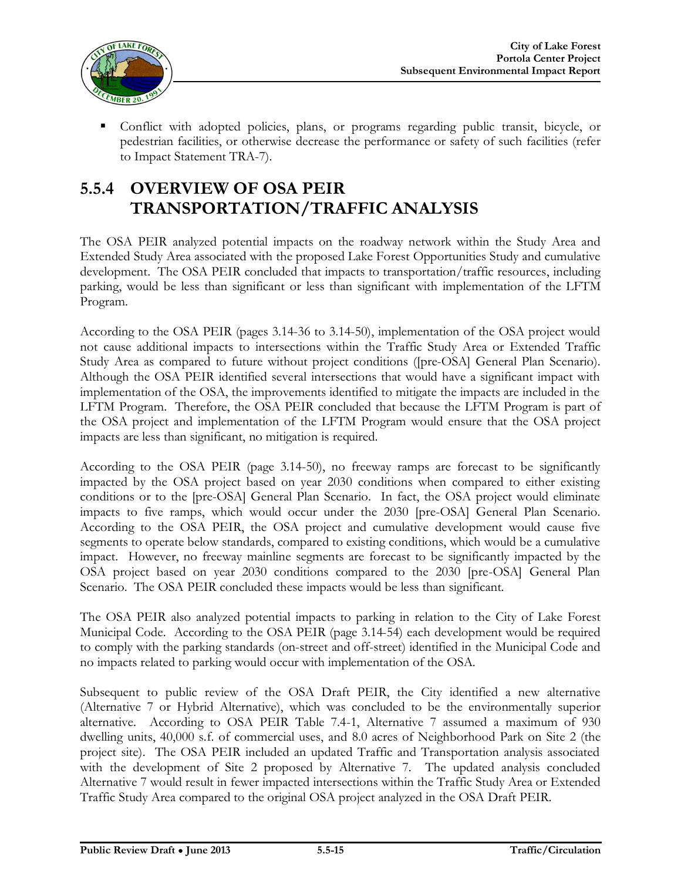- Conflict with adopted policies, plans, or programs regarding public transit, bicycle, or pedestrian facilities, or otherwise decrease the performance or safety of such facilities (refer to Impact Statement TRA-7).

## 5.5.4 OVERVIEW OF OSA PEIR TRANSPORTATION/TRAFFIC ANALYSIS

The OSA PEIR analyzed potential impacts on the roadway network within the Study Area and Extended Study Area associated with the proposed Lake Forest Opportunities Study and cumulative development. The OSA PEIR concluded that impacts to transportation/traffic resources, including parking, would be less than significant or less than significant with implementation of the LFTM Program.

According to the OSA PEIR (pages 3.14-36 to 3.14-50), implementation of the OSA project would not cause additional impacts to intersections within the Traffic Study Area or Extended Traffic Study Area as compared to future without project conditions ([pre-OSA] General Plan Scenario). Although the OSA PEIR identified several intersections that would have a significant impact with implementation of the OSA, the improvements identified to mitigate the impacts are included in the LFTM Program. Therefore, the OSA PEIR concluded that because the LFTM Program is part of the OSA project and implementation of the LFTM Program would ensure that the OSA project impacts are less than significant, no mitigation is required.

According to the OSA PEIR (page 3.14-50), no freeway ramps are forecast to be significantly impacted by the OSA project based on year 2030 conditions when compared to either existing conditions or to the [pre-OSA] General Plan Scenario. In fact, the OSA project would eliminate impacts to five ramps, which would occur under the 2030 [pre-OSA] General Plan Scenario. According to the OSA PEIR, the OSA project and cumulative development would cause five segments to operate below standards, compared to existing conditions, which would be a cumulative impact. However, no freeway mainline segments are forecast to be significantly impacted by the OSA project based on year 2030 conditions compared to the 2030 [pre-OSA] General Plan Scenario. The OSA PEIR concluded these impacts would be less than significant.

The OSA PEIR also analyzed potential impacts to parking in relation to the City of Lake Forest Municipal Code. According to the OSA PEIR (page 3.14-54) each development would be required to comply with the parking standards (on-street and off-street) identified in the Municipal Code and no impacts related to parking would occur with implementation of the OSA.

Subsequent to public review of the OSA Draft PEIR, the City identified a new alternative (Alternative 7 or Hybrid Alternative), which was concluded to be the environmentally superior alternative. According to OSA PEIR Table 7.4-1, Alternative 7 assumed a maximum of 930 dwelling units, 40,000 s.f. of commercial uses, and 8.0 acres of Neighborhood Park on Site 2 (the project site). The OSA PEIR included an updated Traffic and Transportation analysis associated with the development of Site 2 proposed by Alternative 7. The updated analysis concluded Alternative 7 would result in fewer impacted intersections within the Traffic Study Area or Extended Traffic Study Area compared to the original OSA project analyzed in the OSA Draft PEIR.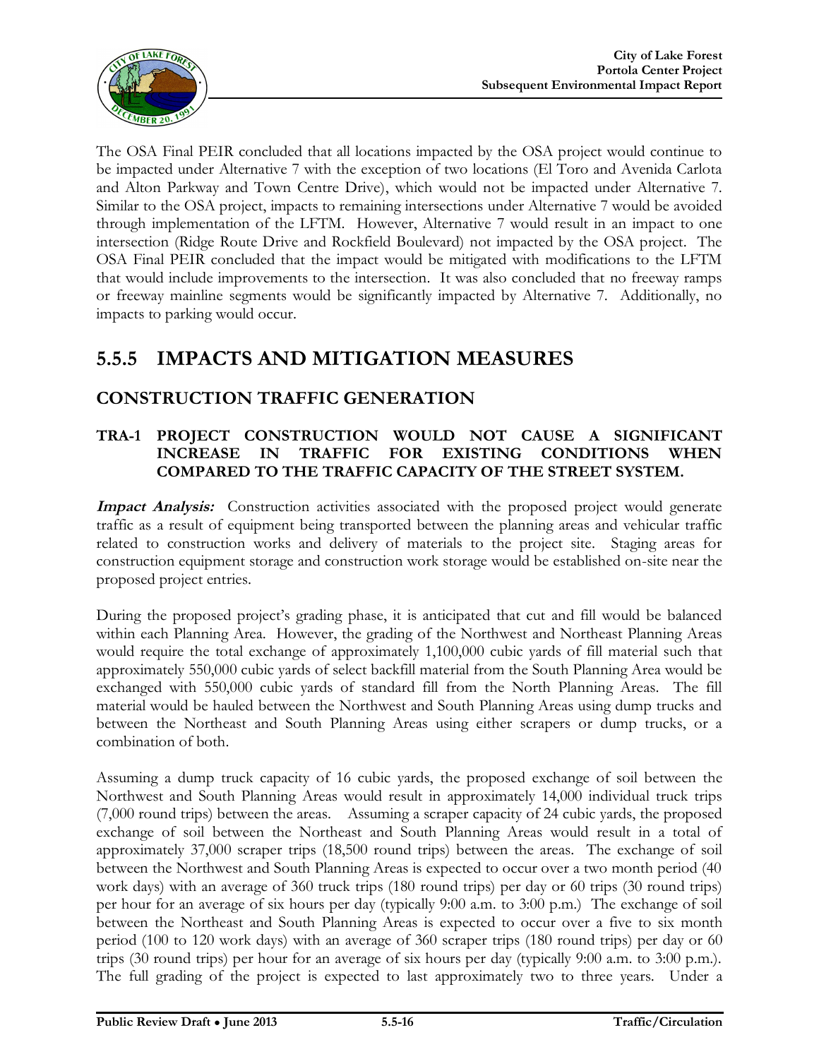The OSA Final PEIR concluded that all locations impacted by the OSA project would continue to be impacted under Alternative 7 with the exception of two locations (El Toro and Avenida Carlota and Alton Parkway and Town Centre Drive), which would not be impacted under Alternative 7. Similar to the OSA project, impacts to remaining intersections under Alternative 7 would be avoided through implementation of the LFTM. However, Alternative 7 would result in an impact to one intersection (Ridge Route Drive and Rockfield Boulevard) not impacted by the OSA project. The OSA Final PEIR concluded that the impact would be mitigated with modifications to the LFTM that would include improvements to the intersection. It was also concluded that no freeway ramps or freeway mainline segments would be significantly impacted by Alternative 7. Additionally, no impacts to parking would occur.

## 5.5.5 IMPACTS AND MITIGATION MEASURES

### CONSTRUCTION TRAFFIC GENERATION

#### TRA-1 PROJECT CONSTRUCTION WOULD NOT CAUSE A SIGNIFICANT INCREASE IN TRAFFIC FOR EXISTING CONDITIONS WHEN COMPARED TO THE TRAFFIC CAPACITY OF THE STREET SYSTEM.

***Impact Analysis:*** Construction activities associated with the proposed project would generate traffic as a result of equipment being transported between the planning areas and vehicular traffic related to construction works and delivery of materials to the project site. Staging areas for construction equipment storage and construction work storage would be established on-site near the proposed project entries.

During the proposed project's grading phase, it is anticipated that cut and fill would be balanced within each Planning Area. However, the grading of the Northwest and Northeast Planning Areas would require the total exchange of approximately 1,100,000 cubic yards of fill material such that approximately 550,000 cubic yards of select backfill material from the South Planning Area would be exchanged with 550,000 cubic yards of standard fill from the North Planning Areas. The fill material would be hauled between the Northwest and South Planning Areas using dump trucks and between the Northeast and South Planning Areas using either scrapers or dump trucks, or a combination of both.

Assuming a dump truck capacity of 16 cubic yards, the proposed exchange of soil between the Northwest and South Planning Areas would result in approximately 14,000 individual truck trips (7,000 round trips) between the areas. Assuming a scraper capacity of 24 cubic yards, the proposed exchange of soil between the Northeast and South Planning Areas would result in a total of approximately 37,000 scraper trips (18,500 round trips) between the areas. The exchange of soil between the Northwest and South Planning Areas is expected to occur over a two month period (40 work days) with an average of 360 truck trips (180 round trips) per day or 60 trips (30 round trips) per hour for an average of six hours per day (typically 9:00 a.m. to 3:00 p.m.) The exchange of soil between the Northeast and South Planning Areas is expected to occur over a five to six month period (100 to 120 work days) with an average of 360 scraper trips (180 round trips) per day or 60 trips (30 round trips) per hour for an average of six hours per day (typically 9:00 a.m. to 3:00 p.m.). The full grading of the project is expected to last approximately two to three years. Under a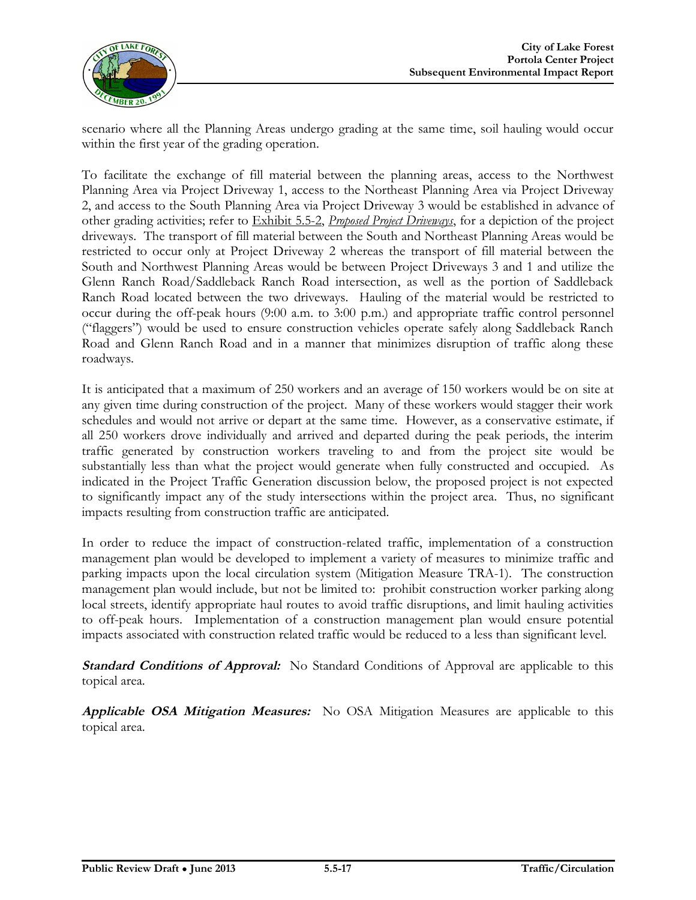scenario where all the Planning Areas undergo grading at the same time, soil hauling would occur within the first year of the grading operation.

To facilitate the exchange of fill material between the planning areas, access to the Northwest Planning Area via Project Driveway 1, access to the Northeast Planning Area via Project Driveway 2, and access to the South Planning Area via Project Driveway 3 would be established in advance of other grading activities; refer to Exhibit 5.5-2, *Proposed Project Driveways*, for a depiction of the project driveways. The transport of fill material between the South and Northeast Planning Areas would be restricted to occur only at Project Driveway 2 whereas the transport of fill material between the South and Northwest Planning Areas would be between Project Driveways 3 and 1 and utilize the Glenn Ranch Road/Saddleback Ranch Road intersection, as well as the portion of Saddleback Ranch Road located between the two driveways. Hauling of the material would be restricted to occur during the off-peak hours (9:00 a.m. to 3:00 p.m.) and appropriate traffic control personnel ("flaggers") would be used to ensure construction vehicles operate safely along Saddleback Ranch Road and Glenn Ranch Road and in a manner that minimizes disruption of traffic along these roadways.

It is anticipated that a maximum of 250 workers and an average of 150 workers would be on site at any given time during construction of the project. Many of these workers would stagger their work schedules and would not arrive or depart at the same time. However, as a conservative estimate, if all 250 workers drove individually and arrived and departed during the peak periods, the interim traffic generated by construction workers traveling to and from the project site would be substantially less than what the project would generate when fully constructed and occupied. As indicated in the Project Traffic Generation discussion below, the proposed project is not expected to significantly impact any of the study intersections within the project area. Thus, no significant impacts resulting from construction traffic are anticipated.

In order to reduce the impact of construction-related traffic, implementation of a construction management plan would be developed to implement a variety of measures to minimize traffic and parking impacts upon the local circulation system (Mitigation Measure TRA-1). The construction management plan would include, but not be limited to: prohibit construction worker parking along local streets, identify appropriate haul routes to avoid traffic disruptions, and limit hauling activities to off-peak hours. Implementation of a construction management plan would ensure potential impacts associated with construction related traffic would be reduced to a less than significant level.

***Standard Conditions of Approval:*** No Standard Conditions of Approval are applicable to this topical area.

***Applicable OSA Mitigation Measures:*** No OSA Mitigation Measures are applicable to this topical area.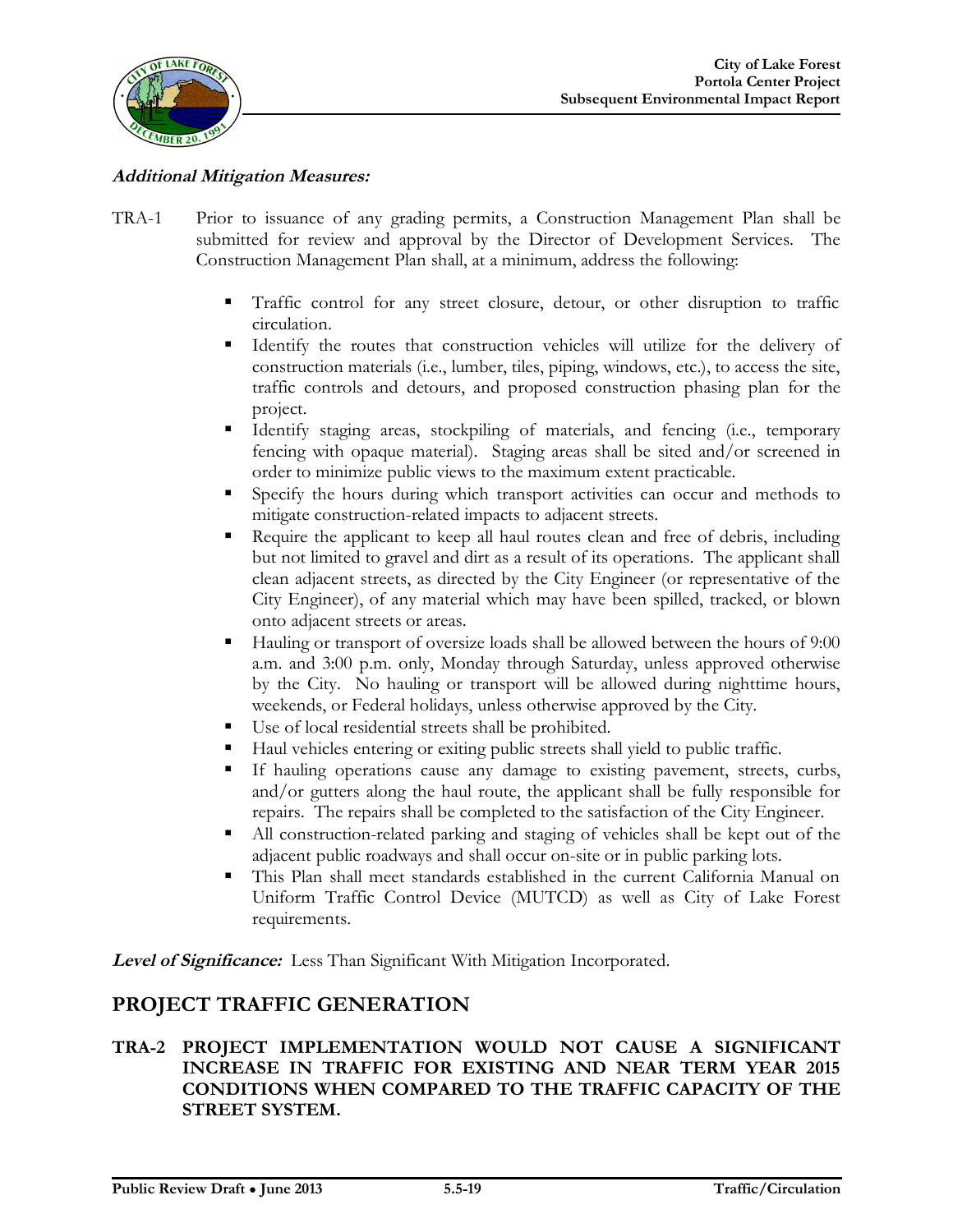***Additional Mitigation Measures:***

TRA-1 Prior to issuance of any grading permits, a Construction Management Plan shall be submitted for review and approval by the Director of Development Services. The Construction Management Plan shall, at a minimum, address the following:

- Traffic control for any street closure, detour, or other disruption to traffic circulation.
- Identify the routes that construction vehicles will utilize for the delivery of construction materials (i.e., lumber, tiles, piping, windows, etc.), to access the site, traffic controls and detours, and proposed construction phasing plan for the project.
- Identify staging areas, stockpiling of materials, and fencing (i.e., temporary fencing with opaque material). Staging areas shall be sited and/or screened in order to minimize public views to the maximum extent practicable.
- Specify the hours during which transport activities can occur and methods to mitigate construction-related impacts to adjacent streets.
- Require the applicant to keep all haul routes clean and free of debris, including but not limited to gravel and dirt as a result of its operations. The applicant shall clean adjacent streets, as directed by the City Engineer (or representative of the City Engineer), of any material which may have been spilled, tracked, or blown onto adjacent streets or areas.
- Hauling or transport of oversize loads shall be allowed between the hours of 9:00 a.m. and 3:00 p.m. only, Monday through Saturday, unless approved otherwise by the City. No hauling or transport will be allowed during nighttime hours, weekends, or Federal holidays, unless otherwise approved by the City.
- Use of local residential streets shall be prohibited.
- Haul vehicles entering or exiting public streets shall yield to public traffic.
- If hauling operations cause any damage to existing pavement, streets, curbs, and/or gutters along the haul route, the applicant shall be fully responsible for repairs. The repairs shall be completed to the satisfaction of the City Engineer.
- All construction-related parking and staging of vehicles shall be kept out of the adjacent public roadways and shall occur on-site or in public parking lots.
- This Plan shall meet standards established in the current California Manual on Uniform Traffic Control Device (MUTCD) as well as City of Lake Forest requirements.

***Level of Significance:*** Less Than Significant With Mitigation Incorporated.

## PROJECT TRAFFIC GENERATION

### TRA-2 PROJECT IMPLEMENTATION WOULD NOT CAUSE A SIGNIFICANT INCREASE IN TRAFFIC FOR EXISTING AND NEAR TERM YEAR 2015 CONDITIONS WHEN COMPARED TO THE TRAFFIC CAPACITY OF THE STREET SYSTEM.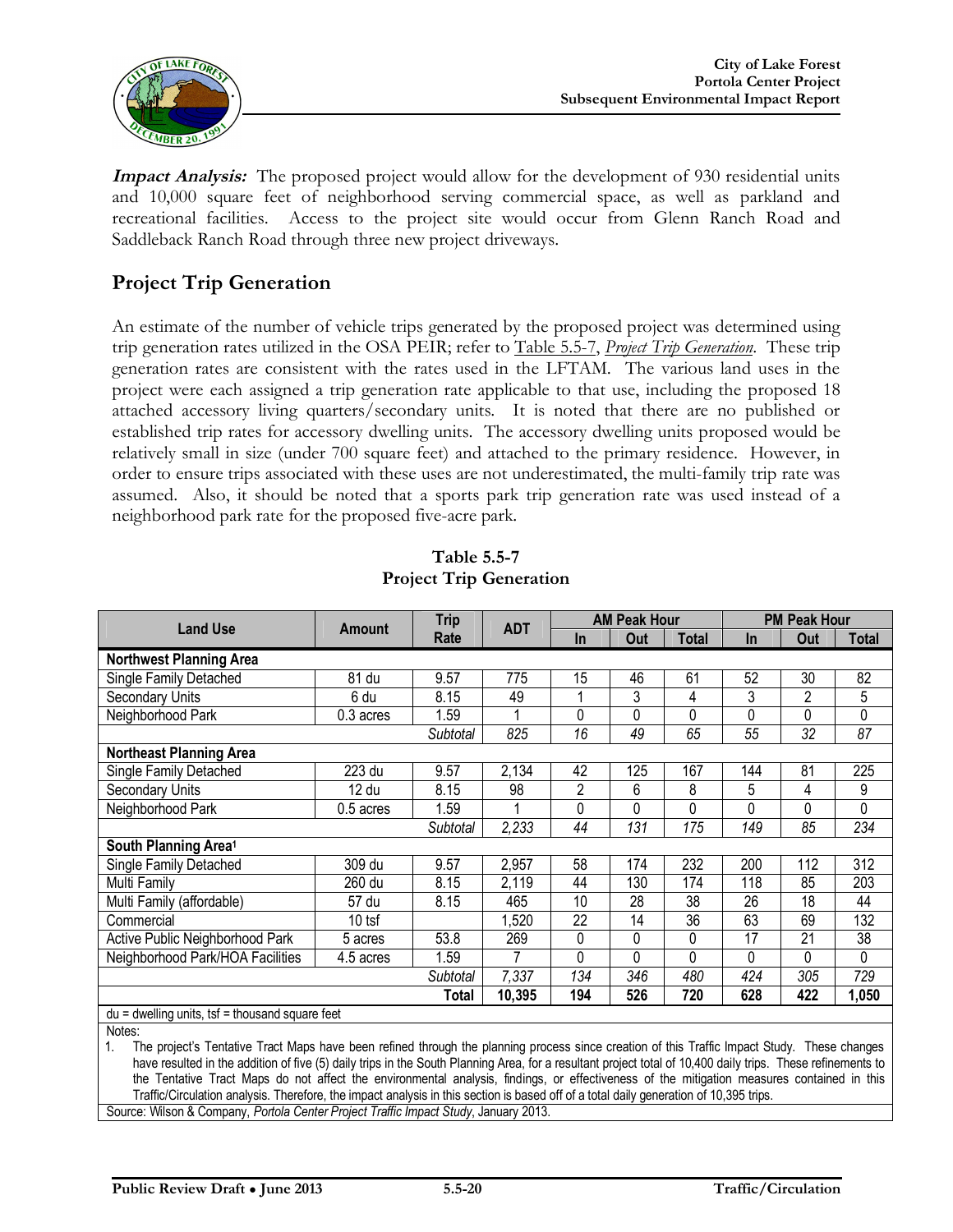**Impact Analysis:** The proposed project would allow for the development of 930 residential units and 10,000 square feet of neighborhood serving commercial space, as well as parkland and recreational facilities. Access to the project site would occur from Glenn Ranch Road and Saddleback Ranch Road through three new project driveways.

## Project Trip Generation

An estimate of the number of vehicle trips generated by the proposed project was determined using trip generation rates utilized in the OSA PEIR; refer to Table 5.5-7, *Project Trip Generation*. These trip generation rates are consistent with the rates used in the LFTAM. The various land uses in the project were each assigned a trip generation rate applicable to that use, including the proposed 18 attached accessory living quarters/secondary units. It is noted that there are no published or established trip rates for accessory dwelling units. The accessory dwelling units proposed would be relatively small in size (under 700 square feet) and attached to the primary residence. However, in order to ensure trips associated with these uses are not underestimated, the multi-family trip rate was assumed. Also, it should be noted that a sports park trip generation rate was used instead of a neighborhood park rate for the proposed five-acre park.

**Table 5.5-7**
**Project Trip Generation**

| Land Use | Amount | Trip Rate | ADT | AM Peak Hour | | | PM Peak Hour | | |
|---|---|---|---|---|---|---|---|---|---|
| | | | | In | Out | Total | In | Out | Total |
| **Northwest Planning Area** | | | | | | | | | |
| Single Family Detached | 81 du | 9.57 | 775 | 15 | 46 | 61 | 52 | 30 | 82 |
| Secondary Units | 6 du | 8.15 | 49 | 1 | 3 | 4 | 3 | 2 | 5 |
| Neighborhood Park | 0.3 acres | 1.59 | 1 | 0 | 0 | 0 | 0 | 0 | 0 |
| | | *Subtotal* | *825* | *16* | *49* | *65* | *55* | *32* | *87* |
| **Northeast Planning Area** | | | | | | | | | |
| Single Family Detached | 223 du | 9.57 | 2,134 | 42 | 125 | 167 | 144 | 81 | 225 |
| Secondary Units | 12 du | 8.15 | 98 | 2 | 6 | 8 | 5 | 4 | 9 |
| Neighborhood Park | 0.5 acres | 1.59 | 1 | 0 | 0 | 0 | 0 | 0 | 0 |
| | | *Subtotal* | *2,233* | *44* | *131* | *175* | *149* | *85* | *234* |
| **South Planning Area[1]** | | | | | | | | | |
| Single Family Detached | 309 du | 9.57 | 2,957 | 58 | 174 | 232 | 200 | 112 | 312 |
| Multi Family | 260 du | 8.15 | 2,119 | 44 | 130 | 174 | 118 | 85 | 203 |
| Multi Family (affordable) | 57 du | 8.15 | 465 | 10 | 28 | 38 | 26 | 18 | 44 |
| Commercial | 10 tsf | | 1,520 | 22 | 14 | 36 | 63 | 69 | 132 |
| Active Public Neighborhood Park | 5 acres | 53.8 | 269 | 0 | 0 | 0 | 17 | 21 | 38 |
| Neighborhood Park/HOA Facilities | 4.5 acres | 1.59 | 7 | 0 | 0 | 0 | 0 | 0 | 0 |
| | | *Subtotal* | *7,337* | *134* | *346* | *480* | *424* | *305* | *729* |
| | | **Total** | **10,395** | **194** | **526** | **720** | **628** | **422** | **1,050** |

du = dwelling units, tsf = thousand square feet

Notes:

1. The project's Tentative Tract Maps have been refined through the planning process since creation of this Traffic Impact Study. These changes have resulted in the addition of five (5) daily trips in the South Planning Area, for a resultant project total of 10,400 daily trips. These refinements to the Tentative Tract Maps do not affect the environmental analysis, findings, or effectiveness of the mitigation measures contained in this Traffic/Circulation analysis. Therefore, the impact analysis in this section is based off of a total daily generation of 10,395 trips.

Source: Wilson & Company, *Portola Center Project Traffic Impact Study*, January 2013.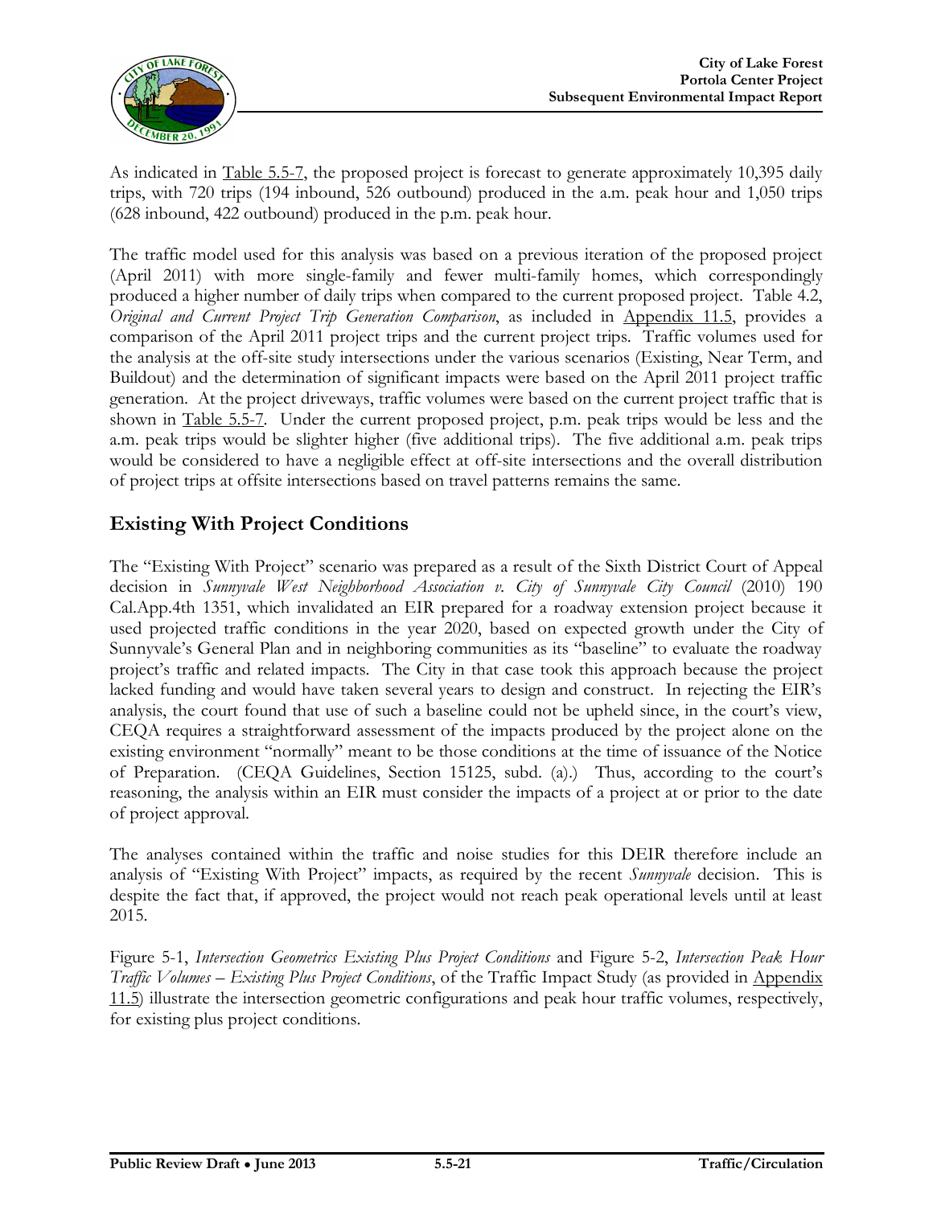As indicated in Table 5.5-7, the proposed project is forecast to generate approximately 10,395 daily trips, with 720 trips (194 inbound, 526 outbound) produced in the a.m. peak hour and 1,050 trips (628 inbound, 422 outbound) produced in the p.m. peak hour.

The traffic model used for this analysis was based on a previous iteration of the proposed project (April 2011) with more single-family and fewer multi-family homes, which correspondingly produced a higher number of daily trips when compared to the current proposed project. Table 4.2, *Original and Current Project Trip Generation Comparison*, as included in Appendix 11.5, provides a comparison of the April 2011 project trips and the current project trips. Traffic volumes used for the analysis at the off-site study intersections under the various scenarios (Existing, Near Term, and Buildout) and the determination of significant impacts were based on the April 2011 project traffic generation. At the project driveways, traffic volumes were based on the current project traffic that is shown in Table 5.5-7. Under the current proposed project, p.m. peak trips would be less and the a.m. peak trips would be slighter higher (five additional trips). The five additional a.m. peak trips would be considered to have a negligible effect at off-site intersections and the overall distribution of project trips at offsite intersections based on travel patterns remains the same.

## Existing With Project Conditions

The "Existing With Project" scenario was prepared as a result of the Sixth District Court of Appeal decision in *Sunnyvale West Neighborhood Association v. City of Sunnyvale City Council* (2010) 190 Cal.App.4th 1351, which invalidated an EIR prepared for a roadway extension project because it used projected traffic conditions in the year 2020, based on expected growth under the City of Sunnyvale's General Plan and in neighboring communities as its "baseline" to evaluate the roadway project's traffic and related impacts. The City in that case took this approach because the project lacked funding and would have taken several years to design and construct. In rejecting the EIR's analysis, the court found that use of such a baseline could not be upheld since, in the court's view, CEQA requires a straightforward assessment of the impacts produced by the project alone on the existing environment "normally" meant to be those conditions at the time of issuance of the Notice of Preparation. (CEQA Guidelines, Section 15125, subd. (a).) Thus, according to the court's reasoning, the analysis within an EIR must consider the impacts of a project at or prior to the date of project approval.

The analyses contained within the traffic and noise studies for this DEIR therefore include an analysis of "Existing With Project" impacts, as required by the recent *Sunnyvale* decision. This is despite the fact that, if approved, the project would not reach peak operational levels until at least 2015.

Figure 5-1, *Intersection Geometrics Existing Plus Project Conditions* and Figure 5-2, *Intersection Peak Hour Traffic Volumes – Existing Plus Project Conditions*, of the Traffic Impact Study (as provided in Appendix 11.5) illustrate the intersection geometric configurations and peak hour traffic volumes, respectively, for existing plus project conditions.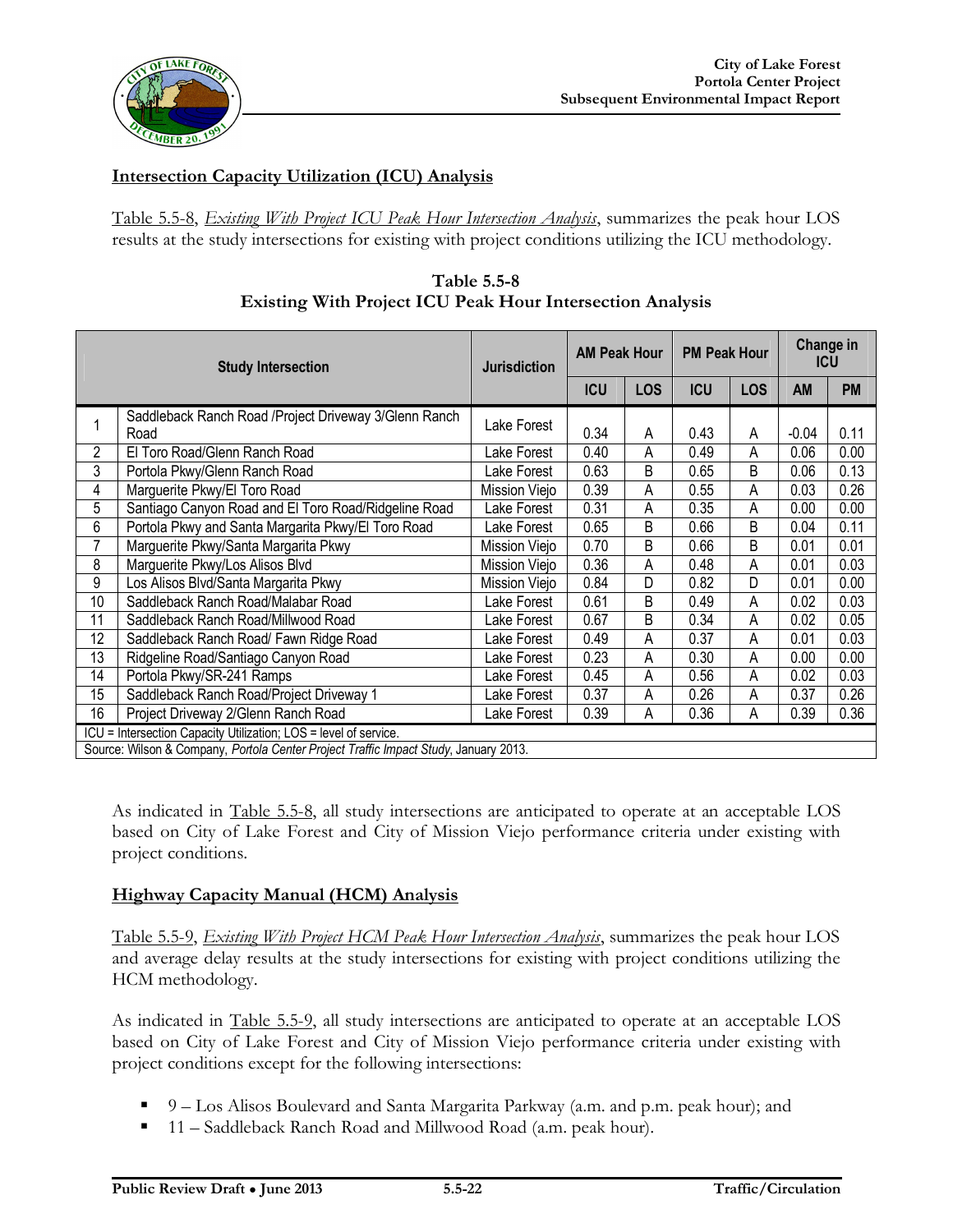**Intersection Capacity Utilization (ICU) Analysis**

Table 5.5-8, *Existing With Project ICU Peak Hour Intersection Analysis*, summarizes the peak hour LOS results at the study intersections for existing with project conditions utilizing the ICU methodology.

**Table 5.5-8**
**Existing With Project ICU Peak Hour Intersection Analysis**

| Study Intersection | | Jurisdiction | AM Peak Hour | | PM Peak Hour | | Change in ICU | |
|---|---|---|---|---|---|---|---|---|
| | | | ICU | LOS | ICU | LOS | AM | PM |
| 1 | Saddleback Ranch Road /Project Driveway 3/Glenn Ranch Road | Lake Forest | 0.34 | A | 0.43 | A | -0.04 | 0.11 |
| 2 | El Toro Road/Glenn Ranch Road | Lake Forest | 0.40 | A | 0.49 | A | 0.06 | 0.00 |
| 3 | Portola Pkwy/Glenn Ranch Road | Lake Forest | 0.63 | B | 0.65 | B | 0.06 | 0.13 |
| 4 | Marguerite Pkwy/El Toro Road | Mission Viejo | 0.39 | A | 0.55 | A | 0.03 | 0.26 |
| 5 | Santiago Canyon Road and El Toro Road/Ridgeline Road | Lake Forest | 0.31 | A | 0.35 | A | 0.00 | 0.00 |
| 6 | Portola Pkwy and Santa Margarita Pkwy/El Toro Road | Lake Forest | 0.65 | B | 0.66 | B | 0.04 | 0.11 |
| 7 | Marguerite Pkwy/Santa Margarita Pkwy | Mission Viejo | 0.70 | B | 0.66 | B | 0.01 | 0.01 |
| 8 | Marguerite Pkwy/Los Alisos Blvd | Mission Viejo | 0.36 | A | 0.48 | A | 0.01 | 0.03 |
| 9 | Los Alisos Blvd/Santa Margarita Pkwy | Mission Viejo | 0.84 | D | 0.82 | D | 0.01 | 0.00 |
| 10 | Saddleback Ranch Road/Malabar Road | Lake Forest | 0.61 | B | 0.49 | A | 0.02 | 0.03 |
| 11 | Saddleback Ranch Road/Millwood Road | Lake Forest | 0.67 | B | 0.34 | A | 0.02 | 0.05 |
| 12 | Saddleback Ranch Road/ Fawn Ridge Road | Lake Forest | 0.49 | A | 0.37 | A | 0.01 | 0.03 |
| 13 | Ridgeline Road/Santiago Canyon Road | Lake Forest | 0.23 | A | 0.30 | A | 0.00 | 0.00 |
| 14 | Portola Pkwy/SR-241 Ramps | Lake Forest | 0.45 | A | 0.56 | A | 0.02 | 0.03 |
| 15 | Saddleback Ranch Road/Project Driveway 1 | Lake Forest | 0.37 | A | 0.26 | A | 0.37 | 0.26 |
| 16 | Project Driveway 2/Glenn Ranch Road | Lake Forest | 0.39 | A | 0.36 | A | 0.39 | 0.36 |

ICU = Intersection Capacity Utilization; LOS = level of service.
Source: Wilson & Company, *Portola Center Project Traffic Impact Study*, January 2013.

As indicated in Table 5.5-8, all study intersections are anticipated to operate at an acceptable LOS based on City of Lake Forest and City of Mission Viejo performance criteria under existing with project conditions.

**Highway Capacity Manual (HCM) Analysis**

Table 5.5-9, *Existing With Project HCM Peak Hour Intersection Analysis*, summarizes the peak hour LOS and average delay results at the study intersections for existing with project conditions utilizing the HCM methodology.

As indicated in Table 5.5-9, all study intersections are anticipated to operate at an acceptable LOS based on City of Lake Forest and City of Mission Viejo performance criteria under existing with project conditions except for the following intersections:

- 9 – Los Alisos Boulevard and Santa Margarita Parkway (a.m. and p.m. peak hour); and
- 11 – Saddleback Ranch Road and Millwood Road (a.m. peak hour).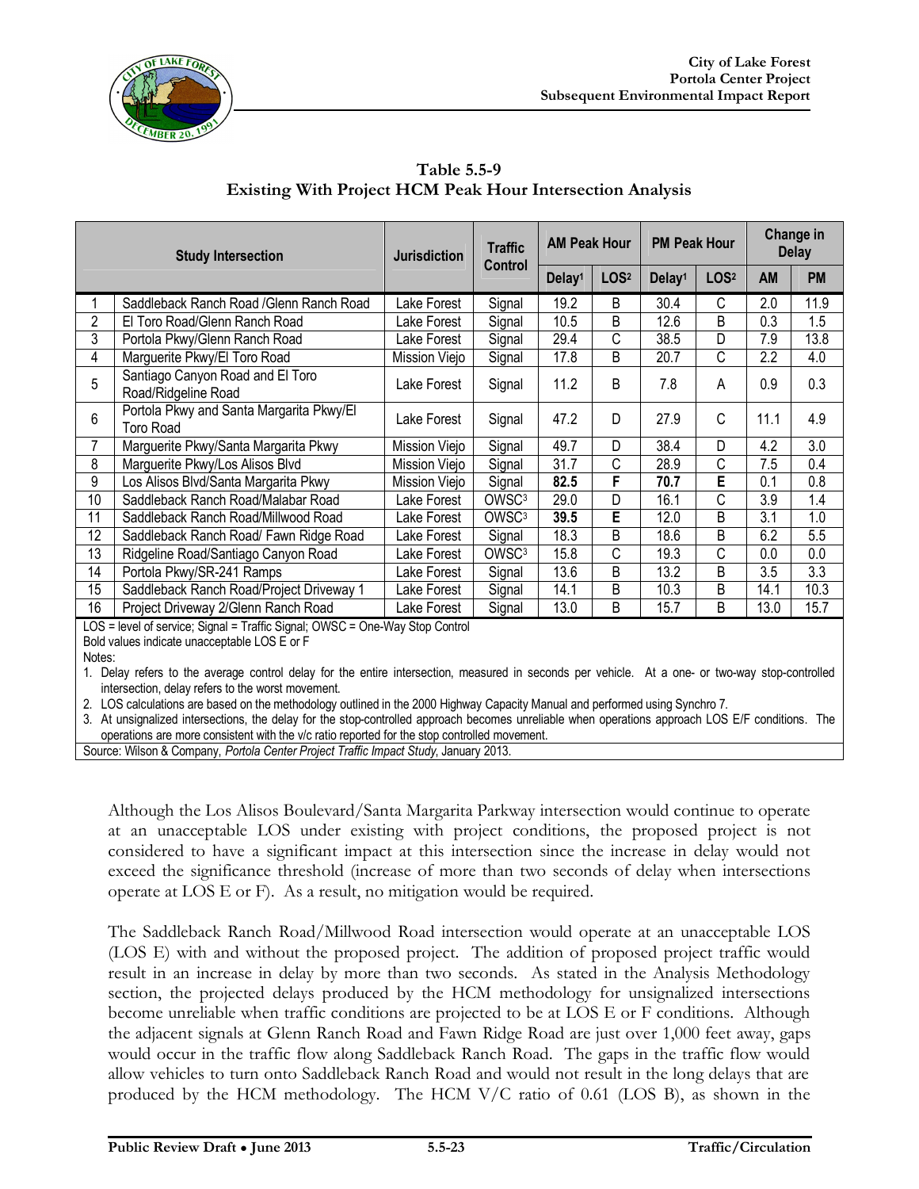**Table 5.5-9**
**Existing With Project HCM Peak Hour Intersection Analysis**

| Study Intersection | | Jurisdiction | Traffic Control | AM Peak Hour | | PM Peak Hour | | Change in Delay | |
|---|---|---|---|---|---|---|---|---|---|
| | | | | Delay[1] | LOS[2] | Delay[1] | LOS[2] | AM | PM |
| 1 | Saddleback Ranch Road /Glenn Ranch Road | Lake Forest | Signal | 19.2 | B | 30.4 | C | 2.0 | 11.9 |
| 2 | El Toro Road/Glenn Ranch Road | Lake Forest | Signal | 10.5 | B | 12.6 | B | 0.3 | 1.5 |
| 3 | Portola Pkwy/Glenn Ranch Road | Lake Forest | Signal | 29.4 | C | 38.5 | D | 7.9 | 13.8 |
| 4 | Marguerite Pkwy/El Toro Road | Mission Viejo | Signal | 17.8 | B | 20.7 | C | 2.2 | 4.0 |
| 5 | Santiago Canyon Road and El Toro Road/Ridgeline Road | Lake Forest | Signal | 11.2 | B | 7.8 | A | 0.9 | 0.3 |
| 6 | Portola Pkwy and Santa Margarita Pkwy/El Toro Road | Lake Forest | Signal | 47.2 | D | 27.9 | C | 11.1 | 4.9 |
| 7 | Marguerite Pkwy/Santa Margarita Pkwy | Mission Viejo | Signal | 49.7 | D | 38.4 | D | 4.2 | 3.0 |
| 8 | Marguerite Pkwy/Los Alisos Blvd | Mission Viejo | Signal | 31.7 | C | 28.9 | C | 7.5 | 0.4 |
| 9 | Los Alisos Blvd/Santa Margarita Pkwy | Mission Viejo | Signal | **82.5** | **F** | **70.7** | **E** | 0.1 | 0.8 |
| 10 | Saddleback Ranch Road/Malabar Road | Lake Forest | OWSC[3] | 29.0 | D | 16.1 | C | 3.9 | 1.4 |
| 11 | Saddleback Ranch Road/Millwood Road | Lake Forest | OWSC[3] | **39.5** | **E** | 12.0 | B | 3.1 | 1.0 |
| 12 | Saddleback Ranch Road/ Fawn Ridge Road | Lake Forest | Signal | 18.3 | B | 18.6 | B | 6.2 | 5.5 |
| 13 | Ridgeline Road/Santiago Canyon Road | Lake Forest | OWSC[3] | 15.8 | C | 19.3 | C | 0.0 | 0.0 |
| 14 | Portola Pkwy/SR-241 Ramps | Lake Forest | Signal | 13.6 | B | 13.2 | B | 3.5 | 3.3 |
| 15 | Saddleback Ranch Road/Project Driveway 1 | Lake Forest | Signal | 14.1 | B | 10.3 | B | 14.1 | 10.3 |
| 16 | Project Driveway 2/Glenn Ranch Road | Lake Forest | Signal | 13.0 | B | 15.7 | B | 13.0 | 15.7 |

LOS = level of service; Signal = Traffic Signal; OWSC = One-Way Stop Control
Bold values indicate unacceptable LOS E or F
Notes:
1. Delay refers to the average control delay for the entire intersection, measured in seconds per vehicle. At a one- or two-way stop-controlled intersection, delay refers to the worst movement.
2. LOS calculations are based on the methodology outlined in the 2000 Highway Capacity Manual and performed using Synchro 7.
3. At unsignalized intersections, the delay for the stop-controlled approach becomes unreliable when operations approach LOS E/F conditions. The operations are more consistent with the v/c ratio reported for the stop controlled movement.

Source: Wilson & Company, *Portola Center Project Traffic Impact Study*, January 2013.

Although the Los Alisos Boulevard/Santa Margarita Parkway intersection would continue to operate at an unacceptable LOS under existing with project conditions, the proposed project is not considered to have a significant impact at this intersection since the increase in delay would not exceed the significance threshold (increase of more than two seconds of delay when intersections operate at LOS E or F). As a result, no mitigation would be required.

The Saddleback Ranch Road/Millwood Road intersection would operate at an unacceptable LOS (LOS E) with and without the proposed project. The addition of proposed project traffic would result in an increase in delay by more than two seconds. As stated in the Analysis Methodology section, the projected delays produced by the HCM methodology for unsignalized intersections become unreliable when traffic conditions are projected to be at LOS E or F conditions. Although the adjacent signals at Glenn Ranch Road and Fawn Ridge Road are just over 1,000 feet away, gaps would occur in the traffic flow along Saddleback Ranch Road. The gaps in the traffic flow would allow vehicles to turn onto Saddleback Ranch Road and would not result in the long delays that are produced by the HCM methodology. The HCM V/C ratio of 0.61 (LOS B), as shown in the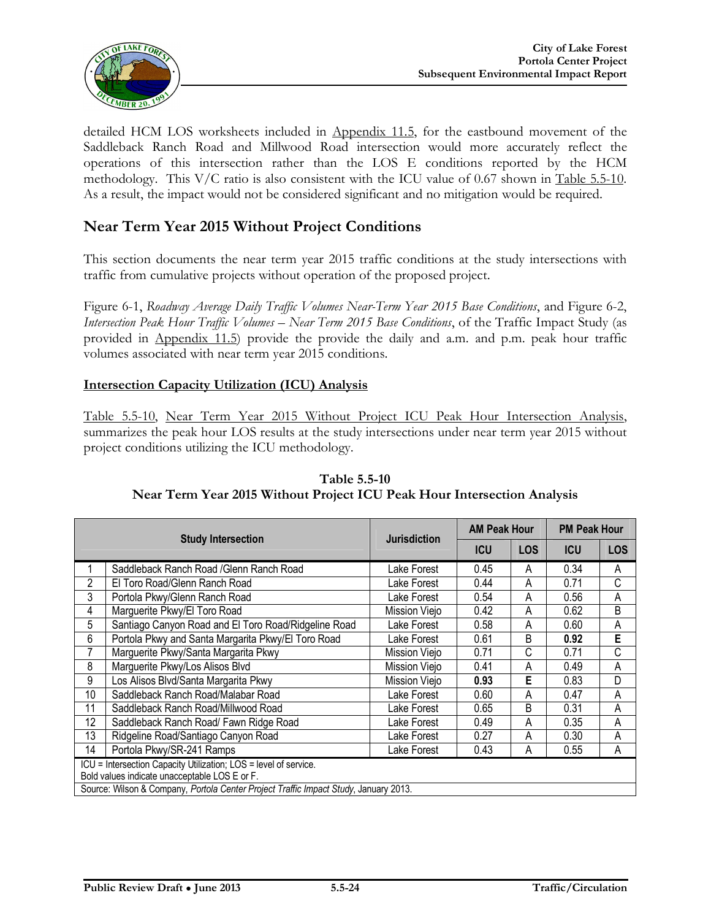detailed HCM LOS worksheets included in Appendix 11.5, for the eastbound movement of the Saddleback Ranch Road and Millwood Road intersection would more accurately reflect the operations of this intersection rather than the LOS E conditions reported by the HCM methodology. This V/C ratio is also consistent with the ICU value of 0.67 shown in Table 5.5-10. As a result, the impact would not be considered significant and no mitigation would be required.

## Near Term Year 2015 Without Project Conditions

This section documents the near term year 2015 traffic conditions at the study intersections with traffic from cumulative projects without operation of the proposed project.

Figure 6-1, *Roadway Average Daily Traffic Volumes Near-Term Year 2015 Base Conditions*, and Figure 6-2, *Intersection Peak Hour Traffic Volumes – Near Term 2015 Base Conditions*, of the Traffic Impact Study (as provided in Appendix 11.5) provide the provide the daily and a.m. and p.m. peak hour traffic volumes associated with near term year 2015 conditions.

### Intersection Capacity Utilization (ICU) Analysis

Table 5.5-10, Near Term Year 2015 Without Project ICU Peak Hour Intersection Analysis, summarizes the peak hour LOS results at the study intersections under near term year 2015 without project conditions utilizing the ICU methodology.

**Table 5.5-10**
**Near Term Year 2015 Without Project ICU Peak Hour Intersection Analysis**

| Study Intersection | | Jurisdiction | AM Peak Hour | | PM Peak Hour | |
|---|---|---|---|---|---|---|
| | | | ICU | LOS | ICU | LOS |
| 1 | Saddleback Ranch Road /Glenn Ranch Road | Lake Forest | 0.45 | A | 0.34 | A |
| 2 | El Toro Road/Glenn Ranch Road | Lake Forest | 0.44 | A | 0.71 | C |
| 3 | Portola Pkwy/Glenn Ranch Road | Lake Forest | 0.54 | A | 0.56 | A |
| 4 | Marguerite Pkwy/El Toro Road | Mission Viejo | 0.42 | A | 0.62 | B |
| 5 | Santiago Canyon Road and El Toro Road/Ridgeline Road | Lake Forest | 0.58 | A | 0.60 | A |
| 6 | Portola Pkwy and Santa Margarita Pkwy/El Toro Road | Lake Forest | 0.61 | B | **0.92** | **E** |
| 7 | Marguerite Pkwy/Santa Margarita Pkwy | Mission Viejo | 0.71 | C | 0.71 | C |
| 8 | Marguerite Pkwy/Los Alisos Blvd | Mission Viejo | 0.41 | A | 0.49 | A |
| 9 | Los Alisos Blvd/Santa Margarita Pkwy | Mission Viejo | **0.93** | **E** | 0.83 | D |
| 10 | Saddleback Ranch Road/Malabar Road | Lake Forest | 0.60 | A | 0.47 | A |
| 11 | Saddleback Ranch Road/Millwood Road | Lake Forest | 0.65 | B | 0.31 | A |
| 12 | Saddleback Ranch Road/ Fawn Ridge Road | Lake Forest | 0.49 | A | 0.35 | A |
| 13 | Ridgeline Road/Santiago Canyon Road | Lake Forest | 0.27 | A | 0.30 | A |
| 14 | Portola Pkwy/SR-241 Ramps | Lake Forest | 0.43 | A | 0.55 | A |

ICU = Intersection Capacity Utilization; LOS = level of service.
Bold values indicate unacceptable LOS E or F.
Source: Wilson & Company, *Portola Center Project Traffic Impact Study*, January 2013.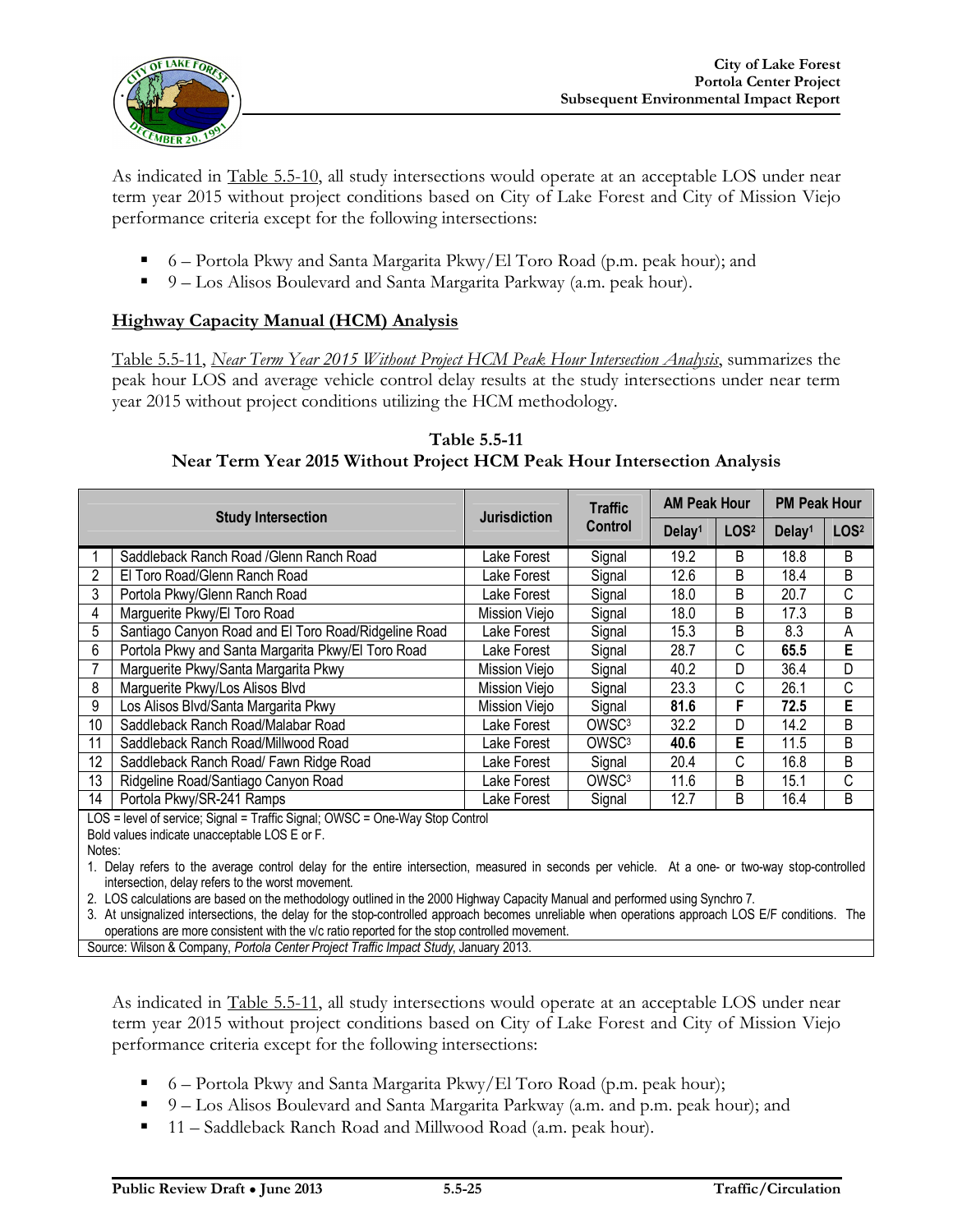As indicated in Table 5.5-10, all study intersections would operate at an acceptable LOS under near term year 2015 without project conditions based on City of Lake Forest and City of Mission Viejo performance criteria except for the following intersections:

- 6 – Portola Pkwy and Santa Margarita Pkwy/El Toro Road (p.m. peak hour); and
- 9 – Los Alisos Boulevard and Santa Margarita Parkway (a.m. peak hour).

**Highway Capacity Manual (HCM) Analysis**

Table 5.5-11, *Near Term Year 2015 Without Project HCM Peak Hour Intersection Analysis*, summarizes the peak hour LOS and average vehicle control delay results at the study intersections under near term year 2015 without project conditions utilizing the HCM methodology.

**Table 5.5-11**
**Near Term Year 2015 Without Project HCM Peak Hour Intersection Analysis**

| Study Intersection | | Jurisdiction | Traffic Control | AM Peak Hour | | PM Peak Hour | |
|---|---|---|---|---|---|---|---|
| | | | | Delay[1] | LOS[2] | Delay[1] | LOS[2] |
| 1 | Saddleback Ranch Road /Glenn Ranch Road | Lake Forest | Signal | 19.2 | B | 18.8 | B |
| 2 | El Toro Road/Glenn Ranch Road | Lake Forest | Signal | 12.6 | B | 18.4 | B |
| 3 | Portola Pkwy/Glenn Ranch Road | Lake Forest | Signal | 18.0 | B | 20.7 | C |
| 4 | Marguerite Pkwy/El Toro Road | Mission Viejo | Signal | 18.0 | B | 17.3 | B |
| 5 | Santiago Canyon Road and El Toro Road/Ridgeline Road | Lake Forest | Signal | 15.3 | B | 8.3 | A |
| 6 | Portola Pkwy and Santa Margarita Pkwy/El Toro Road | Lake Forest | Signal | 28.7 | C | **65.5** | **E** |
| 7 | Marguerite Pkwy/Santa Margarita Pkwy | Mission Viejo | Signal | 40.2 | D | 36.4 | D |
| 8 | Marguerite Pkwy/Los Alisos Blvd | Mission Viejo | Signal | 23.3 | C | 26.1 | C |
| 9 | Los Alisos Blvd/Santa Margarita Pkwy | Mission Viejo | Signal | **81.6** | **F** | **72.5** | **E** |
| 10 | Saddleback Ranch Road/Malabar Road | Lake Forest | OWSC[3] | 32.2 | D | 14.2 | B |
| 11 | Saddleback Ranch Road/Millwood Road | Lake Forest | OWSC[3] | **40.6** | **E** | 11.5 | B |
| 12 | Saddleback Ranch Road/ Fawn Ridge Road | Lake Forest | Signal | 20.4 | C | 16.8 | B |
| 13 | Ridgeline Road/Santiago Canyon Road | Lake Forest | OWSC[3] | 11.6 | B | 15.1 | C |
| 14 | Portola Pkwy/SR-241 Ramps | Lake Forest | Signal | 12.7 | B | 16.4 | B |

LOS = level of service; Signal = Traffic Signal; OWSC = One-Way Stop Control

Bold values indicate unacceptable LOS E or F.

Notes:

1. Delay refers to the average control delay for the entire intersection, measured in seconds per vehicle. At a one- or two-way stop-controlled intersection, delay refers to the worst movement.
2. LOS calculations are based on the methodology outlined in the 2000 Highway Capacity Manual and performed using Synchro 7.
3. At unsignalized intersections, the delay for the stop-controlled approach becomes unreliable when operations approach LOS E/F conditions. The operations are more consistent with the v/c ratio reported for the stop controlled movement.

Source: Wilson & Company, *Portola Center Project Traffic Impact Study*, January 2013.

As indicated in Table 5.5-11, all study intersections would operate at an acceptable LOS under near term year 2015 without project conditions based on City of Lake Forest and City of Mission Viejo performance criteria except for the following intersections:

- 6 – Portola Pkwy and Santa Margarita Pkwy/El Toro Road (p.m. peak hour);
- 9 – Los Alisos Boulevard and Santa Margarita Parkway (a.m. and p.m. peak hour); and
- 11 – Saddleback Ranch Road and Millwood Road (a.m. peak hour).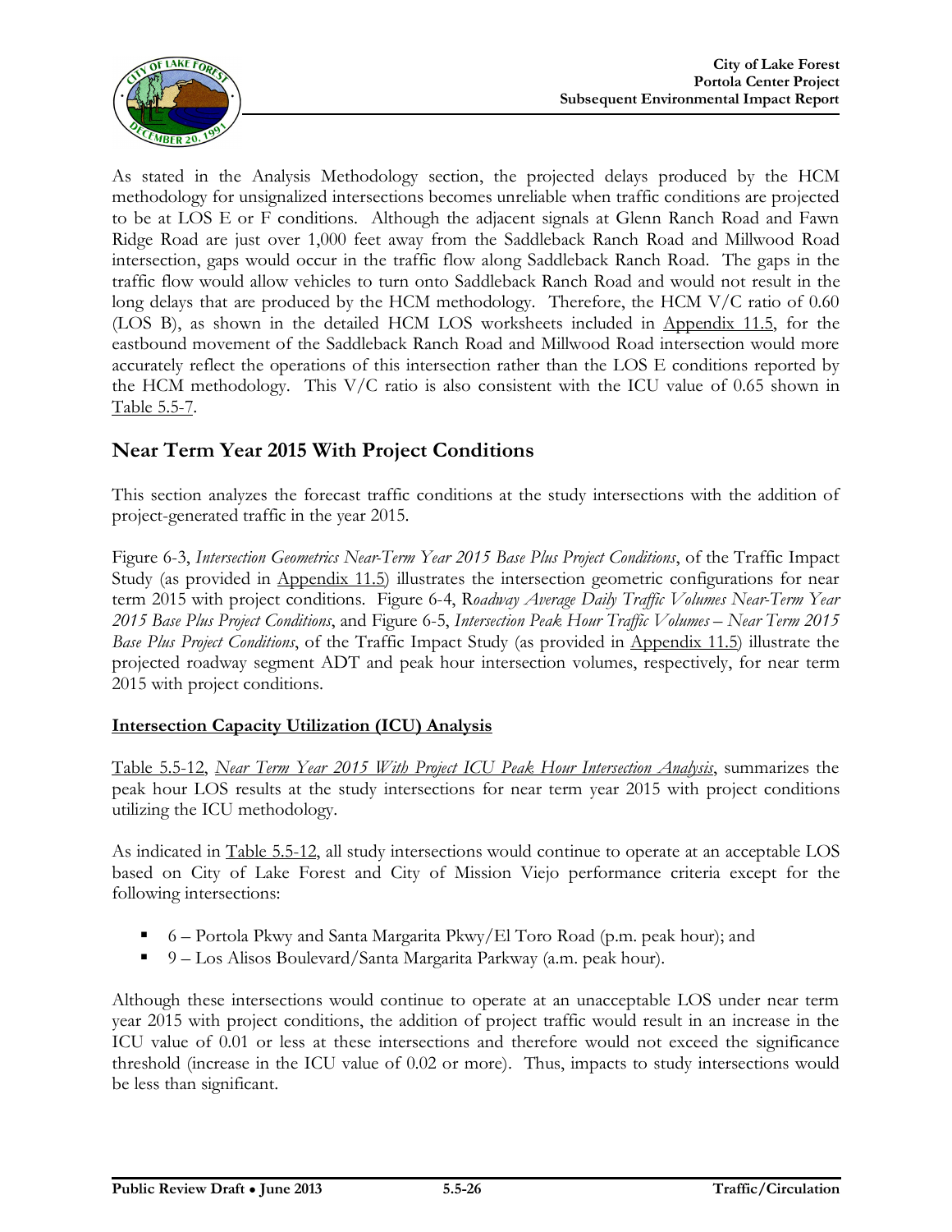As stated in the Analysis Methodology section, the projected delays produced by the HCM methodology for unsignalized intersections becomes unreliable when traffic conditions are projected to be at LOS E or F conditions. Although the adjacent signals at Glenn Ranch Road and Fawn Ridge Road are just over 1,000 feet away from the Saddleback Ranch Road and Millwood Road intersection, gaps would occur in the traffic flow along Saddleback Ranch Road. The gaps in the traffic flow would allow vehicles to turn onto Saddleback Ranch Road and would not result in the long delays that are produced by the HCM methodology. Therefore, the HCM V/C ratio of 0.60 (LOS B), as shown in the detailed HCM LOS worksheets included in Appendix 11.5, for the eastbound movement of the Saddleback Ranch Road and Millwood Road intersection would more accurately reflect the operations of this intersection rather than the LOS E conditions reported by the HCM methodology. This V/C ratio is also consistent with the ICU value of 0.65 shown in Table 5.5-7.

## Near Term Year 2015 With Project Conditions

This section analyzes the forecast traffic conditions at the study intersections with the addition of project-generated traffic in the year 2015.

Figure 6-3, *Intersection Geometrics Near-Term Year 2015 Base Plus Project Conditions*, of the Traffic Impact Study (as provided in Appendix 11.5) illustrates the intersection geometric configurations for near term 2015 with project conditions. Figure 6-4, R*oadway Average Daily Traffic Volumes Near-Term Year 2015 Base Plus Project Conditions*, and Figure 6-5, *Intersection Peak Hour Traffic Volumes – Near Term 2015 Base Plus Project Conditions*, of the Traffic Impact Study (as provided in Appendix 11.5) illustrate the projected roadway segment ADT and peak hour intersection volumes, respectively, for near term 2015 with project conditions.

### Intersection Capacity Utilization (ICU) Analysis

Table 5.5-12, *Near Term Year 2015 With Project ICU Peak Hour Intersection Analysis*, summarizes the peak hour LOS results at the study intersections for near term year 2015 with project conditions utilizing the ICU methodology.

As indicated in Table 5.5-12, all study intersections would continue to operate at an acceptable LOS based on City of Lake Forest and City of Mission Viejo performance criteria except for the following intersections:

- 6 – Portola Pkwy and Santa Margarita Pkwy/El Toro Road (p.m. peak hour); and
- 9 – Los Alisos Boulevard/Santa Margarita Parkway (a.m. peak hour).

Although these intersections would continue to operate at an unacceptable LOS under near term year 2015 with project conditions, the addition of project traffic would result in an increase in the ICU value of 0.01 or less at these intersections and therefore would not exceed the significance threshold (increase in the ICU value of 0.02 or more). Thus, impacts to study intersections would be less than significant.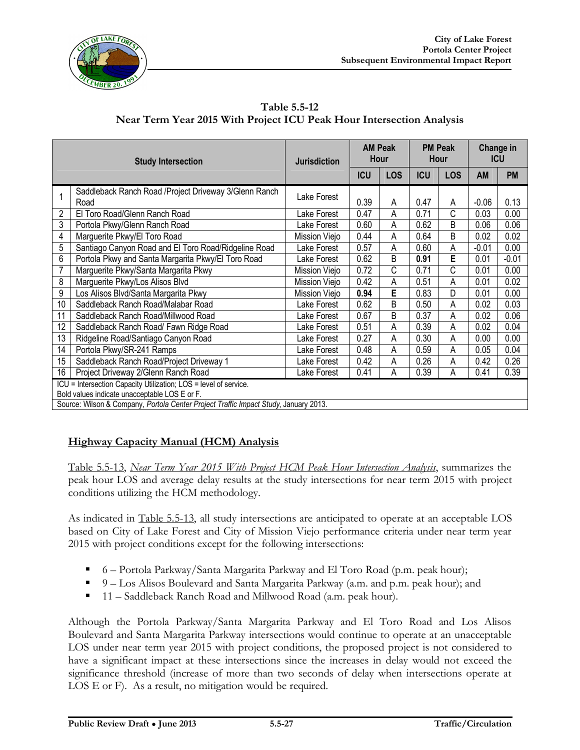**Table 5.5-12**
**Near Term Year 2015 With Project ICU Peak Hour Intersection Analysis**

| | Study Intersection | Jurisdiction | AM Peak Hour | | PM Peak Hour | | Change in ICU | |
|---|---|---|---|---|---|---|---|---|
| | | | ICU | LOS | ICU | LOS | AM | PM |
| 1 | Saddleback Ranch Road /Project Driveway 3/Glenn Ranch Road | Lake Forest | 0.39 | A | 0.47 | A | -0.06 | 0.13 |
| 2 | El Toro Road/Glenn Ranch Road | Lake Forest | 0.47 | A | 0.71 | C | 0.03 | 0.00 |
| 3 | Portola Pkwy/Glenn Ranch Road | Lake Forest | 0.60 | A | 0.62 | B | 0.06 | 0.06 |
| 4 | Marguerite Pkwy/El Toro Road | Mission Viejo | 0.44 | A | 0.64 | B | 0.02 | 0.02 |
| 5 | Santiago Canyon Road and El Toro Road/Ridgeline Road | Lake Forest | 0.57 | A | 0.60 | A | -0.01 | 0.00 |
| 6 | Portola Pkwy and Santa Margarita Pkwy/El Toro Road | Lake Forest | 0.62 | B | **0.91** | **E** | 0.01 | -0.01 |
| 7 | Marguerite Pkwy/Santa Margarita Pkwy | Mission Viejo | 0.72 | C | 0.71 | C | 0.01 | 0.00 |
| 8 | Marguerite Pkwy/Los Alisos Blvd | Mission Viejo | 0.42 | A | 0.51 | A | 0.01 | 0.02 |
| 9 | Los Alisos Blvd/Santa Margarita Pkwy | Mission Viejo | **0.94** | **E** | 0.83 | D | 0.01 | 0.00 |
| 10 | Saddleback Ranch Road/Malabar Road | Lake Forest | 0.62 | B | 0.50 | A | 0.02 | 0.03 |
| 11 | Saddleback Ranch Road/Millwood Road | Lake Forest | 0.67 | B | 0.37 | A | 0.02 | 0.06 |
| 12 | Saddleback Ranch Road/ Fawn Ridge Road | Lake Forest | 0.51 | A | 0.39 | A | 0.02 | 0.04 |
| 13 | Ridgeline Road/Santiago Canyon Road | Lake Forest | 0.27 | A | 0.30 | A | 0.00 | 0.00 |
| 14 | Portola Pkwy/SR-241 Ramps | Lake Forest | 0.48 | A | 0.59 | A | 0.05 | 0.04 |
| 15 | Saddleback Ranch Road/Project Driveway 1 | Lake Forest | 0.42 | A | 0.26 | A | 0.42 | 0.26 |
| 16 | Project Driveway 2/Glenn Ranch Road | Lake Forest | 0.41 | A | 0.39 | A | 0.41 | 0.39 |

ICU = Intersection Capacity Utilization; LOS = level of service.
Bold values indicate unacceptable LOS E or F.
Source: Wilson & Company, *Portola Center Project Traffic Impact Study*, January 2013.

## Highway Capacity Manual (HCM) Analysis

Table 5.5-13, *Near Term Year 2015 With Project HCM Peak Hour Intersection Analysis*, summarizes the peak hour LOS and average delay results at the study intersections for near term 2015 with project conditions utilizing the HCM methodology.

As indicated in Table 5.5-13, all study intersections are anticipated to operate at an acceptable LOS based on City of Lake Forest and City of Mission Viejo performance criteria under near term year 2015 with project conditions except for the following intersections:

- 6 – Portola Parkway/Santa Margarita Parkway and El Toro Road (p.m. peak hour);
- 9 – Los Alisos Boulevard and Santa Margarita Parkway (a.m. and p.m. peak hour); and
- 11 – Saddleback Ranch Road and Millwood Road (a.m. peak hour).

Although the Portola Parkway/Santa Margarita Parkway and El Toro Road and Los Alisos Boulevard and Santa Margarita Parkway intersections would continue to operate at an unacceptable LOS under near term year 2015 with project conditions, the proposed project is not considered to have a significant impact at these intersections since the increases in delay would not exceed the significance threshold (increase of more than two seconds of delay when intersections operate at LOS E or F). As a result, no mitigation would be required.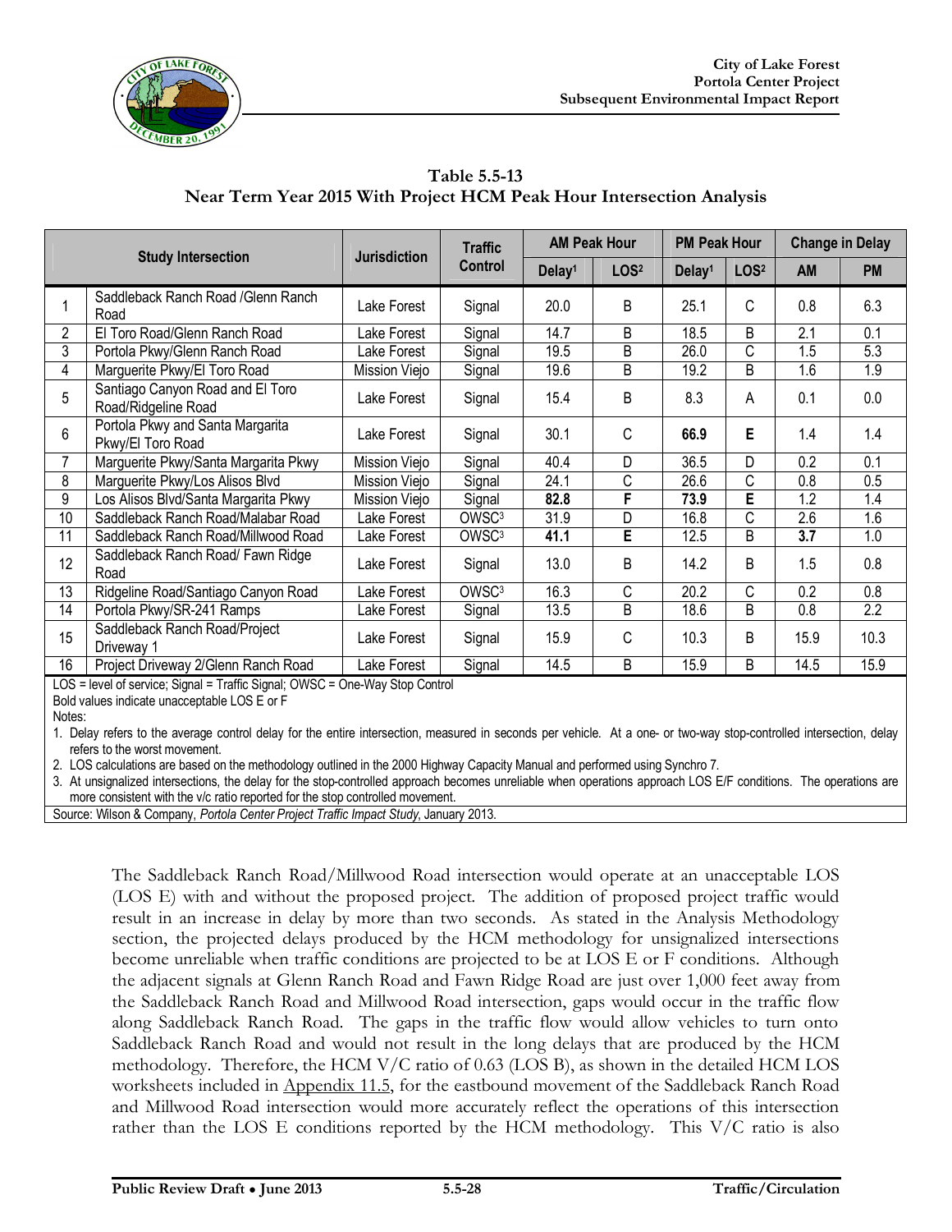**Table 5.5-13**
**Near Term Year 2015 With Project HCM Peak Hour Intersection Analysis**

| | Study Intersection | Jurisdiction | Traffic Control | AM Peak Hour | | PM Peak Hour | | Change in Delay | |
|---|---|---|---|---|---|---|---|---|---|
| | | | | Delay[1] | LOS[2] | Delay[1] | LOS[2] | AM | PM |
| 1 | Saddleback Ranch Road /Glenn Ranch Road | Lake Forest | Signal | 20.0 | B | 25.1 | C | 0.8 | 6.3 |
| 2 | El Toro Road/Glenn Ranch Road | Lake Forest | Signal | 14.7 | B | 18.5 | B | 2.1 | 0.1 |
| 3 | Portola Pkwy/Glenn Ranch Road | Lake Forest | Signal | 19.5 | B | 26.0 | C | 1.5 | 5.3 |
| 4 | Marguerite Pkwy/El Toro Road | Mission Viejo | Signal | 19.6 | B | 19.2 | B | 1.6 | 1.9 |
| 5 | Santiago Canyon Road and El Toro Road/Ridgeline Road | Lake Forest | Signal | 15.4 | B | 8.3 | A | 0.1 | 0.0 |
| 6 | Portola Pkwy and Santa Margarita Pkwy/El Toro Road | Lake Forest | Signal | 30.1 | C | **66.9** | **E** | 1.4 | 1.4 |
| 7 | Marguerite Pkwy/Santa Margarita Pkwy | Mission Viejo | Signal | 40.4 | D | 36.5 | D | 0.2 | 0.1 |
| 8 | Marguerite Pkwy/Los Alisos Blvd | Mission Viejo | Signal | 24.1 | C | 26.6 | C | 0.8 | 0.5 |
| 9 | Los Alisos Blvd/Santa Margarita Pkwy | Mission Viejo | Signal | **82.8** | **F** | **73.9** | **E** | 1.2 | 1.4 |
| 10 | Saddleback Ranch Road/Malabar Road | Lake Forest | OWSC[3] | 31.9 | D | 16.8 | C | 2.6 | 1.6 |
| 11 | Saddleback Ranch Road/Millwood Road | Lake Forest | OWSC[3] | **41.1** | **E** | 12.5 | B | **3.7** | 1.0 |
| 12 | Saddleback Ranch Road/ Fawn Ridge Road | Lake Forest | Signal | 13.0 | B | 14.2 | B | 1.5 | 0.8 |
| 13 | Ridgeline Road/Santiago Canyon Road | Lake Forest | OWSC[3] | 16.3 | C | 20.2 | C | 0.2 | 0.8 |
| 14 | Portola Pkwy/SR-241 Ramps | Lake Forest | Signal | 13.5 | B | 18.6 | B | 0.8 | 2.2 |
| 15 | Saddleback Ranch Road/Project Driveway 1 | Lake Forest | Signal | 15.9 | C | 10.3 | B | 15.9 | 10.3 |
| 16 | Project Driveway 2/Glenn Ranch Road | Lake Forest | Signal | 14.5 | B | 15.9 | B | 14.5 | 15.9 |

LOS = level of service; Signal = Traffic Signal; OWSC = One-Way Stop Control
Bold values indicate unacceptable LOS E or F
Notes:
1. Delay refers to the average control delay for the entire intersection, measured in seconds per vehicle. At a one- or two-way stop-controlled intersection, delay refers to the worst movement.
2. LOS calculations are based on the methodology outlined in the 2000 Highway Capacity Manual and performed using Synchro 7.
3. At unsignalized intersections, the delay for the stop-controlled approach becomes unreliable when operations approach LOS E/F conditions. The operations are more consistent with the v/c ratio reported for the stop controlled movement.

Source: Wilson & Company, *Portola Center Project Traffic Impact Study*, January 2013.

The Saddleback Ranch Road/Millwood Road intersection would operate at an unacceptable LOS (LOS E) with and without the proposed project. The addition of proposed project traffic would result in an increase in delay by more than two seconds. As stated in the Analysis Methodology section, the projected delays produced by the HCM methodology for unsignalized intersections become unreliable when traffic conditions are projected to be at LOS E or F conditions. Although the adjacent signals at Glenn Ranch Road and Fawn Ridge Road are just over 1,000 feet away from the Saddleback Ranch Road and Millwood Road intersection, gaps would occur in the traffic flow along Saddleback Ranch Road. The gaps in the traffic flow would allow vehicles to turn onto Saddleback Ranch Road and would not result in the long delays that are produced by the HCM methodology. Therefore, the HCM V/C ratio of 0.63 (LOS B), as shown in the detailed HCM LOS worksheets included in Appendix 11.5, for the eastbound movement of the Saddleback Ranch Road and Millwood Road intersection would more accurately reflect the operations of this intersection rather than the LOS E conditions reported by the HCM methodology. This V/C ratio is also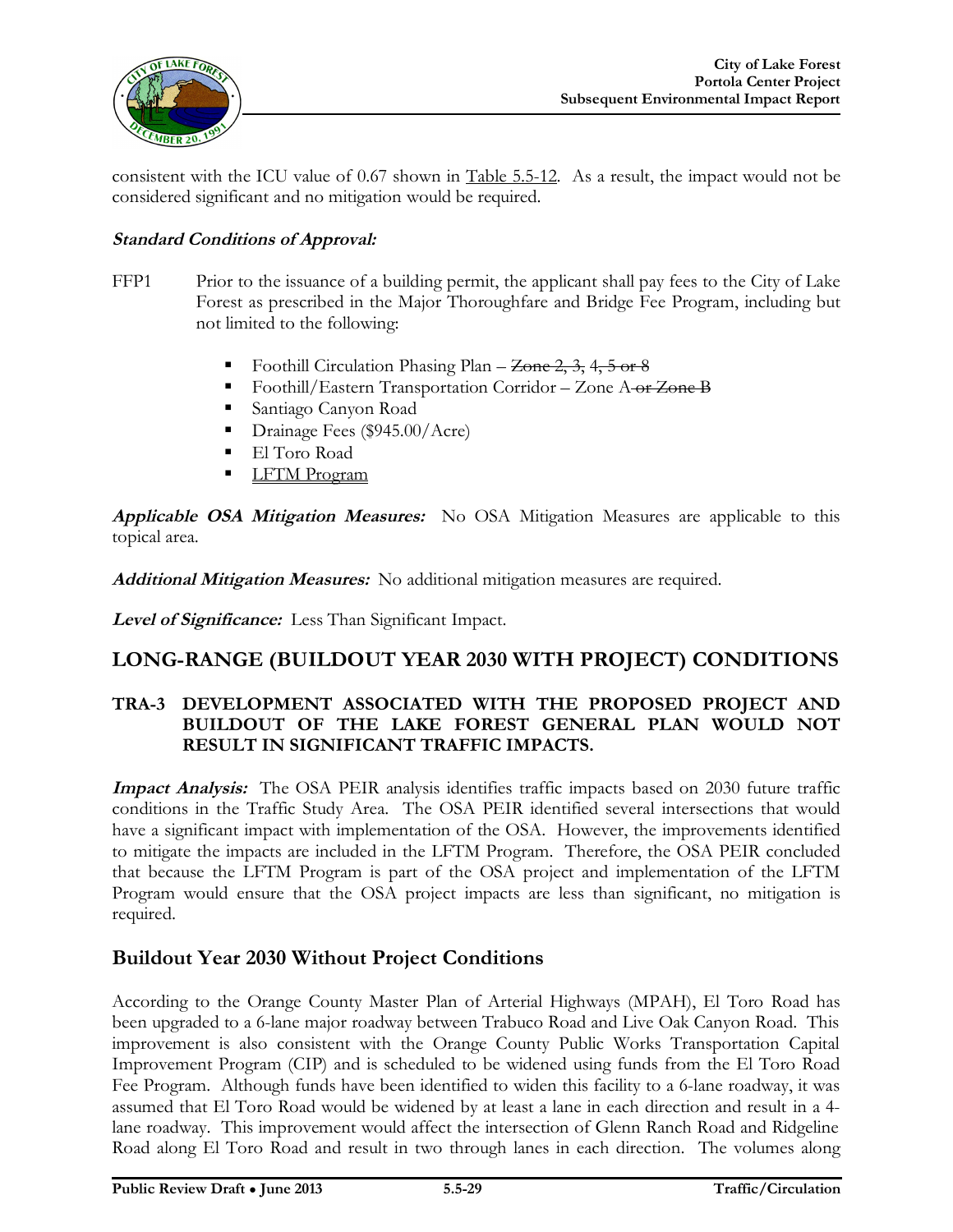consistent with the ICU value of 0.67 shown in <u>Table 5.5-12</u>. As a result, the impact would not be considered significant and no mitigation would be required.

***Standard Conditions of Approval:***

FFP1 Prior to the issuance of a building permit, the applicant shall pay fees to the City of Lake Forest as prescribed in the Major Thoroughfare and Bridge Fee Program, including but not limited to the following:

- Foothill Circulation Phasing Plan – ~~Zone 2, 3,~~ 4, ~~5 or 8~~
- Foothill/Eastern Transportation Corridor – Zone A~~ or Zone B~~
- Santiago Canyon Road
- Drainage Fees ($945.00/Acre)
- El Toro Road
- <u>LFTM Program</u>

***Applicable OSA Mitigation Measures:*** No OSA Mitigation Measures are applicable to this topical area.

***Additional Mitigation Measures:*** No additional mitigation measures are required.

***Level of Significance:*** Less Than Significant Impact.

## LONG-RANGE (BUILDOUT YEAR 2030 WITH PROJECT) CONDITIONS

### TRA-3 DEVELOPMENT ASSOCIATED WITH THE PROPOSED PROJECT AND BUILDOUT OF THE LAKE FOREST GENERAL PLAN WOULD NOT RESULT IN SIGNIFICANT TRAFFIC IMPACTS.

***Impact Analysis:*** The OSA PEIR analysis identifies traffic impacts based on 2030 future traffic conditions in the Traffic Study Area. The OSA PEIR identified several intersections that would have a significant impact with implementation of the OSA. However, the improvements identified to mitigate the impacts are included in the LFTM Program. Therefore, the OSA PEIR concluded that because the LFTM Program is part of the OSA project and implementation of the LFTM Program would ensure that the OSA project impacts are less than significant, no mitigation is required.

## Buildout Year 2030 Without Project Conditions

According to the Orange County Master Plan of Arterial Highways (MPAH), El Toro Road has been upgraded to a 6-lane major roadway between Trabuco Road and Live Oak Canyon Road. This improvement is also consistent with the Orange County Public Works Transportation Capital Improvement Program (CIP) and is scheduled to be widened using funds from the El Toro Road Fee Program. Although funds have been identified to widen this facility to a 6-lane roadway, it was assumed that El Toro Road would be widened by at least a lane in each direction and result in a 4-lane roadway. This improvement would affect the intersection of Glenn Ranch Road and Ridgeline Road along El Toro Road and result in two through lanes in each direction. The volumes along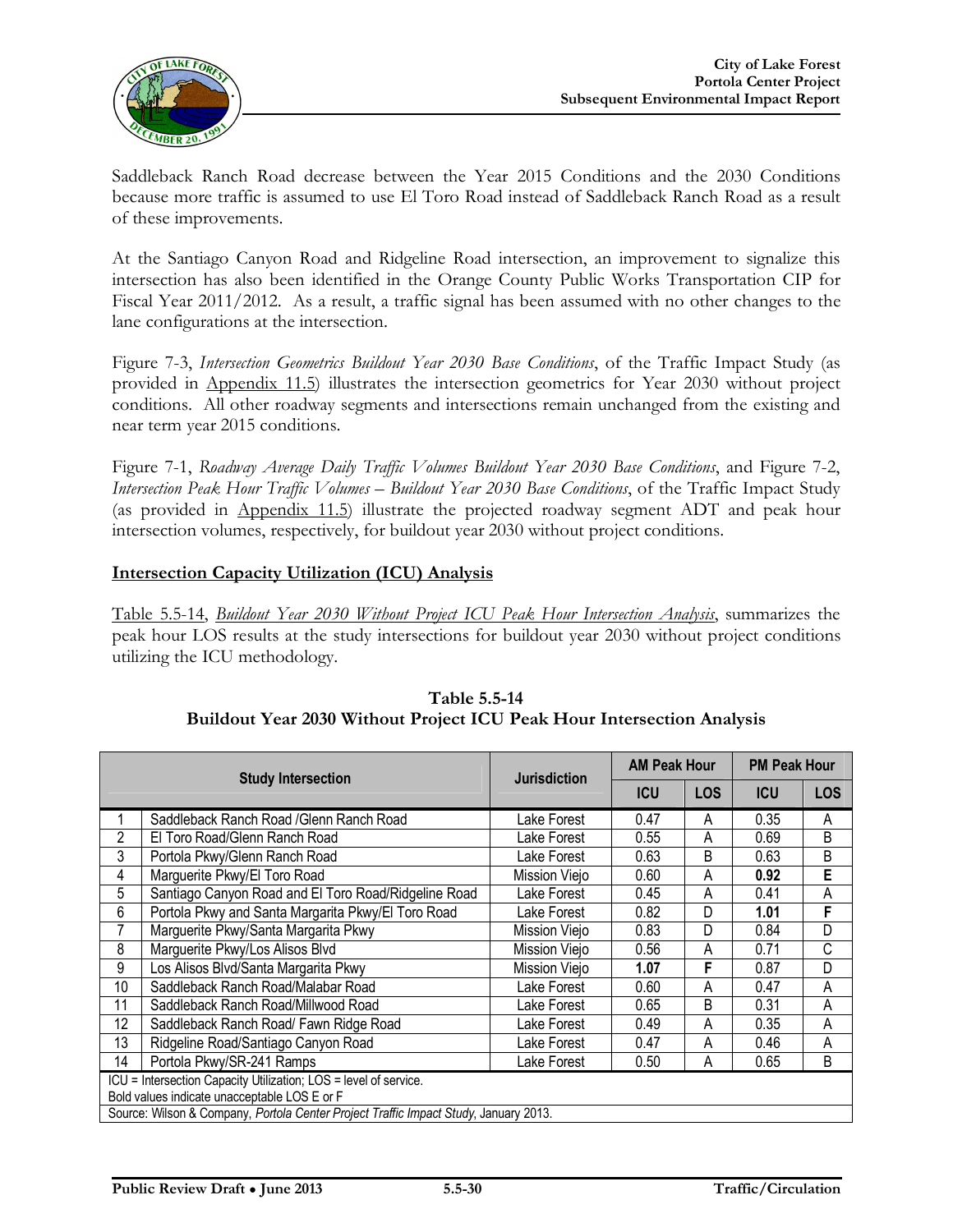Saddleback Ranch Road decrease between the Year 2015 Conditions and the 2030 Conditions because more traffic is assumed to use El Toro Road instead of Saddleback Ranch Road as a result of these improvements.

At the Santiago Canyon Road and Ridgeline Road intersection, an improvement to signalize this intersection has also been identified in the Orange County Public Works Transportation CIP for Fiscal Year 2011/2012. As a result, a traffic signal has been assumed with no other changes to the lane configurations at the intersection.

Figure 7-3, *Intersection Geometrics Buildout Year 2030 Base Conditions*, of the Traffic Impact Study (as provided in Appendix 11.5) illustrates the intersection geometrics for Year 2030 without project conditions. All other roadway segments and intersections remain unchanged from the existing and near term year 2015 conditions.

Figure 7-1, *Roadway Average Daily Traffic Volumes Buildout Year 2030 Base Conditions*, and Figure 7-2, *Intersection Peak Hour Traffic Volumes – Buildout Year 2030 Base Conditions*, of the Traffic Impact Study (as provided in Appendix 11.5) illustrate the projected roadway segment ADT and peak hour intersection volumes, respectively, for buildout year 2030 without project conditions.

## Intersection Capacity Utilization (ICU) Analysis

Table 5.5-14, *Buildout Year 2030 Without Project ICU Peak Hour Intersection Analysis*, summarizes the peak hour LOS results at the study intersections for buildout year 2030 without project conditions utilizing the ICU methodology.

**Table 5.5-14**
**Buildout Year 2030 Without Project ICU Peak Hour Intersection Analysis**

| Study Intersection | | Jurisdiction | AM Peak Hour | | PM Peak Hour | |
|---|---|---|---|---|---|---|
| | | | ICU | LOS | ICU | LOS |
| 1 | Saddleback Ranch Road /Glenn Ranch Road | Lake Forest | 0.47 | A | 0.35 | A |
| 2 | El Toro Road/Glenn Ranch Road | Lake Forest | 0.55 | A | 0.69 | B |
| 3 | Portola Pkwy/Glenn Ranch Road | Lake Forest | 0.63 | B | 0.63 | B |
| 4 | Marguerite Pkwy/El Toro Road | Mission Viejo | 0.60 | A | **0.92** | **E** |
| 5 | Santiago Canyon Road and El Toro Road/Ridgeline Road | Lake Forest | 0.45 | A | 0.41 | A |
| 6 | Portola Pkwy and Santa Margarita Pkwy/El Toro Road | Lake Forest | 0.82 | D | **1.01** | **F** |
| 7 | Marguerite Pkwy/Santa Margarita Pkwy | Mission Viejo | 0.83 | D | 0.84 | D |
| 8 | Marguerite Pkwy/Los Alisos Blvd | Mission Viejo | 0.56 | A | 0.71 | C |
| 9 | Los Alisos Blvd/Santa Margarita Pkwy | Mission Viejo | **1.07** | **F** | 0.87 | D |
| 10 | Saddleback Ranch Road/Malabar Road | Lake Forest | 0.60 | A | 0.47 | A |
| 11 | Saddleback Ranch Road/Millwood Road | Lake Forest | 0.65 | B | 0.31 | A |
| 12 | Saddleback Ranch Road/ Fawn Ridge Road | Lake Forest | 0.49 | A | 0.35 | A |
| 13 | Ridgeline Road/Santiago Canyon Road | Lake Forest | 0.47 | A | 0.46 | A |
| 14 | Portola Pkwy/SR-241 Ramps | Lake Forest | 0.50 | A | 0.65 | B |

ICU = Intersection Capacity Utilization; LOS = level of service.
Bold values indicate unacceptable LOS E or F
Source: Wilson & Company, *Portola Center Project Traffic Impact Study*, January 2013.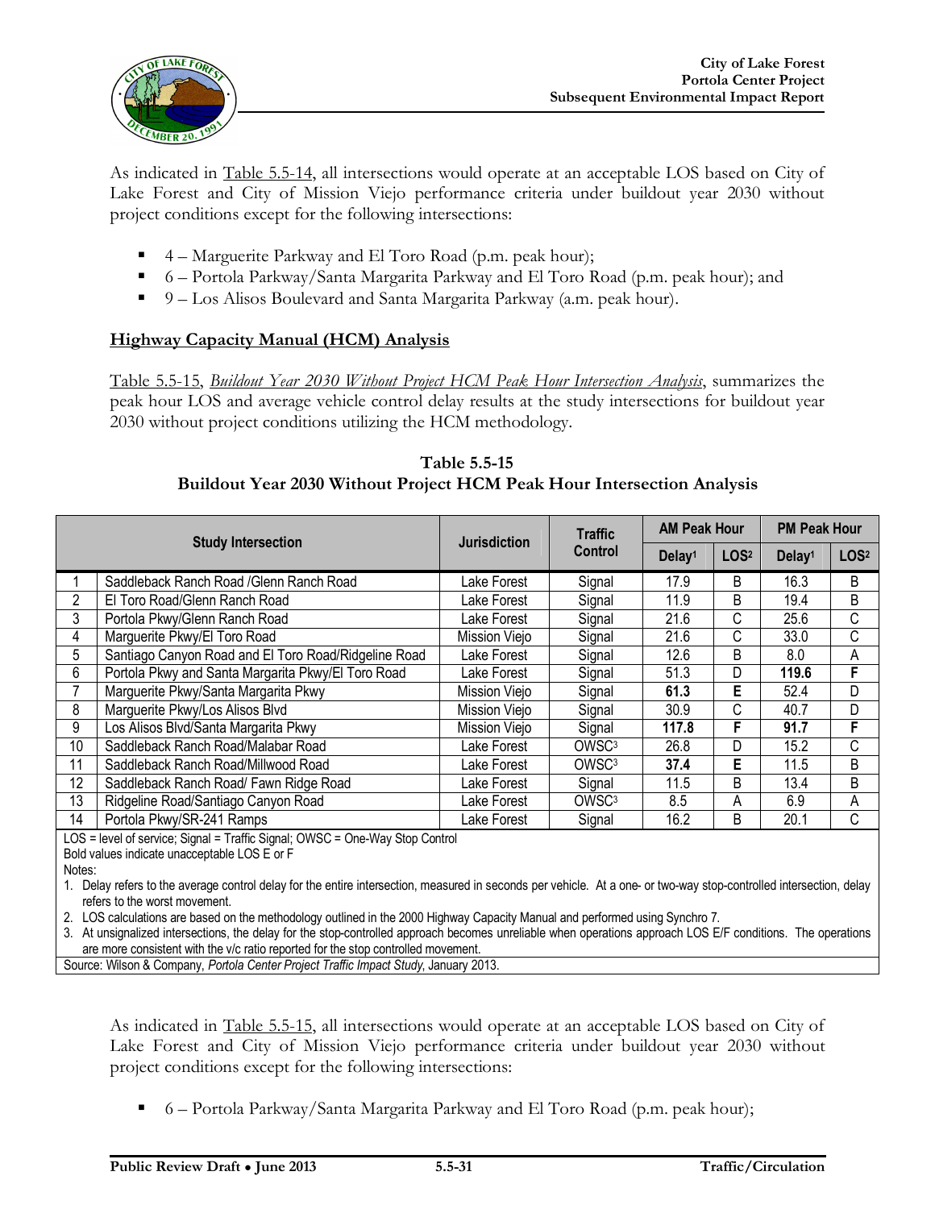As indicated in Table 5.5-14, all intersections would operate at an acceptable LOS based on City of Lake Forest and City of Mission Viejo performance criteria under buildout year 2030 without project conditions except for the following intersections:

- 4 – Marguerite Parkway and El Toro Road (p.m. peak hour);
- 6 – Portola Parkway/Santa Margarita Parkway and El Toro Road (p.m. peak hour); and
- 9 – Los Alisos Boulevard and Santa Margarita Parkway (a.m. peak hour).

**Highway Capacity Manual (HCM) Analysis**

Table 5.5-15, *Buildout Year 2030 Without Project HCM Peak Hour Intersection Analysis*, summarizes the peak hour LOS and average vehicle control delay results at the study intersections for buildout year 2030 without project conditions utilizing the HCM methodology.

**Table 5.5-15**
**Buildout Year 2030 Without Project HCM Peak Hour Intersection Analysis**

| Study Intersection | | Jurisdiction | Traffic Control | AM Peak Hour | | PM Peak Hour | |
|---|---|---|---|---|---|---|---|
| | | | | Delay[1] | LOS[2] | Delay[1] | LOS[2] |
| 1 | Saddleback Ranch Road /Glenn Ranch Road | Lake Forest | Signal | 17.9 | B | 16.3 | B |
| 2 | El Toro Road/Glenn Ranch Road | Lake Forest | Signal | 11.9 | B | 19.4 | B |
| 3 | Portola Pkwy/Glenn Ranch Road | Lake Forest | Signal | 21.6 | C | 25.6 | C |
| 4 | Marguerite Pkwy/El Toro Road | Mission Viejo | Signal | 21.6 | C | 33.0 | C |
| 5 | Santiago Canyon Road and El Toro Road/Ridgeline Road | Lake Forest | Signal | 12.6 | B | 8.0 | A |
| 6 | Portola Pkwy and Santa Margarita Pkwy/El Toro Road | Lake Forest | Signal | 51.3 | D | **119.6** | **F** |
| 7 | Marguerite Pkwy/Santa Margarita Pkwy | Mission Viejo | Signal | **61.3** | **E** | 52.4 | D |
| 8 | Marguerite Pkwy/Los Alisos Blvd | Mission Viejo | Signal | 30.9 | C | 40.7 | D |
| 9 | Los Alisos Blvd/Santa Margarita Pkwy | Mission Viejo | Signal | **117.8** | **F** | **91.7** | **F** |
| 10 | Saddleback Ranch Road/Malabar Road | Lake Forest | OWSC[3] | 26.8 | D | 15.2 | C |
| 11 | Saddleback Ranch Road/Millwood Road | Lake Forest | OWSC[3] | **37.4** | **E** | 11.5 | B |
| 12 | Saddleback Ranch Road/ Fawn Ridge Road | Lake Forest | Signal | 11.5 | B | 13.4 | B |
| 13 | Ridgeline Road/Santiago Canyon Road | Lake Forest | OWSC[3] | 8.5 | A | 6.9 | A |
| 14 | Portola Pkwy/SR-241 Ramps | Lake Forest | Signal | 16.2 | B | 20.1 | C |

LOS = level of service; Signal = Traffic Signal; OWSC = One-Way Stop Control
Bold values indicate unacceptable LOS E or F
Notes:
1. Delay refers to the average control delay for the entire intersection, measured in seconds per vehicle. At a one- or two-way stop-controlled intersection, delay refers to the worst movement.
2. LOS calculations are based on the methodology outlined in the 2000 Highway Capacity Manual and performed using Synchro 7.
3. At unsignalized intersections, the delay for the stop-controlled approach becomes unreliable when operations approach LOS E/F conditions. The operations are more consistent with the v/c ratio reported for the stop controlled movement.

Source: Wilson & Company, *Portola Center Project Traffic Impact Study*, January 2013.

As indicated in Table 5.5-15, all intersections would operate at an acceptable LOS based on City of Lake Forest and City of Mission Viejo performance criteria under buildout year 2030 without project conditions except for the following intersections:

- 6 – Portola Parkway/Santa Margarita Parkway and El Toro Road (p.m. peak hour);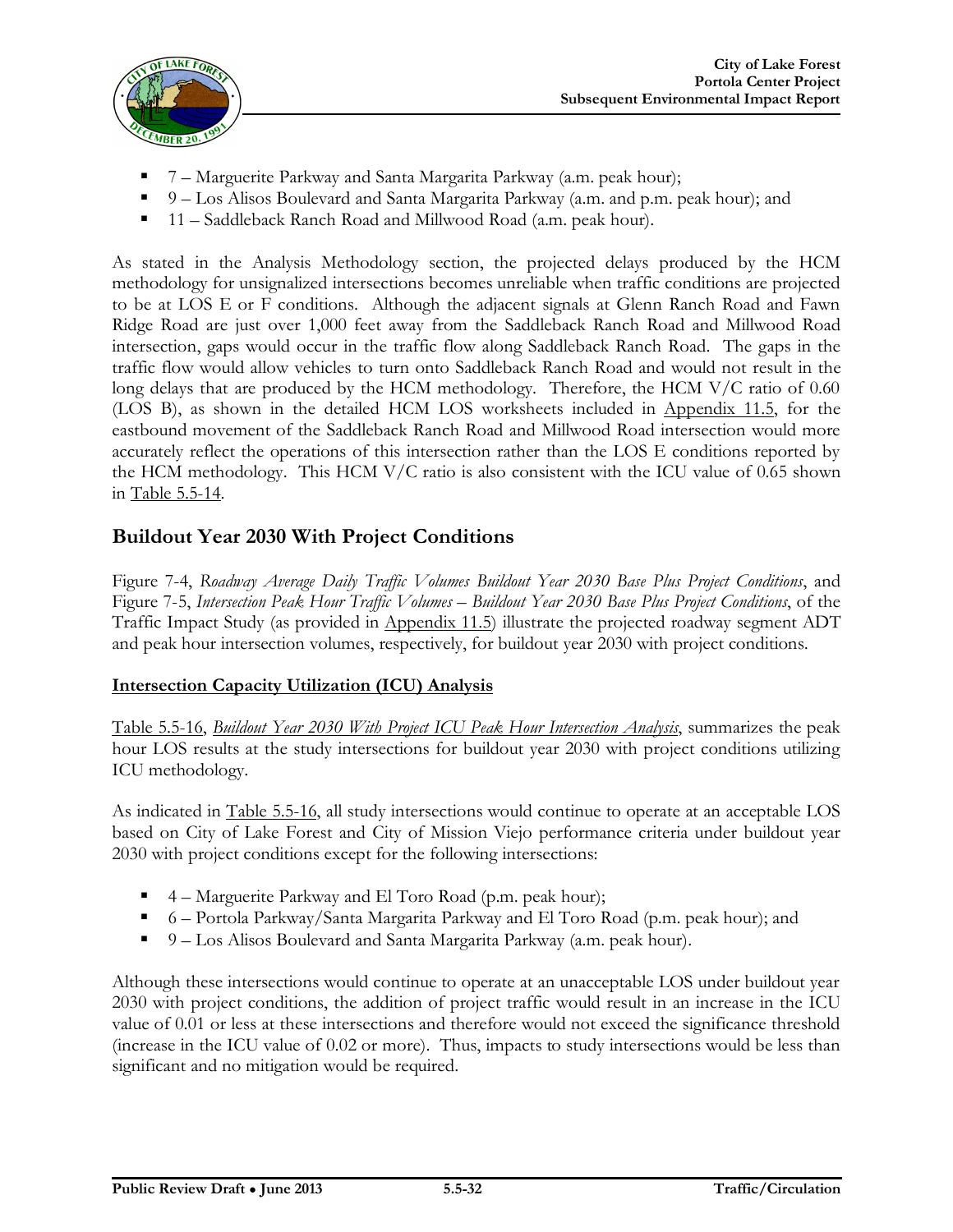- 7 – Marguerite Parkway and Santa Margarita Parkway (a.m. peak hour);
- 9 – Los Alisos Boulevard and Santa Margarita Parkway (a.m. and p.m. peak hour); and
- 11 – Saddleback Ranch Road and Millwood Road (a.m. peak hour).

As stated in the Analysis Methodology section, the projected delays produced by the HCM methodology for unsignalized intersections becomes unreliable when traffic conditions are projected to be at LOS E or F conditions. Although the adjacent signals at Glenn Ranch Road and Fawn Ridge Road are just over 1,000 feet away from the Saddleback Ranch Road and Millwood Road intersection, gaps would occur in the traffic flow along Saddleback Ranch Road. The gaps in the traffic flow would allow vehicles to turn onto Saddleback Ranch Road and would not result in the long delays that are produced by the HCM methodology. Therefore, the HCM V/C ratio of 0.60 (LOS B), as shown in the detailed HCM LOS worksheets included in Appendix 11.5, for the eastbound movement of the Saddleback Ranch Road and Millwood Road intersection would more accurately reflect the operations of this intersection rather than the LOS E conditions reported by the HCM methodology. This HCM V/C ratio is also consistent with the ICU value of 0.65 shown in Table 5.5-14.

## Buildout Year 2030 With Project Conditions

Figure 7-4, *Roadway Average Daily Traffic Volumes Buildout Year 2030 Base Plus Project Conditions*, and Figure 7-5, *Intersection Peak Hour Traffic Volumes – Buildout Year 2030 Base Plus Project Conditions*, of the Traffic Impact Study (as provided in Appendix 11.5) illustrate the projected roadway segment ADT and peak hour intersection volumes, respectively, for buildout year 2030 with project conditions.

### Intersection Capacity Utilization (ICU) Analysis

Table 5.5-16, *Buildout Year 2030 With Project ICU Peak Hour Intersection Analysis*, summarizes the peak hour LOS results at the study intersections for buildout year 2030 with project conditions utilizing ICU methodology.

As indicated in Table 5.5-16, all study intersections would continue to operate at an acceptable LOS based on City of Lake Forest and City of Mission Viejo performance criteria under buildout year 2030 with project conditions except for the following intersections:

- 4 – Marguerite Parkway and El Toro Road (p.m. peak hour);
- 6 – Portola Parkway/Santa Margarita Parkway and El Toro Road (p.m. peak hour); and
- 9 – Los Alisos Boulevard and Santa Margarita Parkway (a.m. peak hour).

Although these intersections would continue to operate at an unacceptable LOS under buildout year 2030 with project conditions, the addition of project traffic would result in an increase in the ICU value of 0.01 or less at these intersections and therefore would not exceed the significance threshold (increase in the ICU value of 0.02 or more). Thus, impacts to study intersections would be less than significant and no mitigation would be required.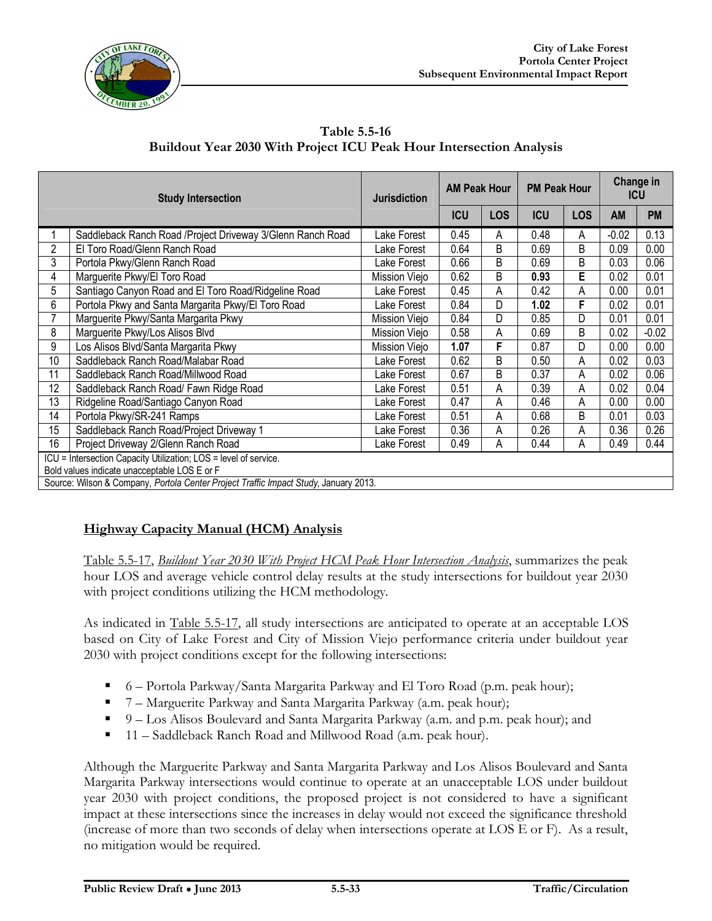**Table 5.5-16**
**Buildout Year 2030 With Project ICU Peak Hour Intersection Analysis**

| | Study Intersection | Jurisdiction | AM Peak Hour | | PM Peak Hour | | Change in ICU | |
|---|---|---|---|---|---|---|---|---|
| | | | ICU | LOS | ICU | LOS | AM | PM |
| 1 | Saddleback Ranch Road /Project Driveway 3/Glenn Ranch Road | Lake Forest | 0.45 | A | 0.48 | A | -0.02 | 0.13 |
| 2 | El Toro Road/Glenn Ranch Road | Lake Forest | 0.64 | B | 0.69 | B | 0.09 | 0.00 |
| 3 | Portola Pkwy/Glenn Ranch Road | Lake Forest | 0.66 | B | 0.69 | B | 0.03 | 0.06 |
| 4 | Marguerite Pkwy/El Toro Road | Mission Viejo | 0.62 | B | **0.93** | **E** | 0.02 | 0.01 |
| 5 | Santiago Canyon Road and El Toro Road/Ridgeline Road | Lake Forest | 0.45 | A | 0.42 | A | 0.00 | 0.01 |
| 6 | Portola Pkwy and Santa Margarita Pkwy/El Toro Road | Lake Forest | 0.84 | D | **1.02** | **F** | 0.02 | 0.01 |
| 7 | Marguerite Pkwy/Santa Margarita Pkwy | Mission Viejo | 0.84 | D | 0.85 | D | 0.01 | 0.01 |
| 8 | Marguerite Pkwy/Los Alisos Blvd | Mission Viejo | 0.58 | A | 0.69 | B | 0.02 | -0.02 |
| 9 | Los Alisos Blvd/Santa Margarita Pkwy | Mission Viejo | **1.07** | **F** | 0.87 | D | 0.00 | 0.00 |
| 10 | Saddleback Ranch Road/Malabar Road | Lake Forest | 0.62 | B | 0.50 | A | 0.02 | 0.03 |
| 11 | Saddleback Ranch Road/Millwood Road | Lake Forest | 0.67 | B | 0.37 | A | 0.02 | 0.06 |
| 12 | Saddleback Ranch Road/ Fawn Ridge Road | Lake Forest | 0.51 | A | 0.39 | A | 0.02 | 0.04 |
| 13 | Ridgeline Road/Santiago Canyon Road | Lake Forest | 0.47 | A | 0.46 | A | 0.00 | 0.00 |
| 14 | Portola Pkwy/SR-241 Ramps | Lake Forest | 0.51 | A | 0.68 | B | 0.01 | 0.03 |
| 15 | Saddleback Ranch Road/Project Driveway 1 | Lake Forest | 0.36 | A | 0.26 | A | 0.36 | 0.26 |
| 16 | Project Driveway 2/Glenn Ranch Road | Lake Forest | 0.49 | A | 0.44 | A | 0.49 | 0.44 |

ICU = Intersection Capacity Utilization; LOS = level of service.
Bold values indicate unacceptable LOS E or F

Source: Wilson & Company, *Portola Center Project Traffic Impact Study*, January 2013.

## Highway Capacity Manual (HCM) Analysis

Table 5.5-17, *Buildout Year 2030 With Project HCM Peak Hour Intersection Analysis*, summarizes the peak hour LOS and average vehicle control delay results at the study intersections for buildout year 2030 with project conditions utilizing the HCM methodology.

As indicated in Table 5.5-17, all study intersections are anticipated to operate at an acceptable LOS based on City of Lake Forest and City of Mission Viejo performance criteria under buildout year 2030 with project conditions except for the following intersections:

- 6 – Portola Parkway/Santa Margarita Parkway and El Toro Road (p.m. peak hour);
- 7 – Marguerite Parkway and Santa Margarita Parkway (a.m. peak hour);
- 9 – Los Alisos Boulevard and Santa Margarita Parkway (a.m. and p.m. peak hour); and
- 11 – Saddleback Ranch Road and Millwood Road (a.m. peak hour).

Although the Marguerite Parkway and Santa Margarita Parkway and Los Alisos Boulevard and Santa Margarita Parkway intersections would continue to operate at an unacceptable LOS under buildout year 2030 with project conditions, the proposed project is not considered to have a significant impact at these intersections since the increases in delay would not exceed the significance threshold (increase of more than two seconds of delay when intersections operate at LOS E or F). As a result, no mitigation would be required.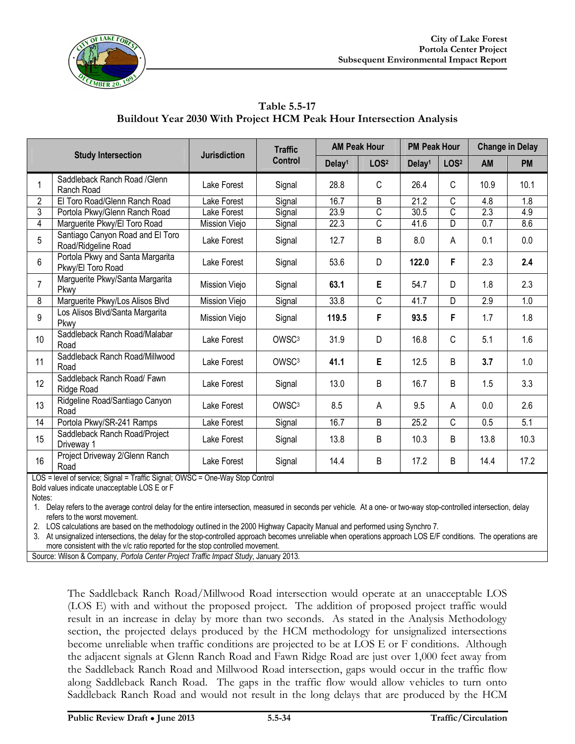**Table 5.5-17**
**Buildout Year 2030 With Project HCM Peak Hour Intersection Analysis**

| Study Intersection | | Jurisdiction | Traffic Control | AM Peak Hour | | PM Peak Hour | | Change in Delay | |
|---|---|---|---|---|---|---|---|---|---|
| | | | | Delay[1] | LOS[2] | Delay[1] | LOS[2] | AM | PM |
| 1 | Saddleback Ranch Road /Glenn Ranch Road | Lake Forest | Signal | 28.8 | C | 26.4 | C | 10.9 | 10.1 |
| 2 | El Toro Road/Glenn Ranch Road | Lake Forest | Signal | 16.7 | B | 21.2 | C | 4.8 | 1.8 |
| 3 | Portola Pkwy/Glenn Ranch Road | Lake Forest | Signal | 23.9 | C | 30.5 | C | 2.3 | 4.9 |
| 4 | Marguerite Pkwy/El Toro Road | Mission Viejo | Signal | 22.3 | C | 41.6 | D | 0.7 | 8.6 |
| 5 | Santiago Canyon Road and El Toro Road/Ridgeline Road | Lake Forest | Signal | 12.7 | B | 8.0 | A | 0.1 | 0.0 |
| 6 | Portola Pkwy and Santa Margarita Pkwy/El Toro Road | Lake Forest | Signal | 53.6 | D | **122.0** | **F** | 2.3 | **2.4** |
| 7 | Marguerite Pkwy/Santa Margarita Pkwy | Mission Viejo | Signal | **63.1** | **E** | 54.7 | D | 1.8 | 2.3 |
| 8 | Marguerite Pkwy/Los Alisos Blvd | Mission Viejo | Signal | 33.8 | C | 41.7 | D | 2.9 | 1.0 |
| 9 | Los Alisos Blvd/Santa Margarita Pkwy | Mission Viejo | Signal | **119.5** | **F** | **93.5** | **F** | 1.7 | 1.8 |
| 10 | Saddleback Ranch Road/Malabar Road | Lake Forest | OWSC[3] | 31.9 | D | 16.8 | C | 5.1 | 1.6 |
| 11 | Saddleback Ranch Road/Millwood Road | Lake Forest | OWSC[3] | **41.1** | **E** | 12.5 | B | **3.7** | 1.0 |
| 12 | Saddleback Ranch Road/ Fawn Ridge Road | Lake Forest | Signal | 13.0 | B | 16.7 | B | 1.5 | 3.3 |
| 13 | Ridgeline Road/Santiago Canyon Road | Lake Forest | OWSC[3] | 8.5 | A | 9.5 | A | 0.0 | 2.6 |
| 14 | Portola Pkwy/SR-241 Ramps | Lake Forest | Signal | 16.7 | B | 25.2 | C | 0.5 | 5.1 |
| 15 | Saddleback Ranch Road/Project Driveway 1 | Lake Forest | Signal | 13.8 | B | 10.3 | B | 13.8 | 10.3 |
| 16 | Project Driveway 2/Glenn Ranch Road | Lake Forest | Signal | 14.4 | B | 17.2 | B | 14.4 | 17.2 |

LOS = level of service; Signal = Traffic Signal; OWSC = One-Way Stop Control
Bold values indicate unacceptable LOS E or F
Notes:
1. Delay refers to the average control delay for the entire intersection, measured in seconds per vehicle. At a one- or two-way stop-controlled intersection, delay refers to the worst movement.
2. LOS calculations are based on the methodology outlined in the 2000 Highway Capacity Manual and performed using Synchro 7.
3. At unsignalized intersections, the delay for the stop-controlled approach becomes unreliable when operations approach LOS E/F conditions. The operations are more consistent with the v/c ratio reported for the stop controlled movement.

Source: Wilson & Company, *Portola Center Project Traffic Impact Study*, January 2013.

The Saddleback Ranch Road/Millwood Road intersection would operate at an unacceptable LOS (LOS E) with and without the proposed project. The addition of proposed project traffic would result in an increase in delay by more than two seconds. As stated in the Analysis Methodology section, the projected delays produced by the HCM methodology for unsignalized intersections become unreliable when traffic conditions are projected to be at LOS E or F conditions. Although the adjacent signals at Glenn Ranch Road and Fawn Ridge Road are just over 1,000 feet away from the Saddleback Ranch Road and Millwood Road intersection, gaps would occur in the traffic flow along Saddleback Ranch Road. The gaps in the traffic flow would allow vehicles to turn onto Saddleback Ranch Road and would not result in the long delays that are produced by the HCM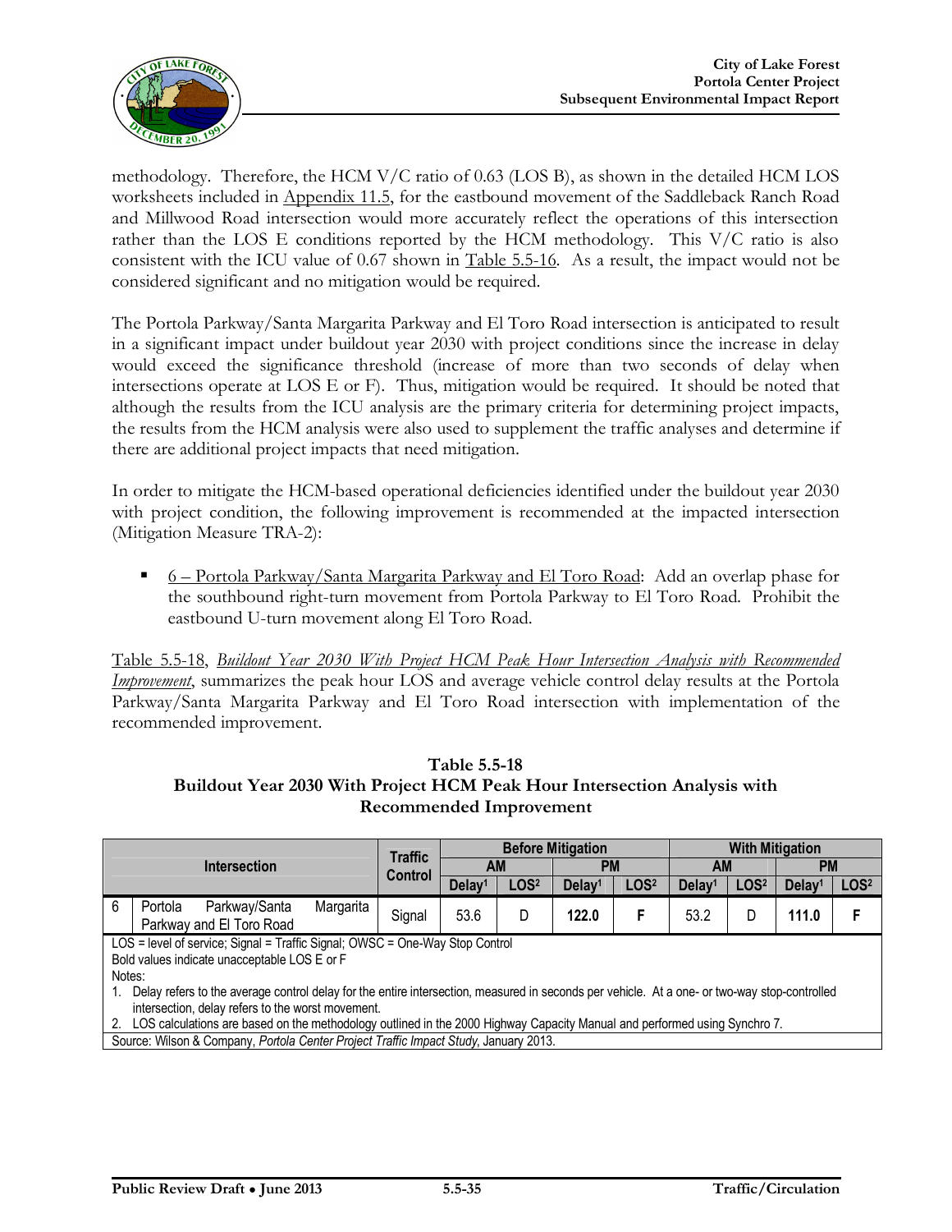methodology. Therefore, the HCM V/C ratio of 0.63 (LOS B), as shown in the detailed HCM LOS worksheets included in Appendix 11.5, for the eastbound movement of the Saddleback Ranch Road and Millwood Road intersection would more accurately reflect the operations of this intersection rather than the LOS E conditions reported by the HCM methodology. This V/C ratio is also consistent with the ICU value of 0.67 shown in Table 5.5-16. As a result, the impact would not be considered significant and no mitigation would be required.

The Portola Parkway/Santa Margarita Parkway and El Toro Road intersection is anticipated to result in a significant impact under buildout year 2030 with project conditions since the increase in delay would exceed the significance threshold (increase of more than two seconds of delay when intersections operate at LOS E or F). Thus, mitigation would be required. It should be noted that although the results from the ICU analysis are the primary criteria for determining project impacts, the results from the HCM analysis were also used to supplement the traffic analyses and determine if there are additional project impacts that need mitigation.

In order to mitigate the HCM-based operational deficiencies identified under the buildout year 2030 with project condition, the following improvement is recommended at the impacted intersection (Mitigation Measure TRA-2):

- 6 – Portola Parkway/Santa Margarita Parkway and El Toro Road: Add an overlap phase for the southbound right-turn movement from Portola Parkway to El Toro Road. Prohibit the eastbound U-turn movement along El Toro Road.

Table 5.5-18, *Buildout Year 2030 With Project HCM Peak Hour Intersection Analysis with Recommended Improvement*, summarizes the peak hour LOS and average vehicle control delay results at the Portola Parkway/Santa Margarita Parkway and El Toro Road intersection with implementation of the recommended improvement.

**Table 5.5-18**
**Buildout Year 2030 With Project HCM Peak Hour Intersection Analysis with Recommended Improvement**

| Intersection | | Traffic Control | Before Mitigation | | | | With Mitigation | | | |
|---|---|---|---|---|---|---|---|---|---|---|
| | | | AM | | PM | | AM | | PM | |
| | | | Delay[1] | LOS[2] | Delay[1] | LOS[2] | Delay[1] | LOS[2] | Delay[1] | LOS[2] |
| 6 | Portola Parkway/Santa Margarita Parkway and El Toro Road | Signal | 53.6 | D | **122.0** | **F** | 53.2 | D | **111.0** | **F** |

LOS = level of service; Signal = Traffic Signal; OWSC = One-Way Stop Control
Bold values indicate unacceptable LOS E or F
Notes:
1. Delay refers to the average control delay for the entire intersection, measured in seconds per vehicle. At a one- or two-way stop-controlled intersection, delay refers to the worst movement.
2. LOS calculations are based on the methodology outlined in the 2000 Highway Capacity Manual and performed using Synchro 7.

Source: Wilson & Company, *Portola Center Project Traffic Impact Study*, January 2013.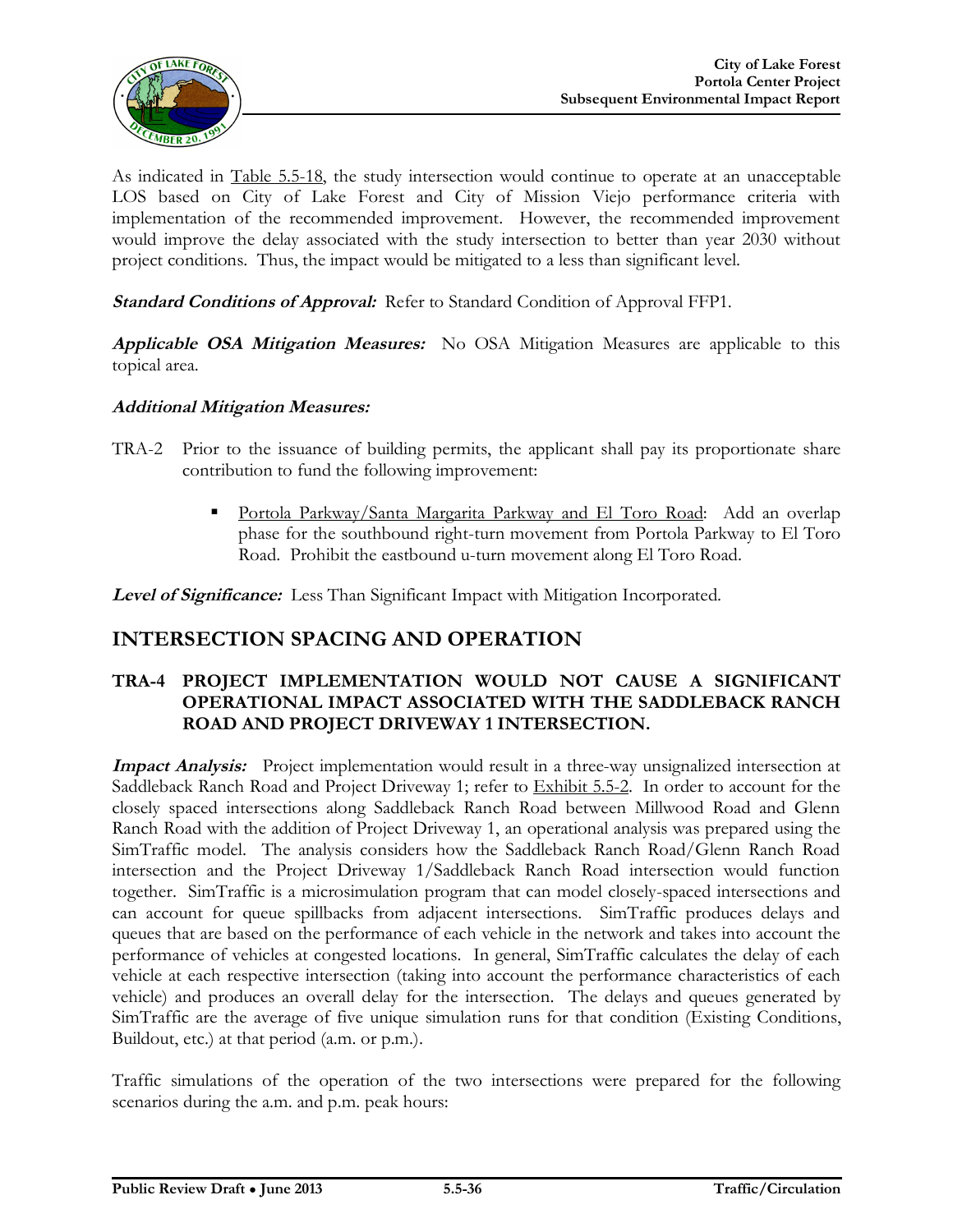As indicated in Table 5.5-18, the study intersection would continue to operate at an unacceptable LOS based on City of Lake Forest and City of Mission Viejo performance criteria with implementation of the recommended improvement. However, the recommended improvement would improve the delay associated with the study intersection to better than year 2030 without project conditions. Thus, the impact would be mitigated to a less than significant level.

***Standard Conditions of Approval:*** Refer to Standard Condition of Approval FFP1.

***Applicable OSA Mitigation Measures:*** No OSA Mitigation Measures are applicable to this topical area.

***Additional Mitigation Measures:***

TRA-2 Prior to the issuance of building permits, the applicant shall pay its proportionate share contribution to fund the following improvement:

- Portola Parkway/Santa Margarita Parkway and El Toro Road: Add an overlap phase for the southbound right-turn movement from Portola Parkway to El Toro Road. Prohibit the eastbound u-turn movement along El Toro Road.

***Level of Significance:*** Less Than Significant Impact with Mitigation Incorporated.

## INTERSECTION SPACING AND OPERATION

### TRA-4 PROJECT IMPLEMENTATION WOULD NOT CAUSE A SIGNIFICANT OPERATIONAL IMPACT ASSOCIATED WITH THE SADDLEBACK RANCH ROAD AND PROJECT DRIVEWAY 1 INTERSECTION.

***Impact Analysis:*** Project implementation would result in a three-way unsignalized intersection at Saddleback Ranch Road and Project Driveway 1; refer to Exhibit 5.5-2. In order to account for the closely spaced intersections along Saddleback Ranch Road between Millwood Road and Glenn Ranch Road with the addition of Project Driveway 1, an operational analysis was prepared using the SimTraffic model. The analysis considers how the Saddleback Ranch Road/Glenn Ranch Road intersection and the Project Driveway 1/Saddleback Ranch Road intersection would function together. SimTraffic is a microsimulation program that can model closely-spaced intersections and can account for queue spillbacks from adjacent intersections. SimTraffic produces delays and queues that are based on the performance of each vehicle in the network and takes into account the performance of vehicles at congested locations. In general, SimTraffic calculates the delay of each vehicle at each respective intersection (taking into account the performance characteristics of each vehicle) and produces an overall delay for the intersection. The delays and queues generated by SimTraffic are the average of five unique simulation runs for that condition (Existing Conditions, Buildout, etc.) at that period (a.m. or p.m.).

Traffic simulations of the operation of the two intersections were prepared for the following scenarios during the a.m. and p.m. peak hours: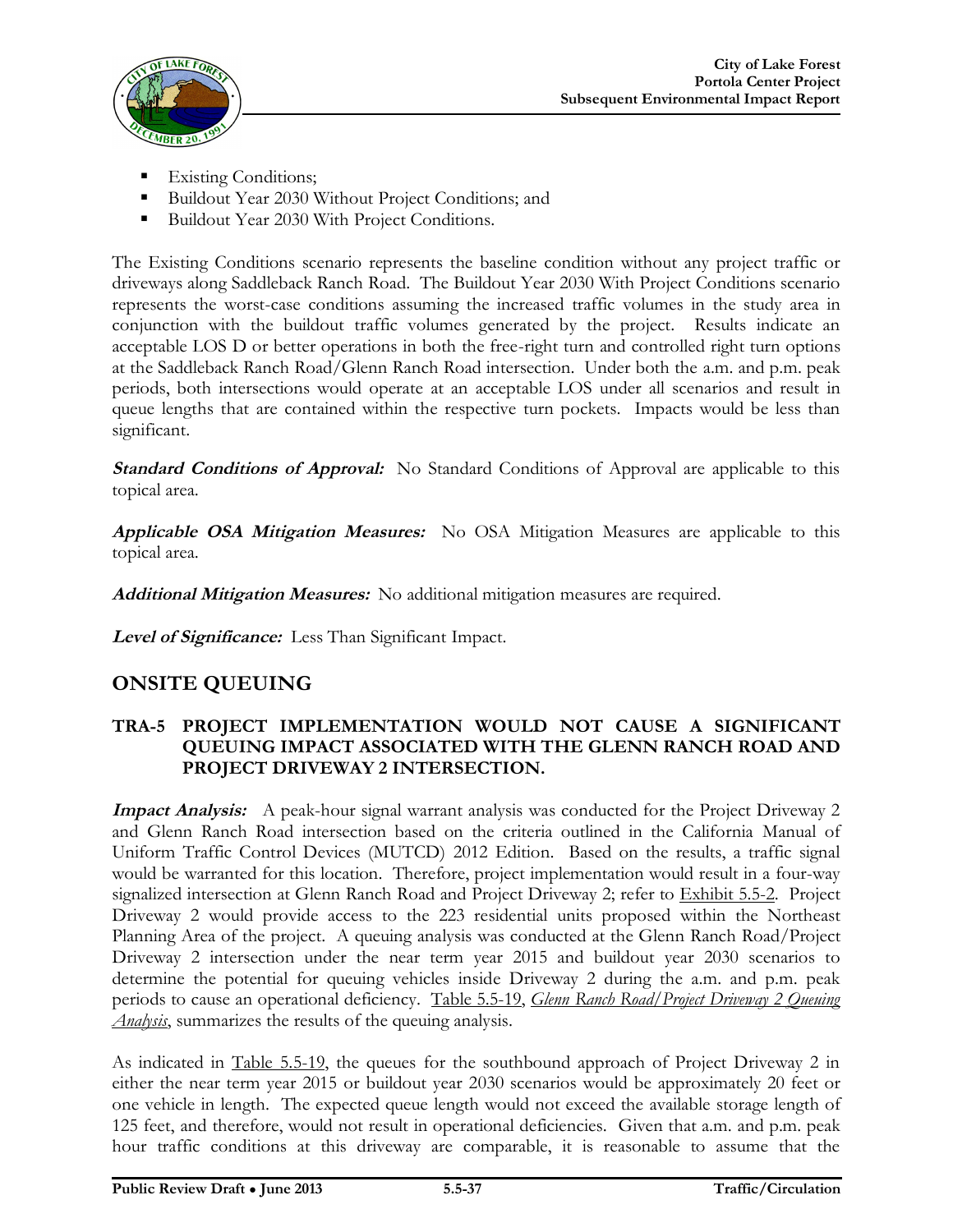- Existing Conditions;
- Buildout Year 2030 Without Project Conditions; and
- Buildout Year 2030 With Project Conditions.

The Existing Conditions scenario represents the baseline condition without any project traffic or driveways along Saddleback Ranch Road. The Buildout Year 2030 With Project Conditions scenario represents the worst-case conditions assuming the increased traffic volumes in the study area in conjunction with the buildout traffic volumes generated by the project. Results indicate an acceptable LOS D or better operations in both the free-right turn and controlled right turn options at the Saddleback Ranch Road/Glenn Ranch Road intersection. Under both the a.m. and p.m. peak periods, both intersections would operate at an acceptable LOS under all scenarios and result in queue lengths that are contained within the respective turn pockets. Impacts would be less than significant.

***Standard Conditions of Approval:*** No Standard Conditions of Approval are applicable to this topical area.

***Applicable OSA Mitigation Measures:*** No OSA Mitigation Measures are applicable to this topical area.

***Additional Mitigation Measures:*** No additional mitigation measures are required.

***Level of Significance:*** Less Than Significant Impact.

## ONSITE QUEUING

### TRA-5 PROJECT IMPLEMENTATION WOULD NOT CAUSE A SIGNIFICANT QUEUING IMPACT ASSOCIATED WITH THE GLENN RANCH ROAD AND PROJECT DRIVEWAY 2 INTERSECTION.

***Impact Analysis:*** A peak-hour signal warrant analysis was conducted for the Project Driveway 2 and Glenn Ranch Road intersection based on the criteria outlined in the California Manual of Uniform Traffic Control Devices (MUTCD) 2012 Edition. Based on the results, a traffic signal would be warranted for this location. Therefore, project implementation would result in a four-way signalized intersection at Glenn Ranch Road and Project Driveway 2; refer to Exhibit 5.5-2. Project Driveway 2 would provide access to the 223 residential units proposed within the Northeast Planning Area of the project. A queuing analysis was conducted at the Glenn Ranch Road/Project Driveway 2 intersection under the near term year 2015 and buildout year 2030 scenarios to determine the potential for queuing vehicles inside Driveway 2 during the a.m. and p.m. peak periods to cause an operational deficiency. Table 5.5-19, *Glenn Ranch Road/Project Driveway 2 Queuing Analysis*, summarizes the results of the queuing analysis.

As indicated in Table 5.5-19, the queues for the southbound approach of Project Driveway 2 in either the near term year 2015 or buildout year 2030 scenarios would be approximately 20 feet or one vehicle in length. The expected queue length would not exceed the available storage length of 125 feet, and therefore, would not result in operational deficiencies. Given that a.m. and p.m. peak hour traffic conditions at this driveway are comparable, it is reasonable to assume that the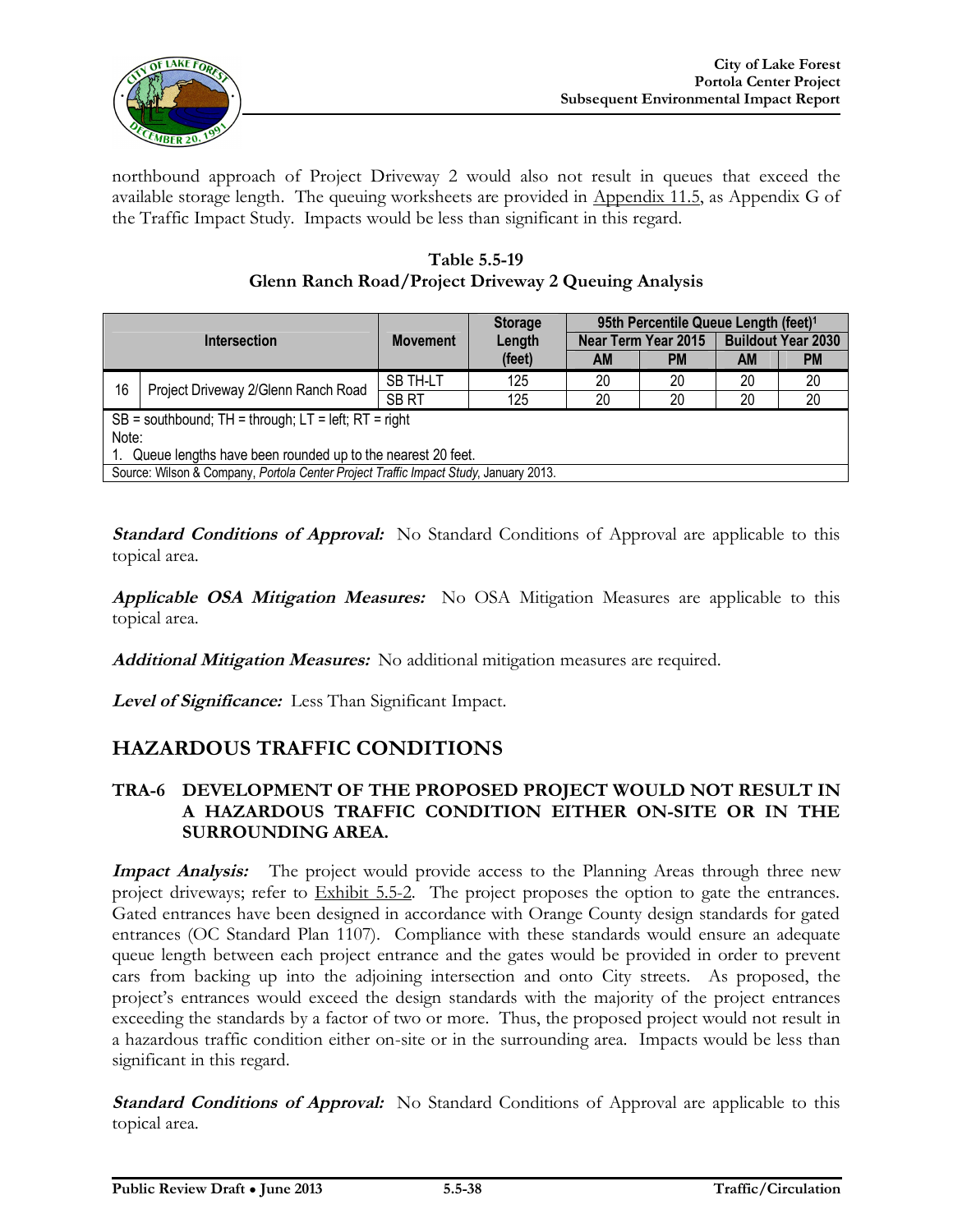northbound approach of Project Driveway 2 would also not result in queues that exceed the available storage length. The queuing worksheets are provided in Appendix 11.5, as Appendix G of the Traffic Impact Study. Impacts would be less than significant in this regard.

**Table 5.5-19**
**Glenn Ranch Road/Project Driveway 2 Queuing Analysis**

| Intersection | | Movement | Storage Length (feet) | 95th Percentile Queue Length (feet)[1] | | | |
|---|---|---|---|---|---|---|---|
| | | | | Near Term Year 2015 | | Buildout Year 2030 | |
| | | | | AM | PM | AM | PM |
| 16 | Project Driveway 2/Glenn Ranch Road | SB TH-LT | 125 | 20 | 20 | 20 | 20 |
| | | SB RT | 125 | 20 | 20 | 20 | 20 |

SB = southbound; TH = through; LT = left; RT = right
Note:
1. Queue lengths have been rounded up to the nearest 20 feet.
Source: Wilson & Company, *Portola Center Project Traffic Impact Study*, January 2013.

***Standard Conditions of Approval:*** No Standard Conditions of Approval are applicable to this topical area.

***Applicable OSA Mitigation Measures:*** No OSA Mitigation Measures are applicable to this topical area.

***Additional Mitigation Measures:*** No additional mitigation measures are required.

***Level of Significance:*** Less Than Significant Impact.

## HAZARDOUS TRAFFIC CONDITIONS

### TRA-6 DEVELOPMENT OF THE PROPOSED PROJECT WOULD NOT RESULT IN A HAZARDOUS TRAFFIC CONDITION EITHER ON-SITE OR IN THE SURROUNDING AREA.

***Impact Analysis:*** The project would provide access to the Planning Areas through three new project driveways; refer to Exhibit 5.5-2. The project proposes the option to gate the entrances. Gated entrances have been designed in accordance with Orange County design standards for gated entrances (OC Standard Plan 1107). Compliance with these standards would ensure an adequate queue length between each project entrance and the gates would be provided in order to prevent cars from backing up into the adjoining intersection and onto City streets. As proposed, the project's entrances would exceed the design standards with the majority of the project entrances exceeding the standards by a factor of two or more. Thus, the proposed project would not result in a hazardous traffic condition either on-site or in the surrounding area. Impacts would be less than significant in this regard.

***Standard Conditions of Approval:*** No Standard Conditions of Approval are applicable to this topical area.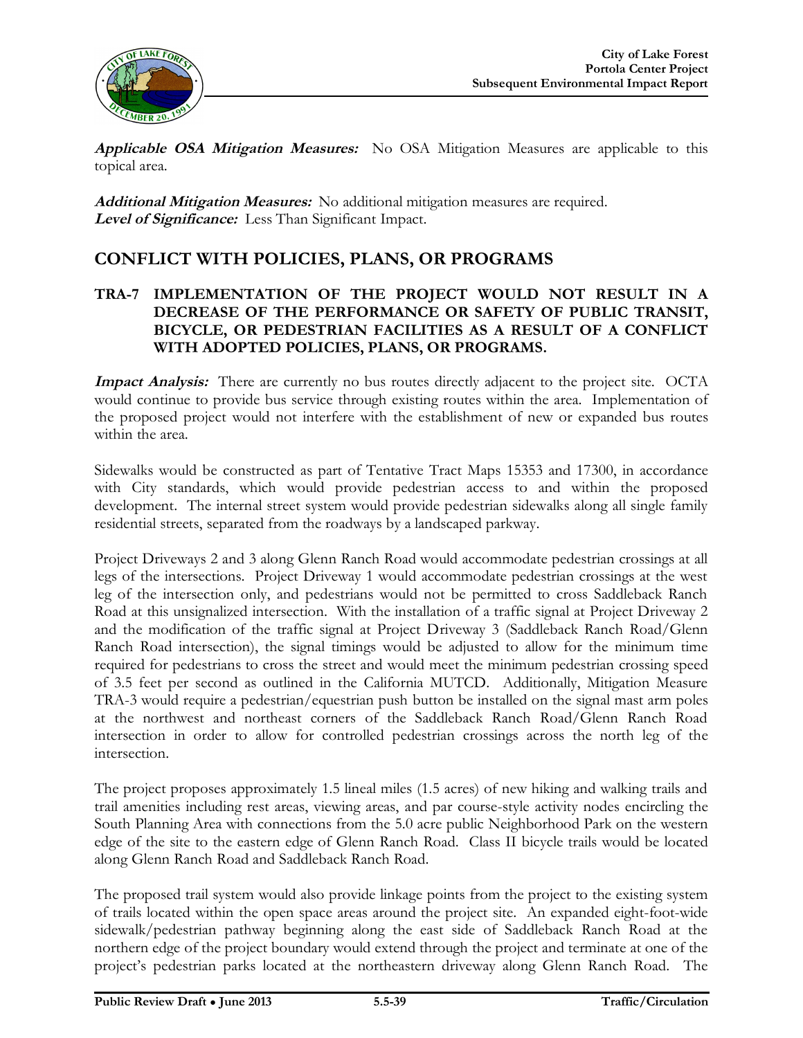***Applicable OSA Mitigation Measures:*** No OSA Mitigation Measures are applicable to this topical area.

***Additional Mitigation Measures:*** No additional mitigation measures are required.
***Level of Significance:*** Less Than Significant Impact.

## CONFLICT WITH POLICIES, PLANS, OR PROGRAMS

### TRA-7 IMPLEMENTATION OF THE PROJECT WOULD NOT RESULT IN A DECREASE OF THE PERFORMANCE OR SAFETY OF PUBLIC TRANSIT, BICYCLE, OR PEDESTRIAN FACILITIES AS A RESULT OF A CONFLICT WITH ADOPTED POLICIES, PLANS, OR PROGRAMS.

***Impact Analysis:*** There are currently no bus routes directly adjacent to the project site. OCTA would continue to provide bus service through existing routes within the area. Implementation of the proposed project would not interfere with the establishment of new or expanded bus routes within the area.

Sidewalks would be constructed as part of Tentative Tract Maps 15353 and 17300, in accordance with City standards, which would provide pedestrian access to and within the proposed development. The internal street system would provide pedestrian sidewalks along all single family residential streets, separated from the roadways by a landscaped parkway.

Project Driveways 2 and 3 along Glenn Ranch Road would accommodate pedestrian crossings at all legs of the intersections. Project Driveway 1 would accommodate pedestrian crossings at the west leg of the intersection only, and pedestrians would not be permitted to cross Saddleback Ranch Road at this unsignalized intersection. With the installation of a traffic signal at Project Driveway 2 and the modification of the traffic signal at Project Driveway 3 (Saddleback Ranch Road/Glenn Ranch Road intersection), the signal timings would be adjusted to allow for the minimum time required for pedestrians to cross the street and would meet the minimum pedestrian crossing speed of 3.5 feet per second as outlined in the California MUTCD. Additionally, Mitigation Measure TRA-3 would require a pedestrian/equestrian push button be installed on the signal mast arm poles at the northwest and northeast corners of the Saddleback Ranch Road/Glenn Ranch Road intersection in order to allow for controlled pedestrian crossings across the north leg of the intersection.

The project proposes approximately 1.5 lineal miles (1.5 acres) of new hiking and walking trails and trail amenities including rest areas, viewing areas, and par course-style activity nodes encircling the South Planning Area with connections from the 5.0 acre public Neighborhood Park on the western edge of the site to the eastern edge of Glenn Ranch Road. Class II bicycle trails would be located along Glenn Ranch Road and Saddleback Ranch Road.

The proposed trail system would also provide linkage points from the project to the existing system of trails located within the open space areas around the project site. An expanded eight-foot-wide sidewalk/pedestrian pathway beginning along the east side of Saddleback Ranch Road at the northern edge of the project boundary would extend through the project and terminate at one of the project's pedestrian parks located at the northeastern driveway along Glenn Ranch Road. The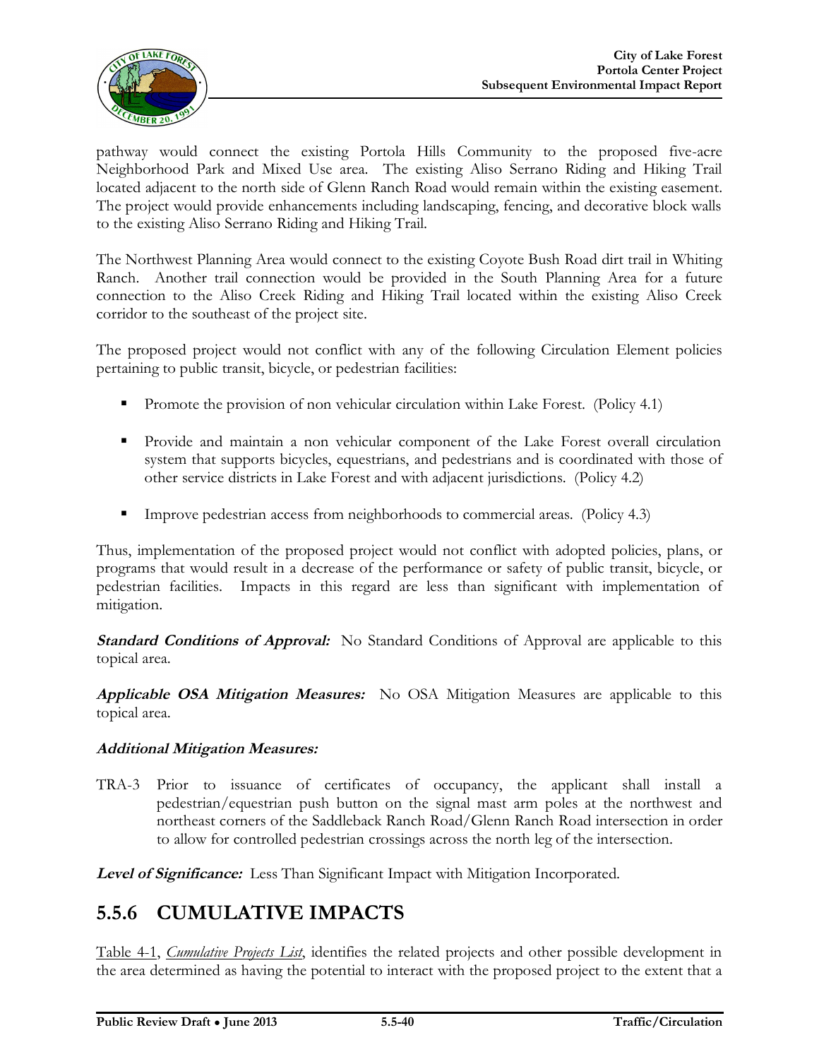pathway would connect the existing Portola Hills Community to the proposed five-acre Neighborhood Park and Mixed Use area. The existing Aliso Serrano Riding and Hiking Trail located adjacent to the north side of Glenn Ranch Road would remain within the existing easement. The project would provide enhancements including landscaping, fencing, and decorative block walls to the existing Aliso Serrano Riding and Hiking Trail.

The Northwest Planning Area would connect to the existing Coyote Bush Road dirt trail in Whiting Ranch. Another trail connection would be provided in the South Planning Area for a future connection to the Aliso Creek Riding and Hiking Trail located within the existing Aliso Creek corridor to the southeast of the project site.

The proposed project would not conflict with any of the following Circulation Element policies pertaining to public transit, bicycle, or pedestrian facilities:

- Promote the provision of non vehicular circulation within Lake Forest. (Policy 4.1)
- Provide and maintain a non vehicular component of the Lake Forest overall circulation system that supports bicycles, equestrians, and pedestrians and is coordinated with those of other service districts in Lake Forest and with adjacent jurisdictions. (Policy 4.2)
- Improve pedestrian access from neighborhoods to commercial areas. (Policy 4.3)

Thus, implementation of the proposed project would not conflict with adopted policies, plans, or programs that would result in a decrease of the performance or safety of public transit, bicycle, or pedestrian facilities. Impacts in this regard are less than significant with implementation of mitigation.

***Standard Conditions of Approval:*** No Standard Conditions of Approval are applicable to this topical area.

***Applicable OSA Mitigation Measures:*** No OSA Mitigation Measures are applicable to this topical area.

***Additional Mitigation Measures:***

TRA-3 Prior to issuance of certificates of occupancy, the applicant shall install a pedestrian/equestrian push button on the signal mast arm poles at the northwest and northeast corners of the Saddleback Ranch Road/Glenn Ranch Road intersection in order to allow for controlled pedestrian crossings across the north leg of the intersection.

***Level of Significance:*** Less Than Significant Impact with Mitigation Incorporated.

## 5.5.6 CUMULATIVE IMPACTS

Table 4-1, *Cumulative Projects List*, identifies the related projects and other possible development in the area determined as having the potential to interact with the proposed project to the extent that a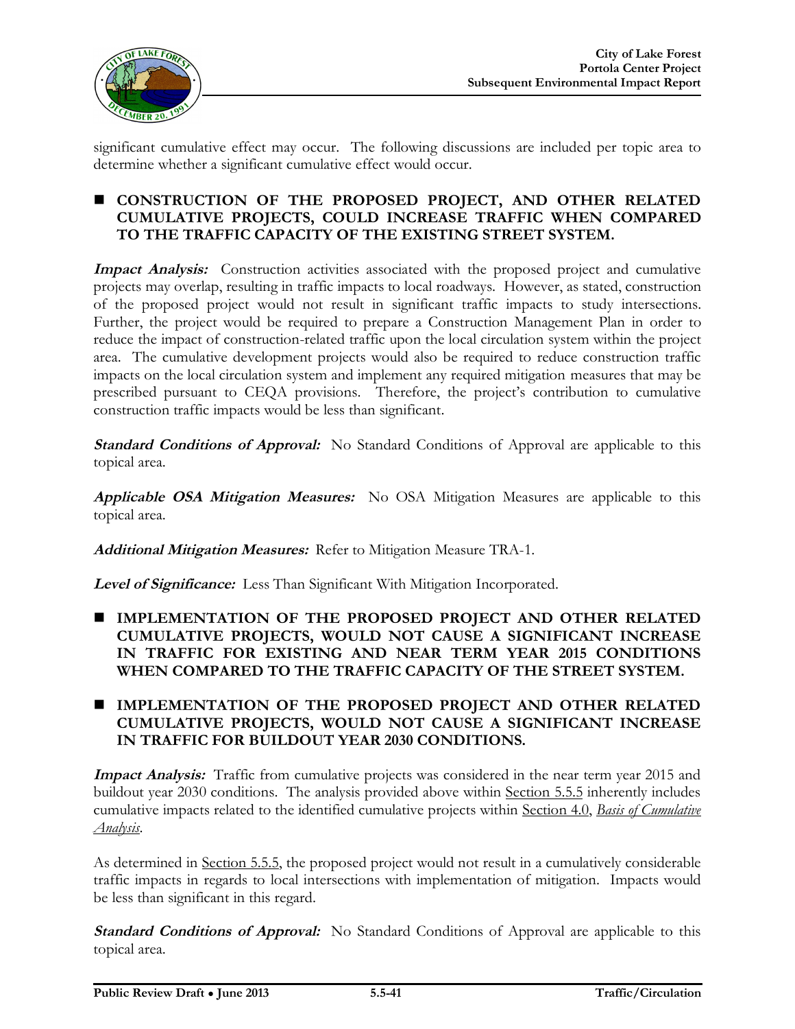significant cumulative effect may occur. The following discussions are included per topic area to determine whether a significant cumulative effect would occur.

- **CONSTRUCTION OF THE PROPOSED PROJECT, AND OTHER RELATED CUMULATIVE PROJECTS, COULD INCREASE TRAFFIC WHEN COMPARED TO THE TRAFFIC CAPACITY OF THE EXISTING STREET SYSTEM.**

***Impact Analysis:*** Construction activities associated with the proposed project and cumulative projects may overlap, resulting in traffic impacts to local roadways. However, as stated, construction of the proposed project would not result in significant traffic impacts to study intersections. Further, the project would be required to prepare a Construction Management Plan in order to reduce the impact of construction-related traffic upon the local circulation system within the project area. The cumulative development projects would also be required to reduce construction traffic impacts on the local circulation system and implement any required mitigation measures that may be prescribed pursuant to CEQA provisions. Therefore, the project's contribution to cumulative construction traffic impacts would be less than significant.

***Standard Conditions of Approval:*** No Standard Conditions of Approval are applicable to this topical area.

***Applicable OSA Mitigation Measures:*** No OSA Mitigation Measures are applicable to this topical area.

***Additional Mitigation Measures:*** Refer to Mitigation Measure TRA-1.

***Level of Significance:*** Less Than Significant With Mitigation Incorporated.

- **IMPLEMENTATION OF THE PROPOSED PROJECT AND OTHER RELATED CUMULATIVE PROJECTS, WOULD NOT CAUSE A SIGNIFICANT INCREASE IN TRAFFIC FOR EXISTING AND NEAR TERM YEAR 2015 CONDITIONS WHEN COMPARED TO THE TRAFFIC CAPACITY OF THE STREET SYSTEM.**

- **IMPLEMENTATION OF THE PROPOSED PROJECT AND OTHER RELATED CUMULATIVE PROJECTS, WOULD NOT CAUSE A SIGNIFICANT INCREASE IN TRAFFIC FOR BUILDOUT YEAR 2030 CONDITIONS.**

***Impact Analysis:*** Traffic from cumulative projects was considered in the near term year 2015 and buildout year 2030 conditions. The analysis provided above within Section 5.5.5 inherently includes cumulative impacts related to the identified cumulative projects within Section 4.0, *Basis of Cumulative Analysis*.

As determined in Section 5.5.5, the proposed project would not result in a cumulatively considerable traffic impacts in regards to local intersections with implementation of mitigation. Impacts would be less than significant in this regard.

***Standard Conditions of Approval:*** No Standard Conditions of Approval are applicable to this topical area.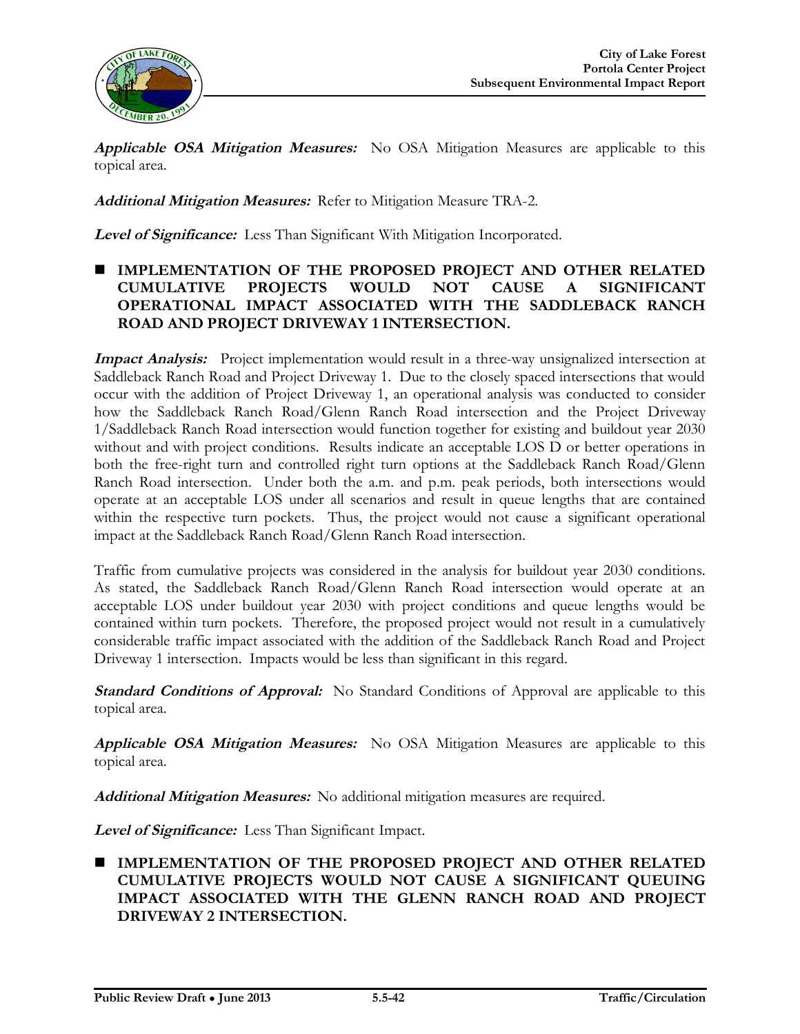***Applicable OSA Mitigation Measures:*** No OSA Mitigation Measures are applicable to this topical area.

***Additional Mitigation Measures:*** Refer to Mitigation Measure TRA-2.

***Level of Significance:*** Less Than Significant With Mitigation Incorporated.

- **IMPLEMENTATION OF THE PROPOSED PROJECT AND OTHER RELATED CUMULATIVE PROJECTS WOULD NOT CAUSE A SIGNIFICANT OPERATIONAL IMPACT ASSOCIATED WITH THE SADDLEBACK RANCH ROAD AND PROJECT DRIVEWAY 1 INTERSECTION.**

***Impact Analysis:*** Project implementation would result in a three-way unsignalized intersection at Saddleback Ranch Road and Project Driveway 1. Due to the closely spaced intersections that would occur with the addition of Project Driveway 1, an operational analysis was conducted to consider how the Saddleback Ranch Road/Glenn Ranch Road intersection and the Project Driveway 1/Saddleback Ranch Road intersection would function together for existing and buildout year 2030 without and with project conditions. Results indicate an acceptable LOS D or better operations in both the free-right turn and controlled right turn options at the Saddleback Ranch Road/Glenn Ranch Road intersection. Under both the a.m. and p.m. peak periods, both intersections would operate at an acceptable LOS under all scenarios and result in queue lengths that are contained within the respective turn pockets. Thus, the project would not cause a significant operational impact at the Saddleback Ranch Road/Glenn Ranch Road intersection.

Traffic from cumulative projects was considered in the analysis for buildout year 2030 conditions. As stated, the Saddleback Ranch Road/Glenn Ranch Road intersection would operate at an acceptable LOS under buildout year 2030 with project conditions and queue lengths would be contained within turn pockets. Therefore, the proposed project would not result in a cumulatively considerable traffic impact associated with the addition of the Saddleback Ranch Road and Project Driveway 1 intersection. Impacts would be less than significant in this regard.

***Standard Conditions of Approval:*** No Standard Conditions of Approval are applicable to this topical area.

***Applicable OSA Mitigation Measures:*** No OSA Mitigation Measures are applicable to this topical area.

***Additional Mitigation Measures:*** No additional mitigation measures are required.

***Level of Significance:*** Less Than Significant Impact.

- **IMPLEMENTATION OF THE PROPOSED PROJECT AND OTHER RELATED CUMULATIVE PROJECTS WOULD NOT CAUSE A SIGNIFICANT QUEUING IMPACT ASSOCIATED WITH THE GLENN RANCH ROAD AND PROJECT DRIVEWAY 2 INTERSECTION.**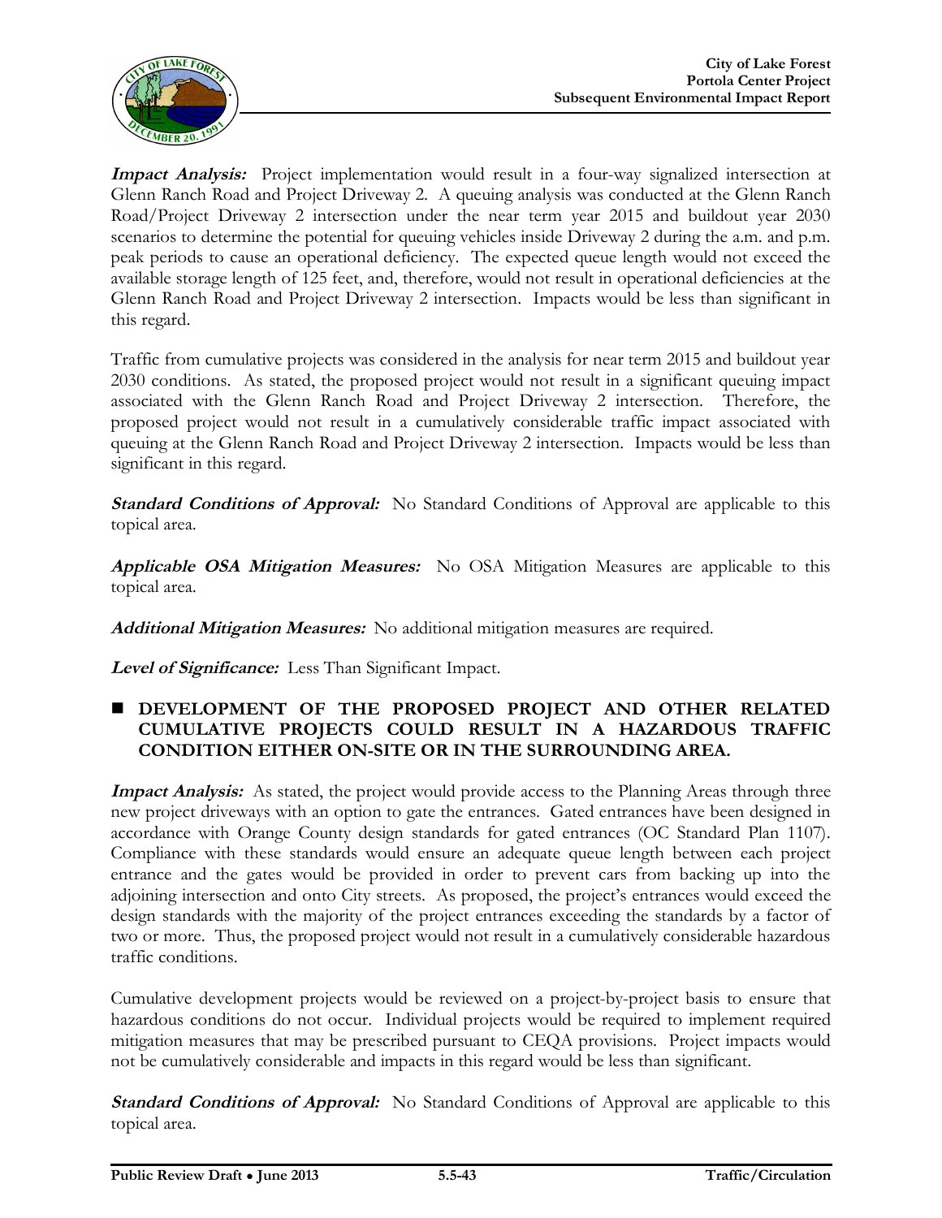***Impact Analysis:*** Project implementation would result in a four-way signalized intersection at Glenn Ranch Road and Project Driveway 2. A queuing analysis was conducted at the Glenn Ranch Road/Project Driveway 2 intersection under the near term year 2015 and buildout year 2030 scenarios to determine the potential for queuing vehicles inside Driveway 2 during the a.m. and p.m. peak periods to cause an operational deficiency. The expected queue length would not exceed the available storage length of 125 feet, and, therefore, would not result in operational deficiencies at the Glenn Ranch Road and Project Driveway 2 intersection. Impacts would be less than significant in this regard.

Traffic from cumulative projects was considered in the analysis for near term 2015 and buildout year 2030 conditions. As stated, the proposed project would not result in a significant queuing impact associated with the Glenn Ranch Road and Project Driveway 2 intersection. Therefore, the proposed project would not result in a cumulatively considerable traffic impact associated with queuing at the Glenn Ranch Road and Project Driveway 2 intersection. Impacts would be less than significant in this regard.

***Standard Conditions of Approval:*** No Standard Conditions of Approval are applicable to this topical area.

***Applicable OSA Mitigation Measures:*** No OSA Mitigation Measures are applicable to this topical area.

***Additional Mitigation Measures:*** No additional mitigation measures are required.

***Level of Significance:*** Less Than Significant Impact.

- **DEVELOPMENT OF THE PROPOSED PROJECT AND OTHER RELATED CUMULATIVE PROJECTS COULD RESULT IN A HAZARDOUS TRAFFIC CONDITION EITHER ON-SITE OR IN THE SURROUNDING AREA.**

***Impact Analysis:*** As stated, the project would provide access to the Planning Areas through three new project driveways with an option to gate the entrances. Gated entrances have been designed in accordance with Orange County design standards for gated entrances (OC Standard Plan 1107). Compliance with these standards would ensure an adequate queue length between each project entrance and the gates would be provided in order to prevent cars from backing up into the adjoining intersection and onto City streets. As proposed, the project's entrances would exceed the design standards with the majority of the project entrances exceeding the standards by a factor of two or more. Thus, the proposed project would not result in a cumulatively considerable hazardous traffic conditions.

Cumulative development projects would be reviewed on a project-by-project basis to ensure that hazardous conditions do not occur. Individual projects would be required to implement required mitigation measures that may be prescribed pursuant to CEQA provisions. Project impacts would not be cumulatively considerable and impacts in this regard would be less than significant.

***Standard Conditions of Approval:*** No Standard Conditions of Approval are applicable to this topical area.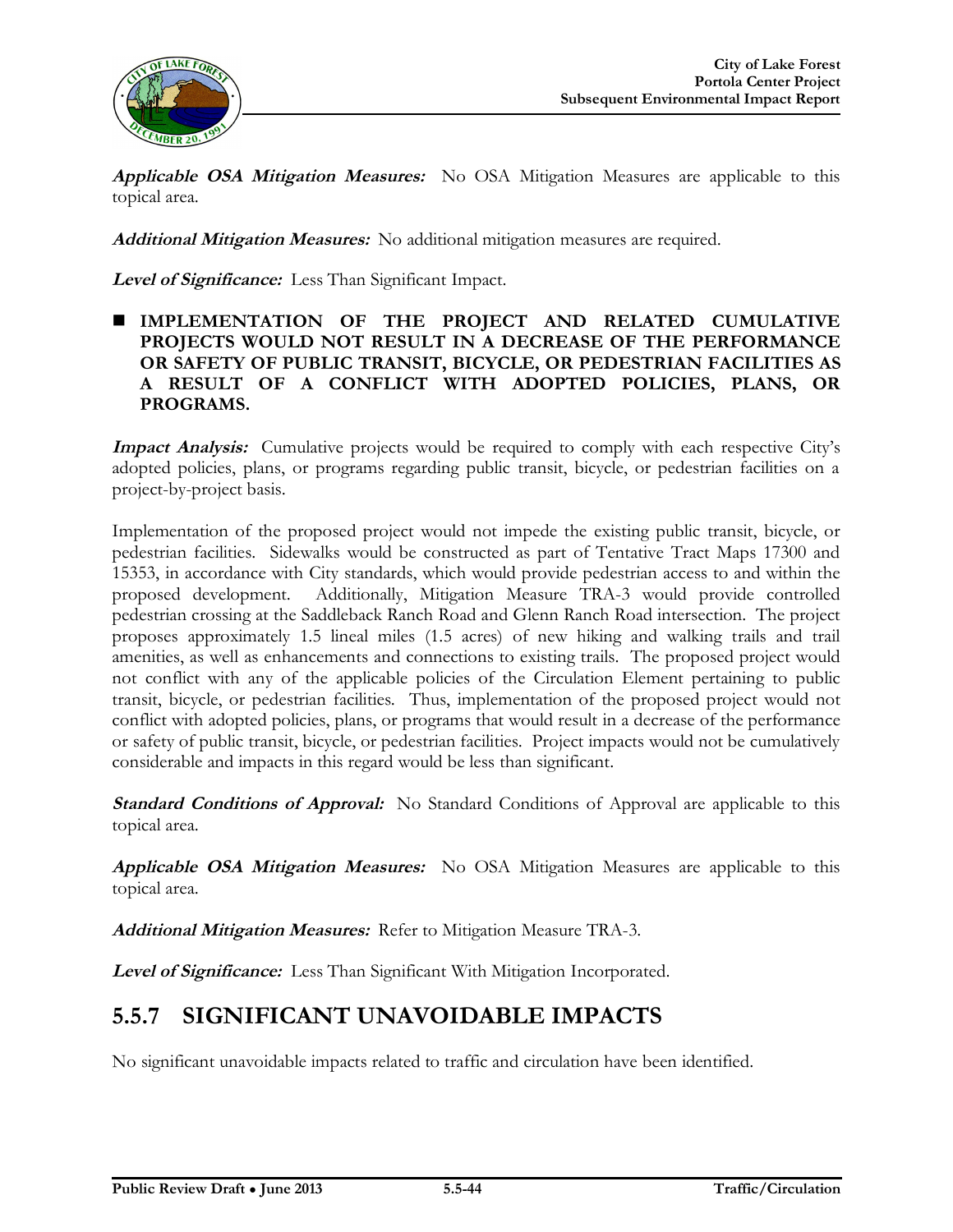***Applicable OSA Mitigation Measures:*** No OSA Mitigation Measures are applicable to this topical area.

***Additional Mitigation Measures:*** No additional mitigation measures are required.

***Level of Significance:*** Less Than Significant Impact.

- **IMPLEMENTATION OF THE PROJECT AND RELATED CUMULATIVE PROJECTS WOULD NOT RESULT IN A DECREASE OF THE PERFORMANCE OR SAFETY OF PUBLIC TRANSIT, BICYCLE, OR PEDESTRIAN FACILITIES AS A RESULT OF A CONFLICT WITH ADOPTED POLICIES, PLANS, OR PROGRAMS.**

***Impact Analysis:*** Cumulative projects would be required to comply with each respective City's adopted policies, plans, or programs regarding public transit, bicycle, or pedestrian facilities on a project-by-project basis.

Implementation of the proposed project would not impede the existing public transit, bicycle, or pedestrian facilities. Sidewalks would be constructed as part of Tentative Tract Maps 17300 and 15353, in accordance with City standards, which would provide pedestrian access to and within the proposed development. Additionally, Mitigation Measure TRA-3 would provide controlled pedestrian crossing at the Saddleback Ranch Road and Glenn Ranch Road intersection. The project proposes approximately 1.5 lineal miles (1.5 acres) of new hiking and walking trails and trail amenities, as well as enhancements and connections to existing trails. The proposed project would not conflict with any of the applicable policies of the Circulation Element pertaining to public transit, bicycle, or pedestrian facilities. Thus, implementation of the proposed project would not conflict with adopted policies, plans, or programs that would result in a decrease of the performance or safety of public transit, bicycle, or pedestrian facilities. Project impacts would not be cumulatively considerable and impacts in this regard would be less than significant.

***Standard Conditions of Approval:*** No Standard Conditions of Approval are applicable to this topical area.

***Applicable OSA Mitigation Measures:*** No OSA Mitigation Measures are applicable to this topical area.

***Additional Mitigation Measures:*** Refer to Mitigation Measure TRA-3.

***Level of Significance:*** Less Than Significant With Mitigation Incorporated.

## 5.5.7 SIGNIFICANT UNAVOIDABLE IMPACTS

No significant unavoidable impacts related to traffic and circulation have been identified.